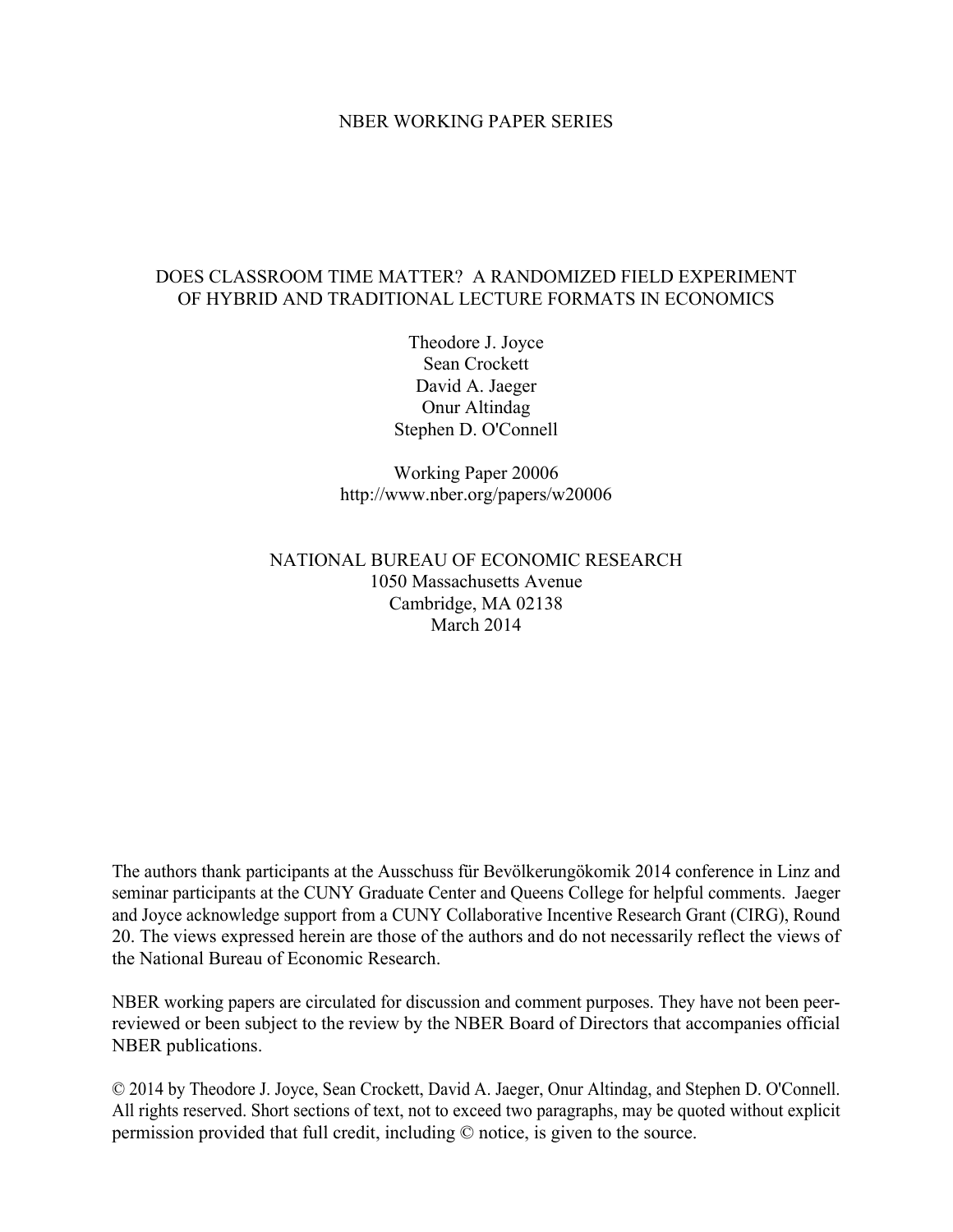NBER WORKING PAPER SERIES

# DOES CLASSROOM TIME MATTER? A RANDOMIZED FIELD EXPERIMENT OF HYBRID AND TRADITIONAL LECTURE FORMATS IN ECONOMICS

Theodore J. Joyce
Sean Crockett
David A. Jaeger
Onur Altindag
Stephen D. O'Connell

Working Paper 20006
http://www.nber.org/papers/w20006

NATIONAL BUREAU OF ECONOMIC RESEARCH
1050 Massachusetts Avenue
Cambridge, MA 02138
March 2014

The authors thank participants at the Ausschuss für Bevölkerungökomik 2014 conference in Linz and seminar participants at the CUNY Graduate Center and Queens College for helpful comments. Jaeger and Joyce acknowledge support from a CUNY Collaborative Incentive Research Grant (CIRG), Round 20. The views expressed herein are those of the authors and do not necessarily reflect the views of the National Bureau of Economic Research.

NBER working papers are circulated for discussion and comment purposes. They have not been peer-reviewed or been subject to the review by the NBER Board of Directors that accompanies official NBER publications.

© 2014 by Theodore J. Joyce, Sean Crockett, David A. Jaeger, Onur Altindag, and Stephen D. O'Connell. All rights reserved. Short sections of text, not to exceed two paragraphs, may be quoted without explicit permission provided that full credit, including © notice, is given to the source.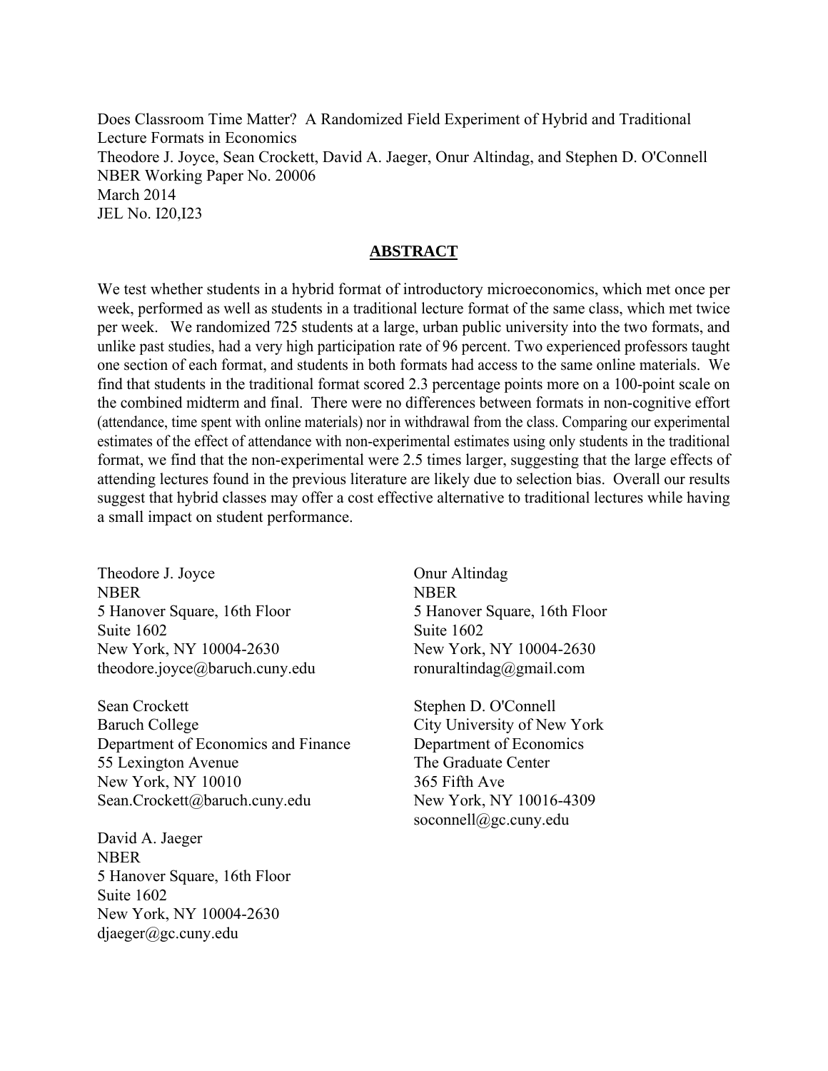Does Classroom Time Matter? A Randomized Field Experiment of Hybrid and Traditional Lecture Formats in Economics
Theodore J. Joyce, Sean Crockett, David A. Jaeger, Onur Altindag, and Stephen D. O'Connell
NBER Working Paper No. 20006
March 2014
JEL No. I20,I23

## ABSTRACT

We test whether students in a hybrid format of introductory microeconomics, which met once per week, performed as well as students in a traditional lecture format of the same class, which met twice per week. We randomized 725 students at a large, urban public university into the two formats, and unlike past studies, had a very high participation rate of 96 percent. Two experienced professors taught one section of each format, and students in both formats had access to the same online materials. We find that students in the traditional format scored 2.3 percentage points more on a 100-point scale on the combined midterm and final. There were no differences between formats in non-cognitive effort (attendance, time spent with online materials) nor in withdrawal from the class. Comparing our experimental estimates of the effect of attendance with non-experimental estimates using only students in the traditional format, we find that the non-experimental were 2.5 times larger, suggesting that the large effects of attending lectures found in the previous literature are likely due to selection bias. Overall our results suggest that hybrid classes may offer a cost effective alternative to traditional lectures while having a small impact on student performance.

Theodore J. Joyce
NBER
5 Hanover Square, 16th Floor
Suite 1602
New York, NY 10004-2630
theodore.joyce@baruch.cuny.edu

Sean Crockett
Baruch College
Department of Economics and Finance
55 Lexington Avenue
New York, NY 10010
Sean.Crockett@baruch.cuny.edu

David A. Jaeger
NBER
5 Hanover Square, 16th Floor
Suite 1602
New York, NY 10004-2630
djaeger@gc.cuny.edu

Onur Altindag
NBER
5 Hanover Square, 16th Floor
Suite 1602
New York, NY 10004-2630
ronuraltindag@gmail.com

Stephen D. O'Connell
City University of New York
Department of Economics
The Graduate Center
365 Fifth Ave
New York, NY 10016-4309
soconnell@gc.cuny.edu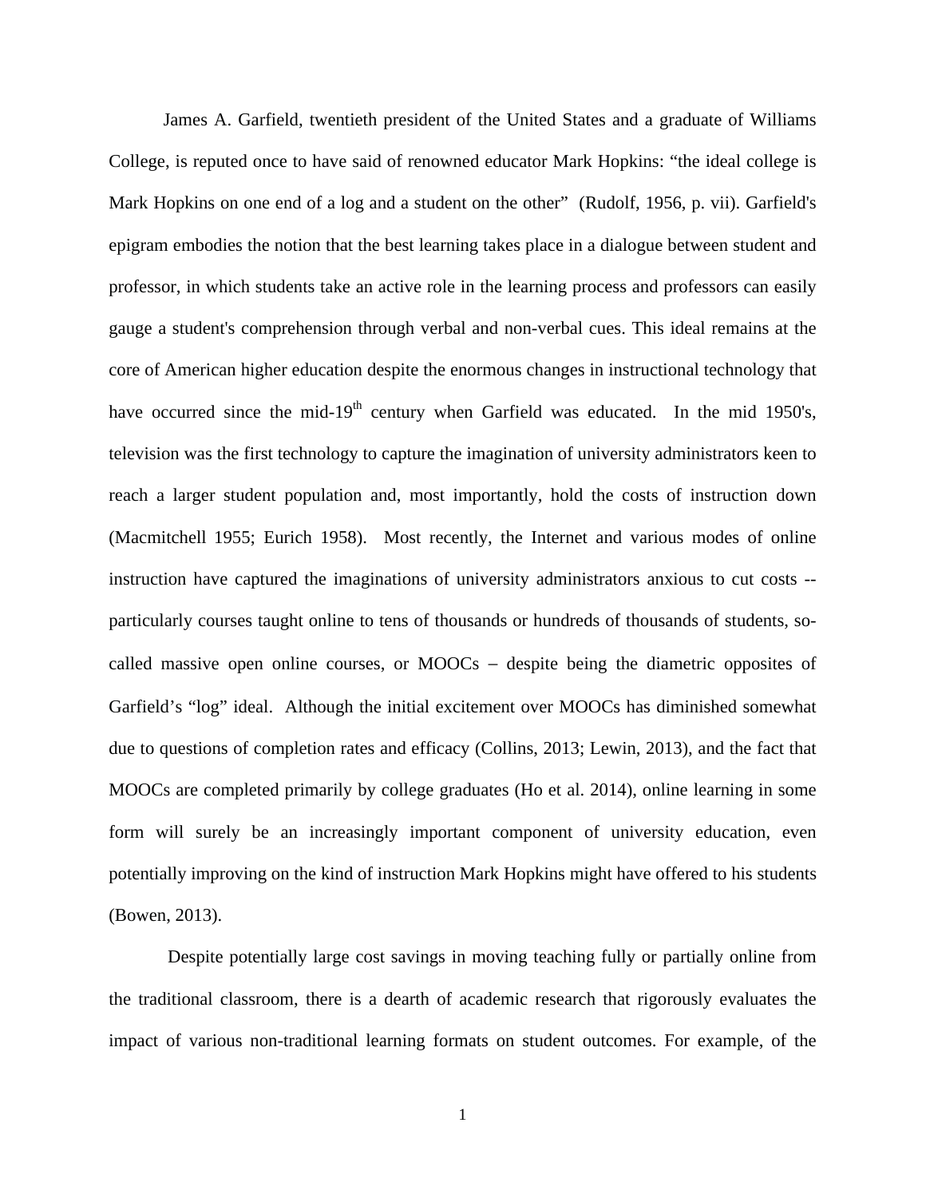James A. Garfield, twentieth president of the United States and a graduate of Williams College, is reputed once to have said of renowned educator Mark Hopkins: “the ideal college is Mark Hopkins on one end of a log and a student on the other” (Rudolf, 1956, p. vii). Garfield's epigram embodies the notion that the best learning takes place in a dialogue between student and professor, in which students take an active role in the learning process and professors can easily gauge a student's comprehension through verbal and non-verbal cues. This ideal remains at the core of American higher education despite the enormous changes in instructional technology that have occurred since the mid-19th century when Garfield was educated. In the mid 1950's, television was the first technology to capture the imagination of university administrators keen to reach a larger student population and, most importantly, hold the costs of instruction down (Macmitchell 1955; Eurich 1958). Most recently, the Internet and various modes of online instruction have captured the imaginations of university administrators anxious to cut costs -- particularly courses taught online to tens of thousands or hundreds of thousands of students, so-called massive open online courses, or MOOCs – despite being the diametric opposites of Garfield’s “log” ideal. Although the initial excitement over MOOCs has diminished somewhat due to questions of completion rates and efficacy (Collins, 2013; Lewin, 2013), and the fact that MOOCs are completed primarily by college graduates (Ho et al. 2014), online learning in some form will surely be an increasingly important component of university education, even potentially improving on the kind of instruction Mark Hopkins might have offered to his students (Bowen, 2013).

Despite potentially large cost savings in moving teaching fully or partially online from the traditional classroom, there is a dearth of academic research that rigorously evaluates the impact of various non-traditional learning formats on student outcomes. For example, of the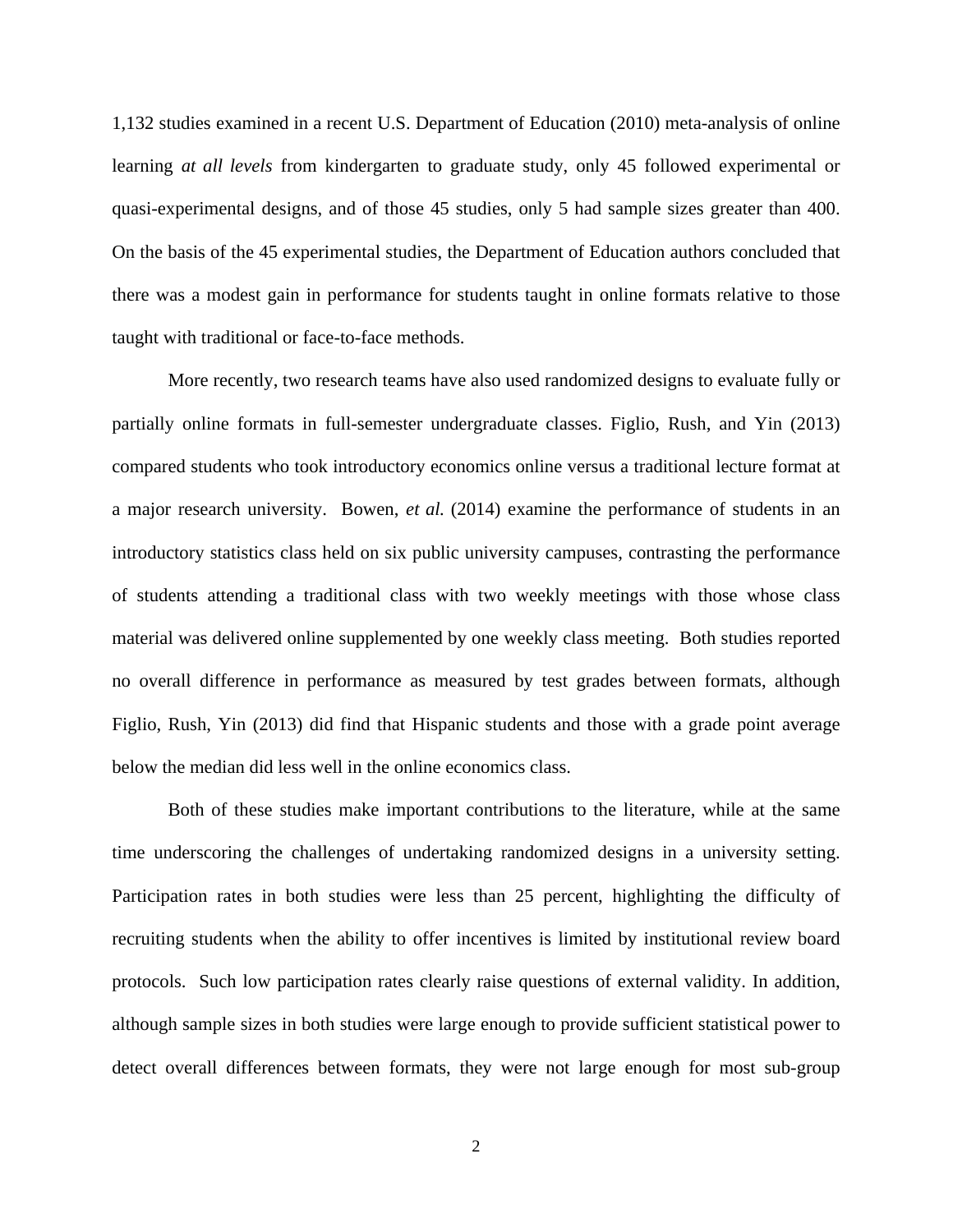1,132 studies examined in a recent U.S. Department of Education (2010) meta-analysis of online learning *at all levels* from kindergarten to graduate study, only 45 followed experimental or quasi-experimental designs, and of those 45 studies, only 5 had sample sizes greater than 400. On the basis of the 45 experimental studies, the Department of Education authors concluded that there was a modest gain in performance for students taught in online formats relative to those taught with traditional or face-to-face methods.

More recently, two research teams have also used randomized designs to evaluate fully or partially online formats in full-semester undergraduate classes. Figlio, Rush, and Yin (2013) compared students who took introductory economics online versus a traditional lecture format at a major research university. Bowen, *et al.* (2014) examine the performance of students in an introductory statistics class held on six public university campuses, contrasting the performance of students attending a traditional class with two weekly meetings with those whose class material was delivered online supplemented by one weekly class meeting. Both studies reported no overall difference in performance as measured by test grades between formats, although Figlio, Rush, Yin (2013) did find that Hispanic students and those with a grade point average below the median did less well in the online economics class.

Both of these studies make important contributions to the literature, while at the same time underscoring the challenges of undertaking randomized designs in a university setting. Participation rates in both studies were less than 25 percent, highlighting the difficulty of recruiting students when the ability to offer incentives is limited by institutional review board protocols. Such low participation rates clearly raise questions of external validity. In addition, although sample sizes in both studies were large enough to provide sufficient statistical power to detect overall differences between formats, they were not large enough for most sub-group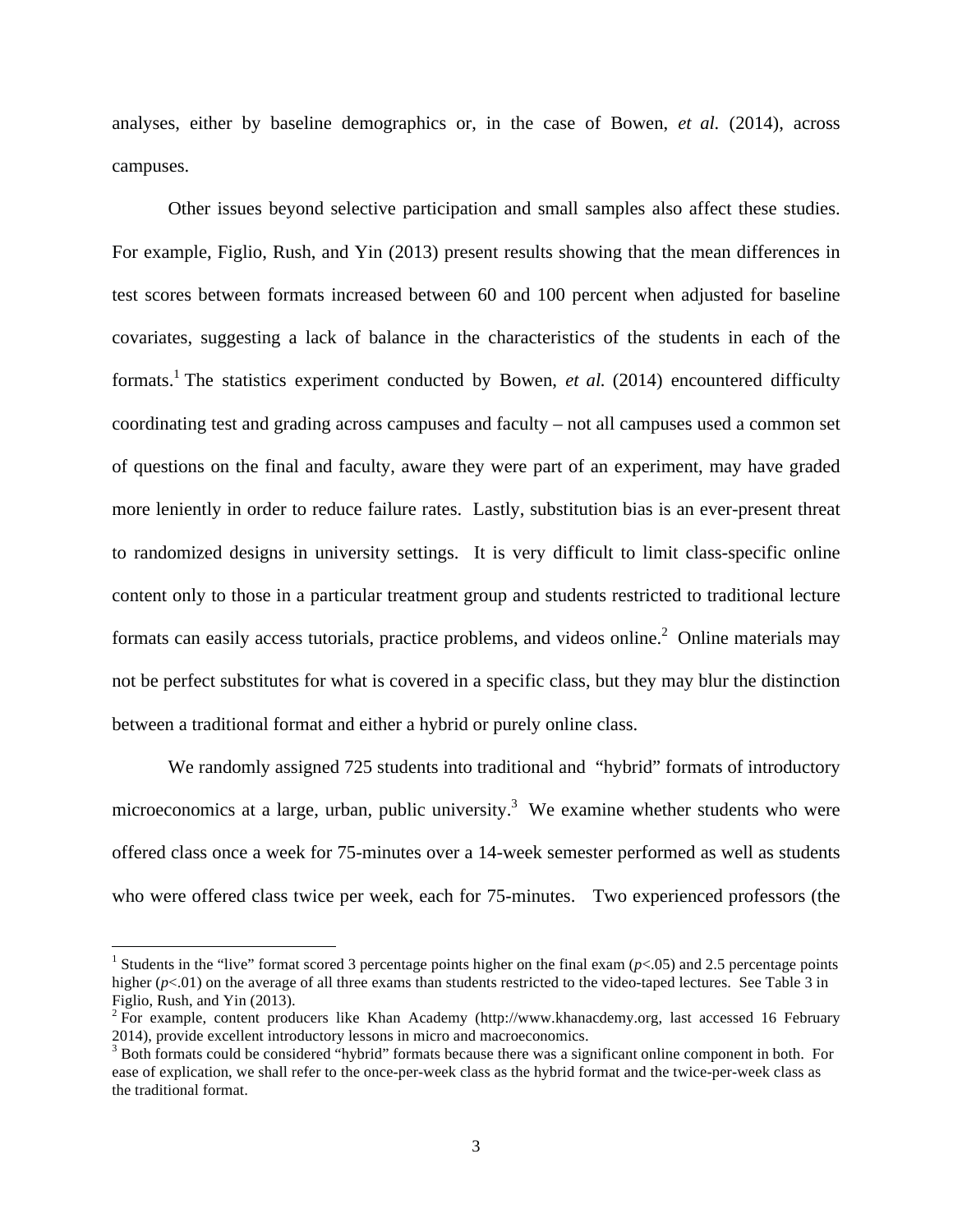analyses, either by baseline demographics or, in the case of Bowen, *et al.* (2014), across campuses.

Other issues beyond selective participation and small samples also affect these studies. For example, Figlio, Rush, and Yin (2013) present results showing that the mean differences in test scores between formats increased between 60 and 100 percent when adjusted for baseline covariates, suggesting a lack of balance in the characteristics of the students in each of the formats.[1] The statistics experiment conducted by Bowen, *et al.* (2014) encountered difficulty coordinating test and grading across campuses and faculty – not all campuses used a common set of questions on the final and faculty, aware they were part of an experiment, may have graded more leniently in order to reduce failure rates. Lastly, substitution bias is an ever-present threat to randomized designs in university settings. It is very difficult to limit class-specific online content only to those in a particular treatment group and students restricted to traditional lecture formats can easily access tutorials, practice problems, and videos online.[2] Online materials may not be perfect substitutes for what is covered in a specific class, but they may blur the distinction between a traditional format and either a hybrid or purely online class.

We randomly assigned 725 students into traditional and "hybrid" formats of introductory microeconomics at a large, urban, public university.[3] We examine whether students who were offered class once a week for 75-minutes over a 14-week semester performed as well as students who were offered class twice per week, each for 75-minutes. Two experienced professors (the

---

[1] Students in the "live" format scored 3 percentage points higher on the final exam ($p<.05$) and 2.5 percentage points higher ($p<.01$) on the average of all three exams than students restricted to the video-taped lectures. See Table 3 in Figlio, Rush, and Yin (2013).

[2] For example, content producers like Khan Academy (http://www.khanacdemy.org, last accessed 16 February 2014), provide excellent introductory lessons in micro and macroeconomics.

[3] Both formats could be considered "hybrid" formats because there was a significant online component in both. For ease of explication, we shall refer to the once-per-week class as the hybrid format and the twice-per-week class as the traditional format.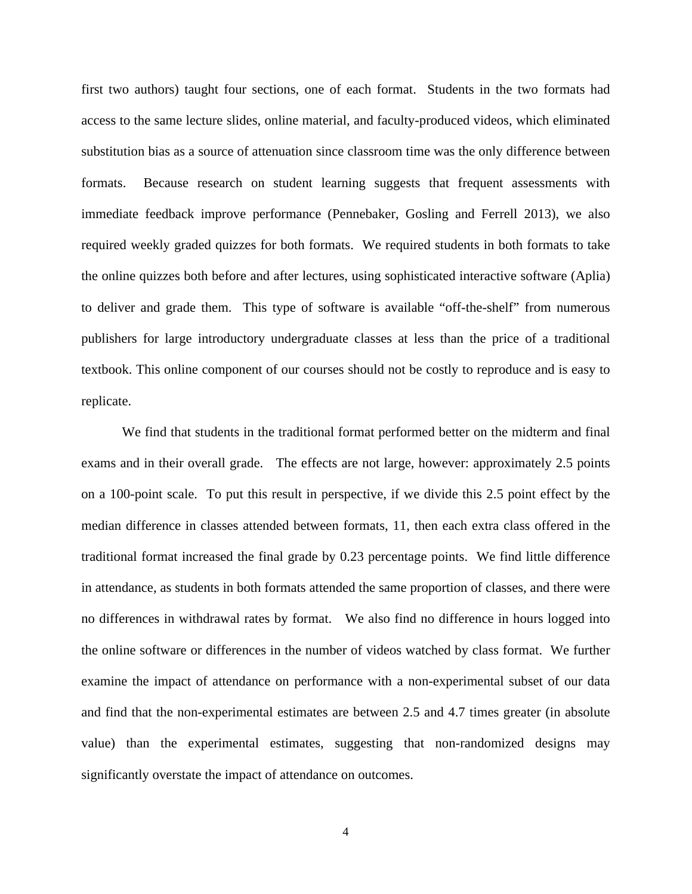first two authors) taught four sections, one of each format. Students in the two formats had access to the same lecture slides, online material, and faculty-produced videos, which eliminated substitution bias as a source of attenuation since classroom time was the only difference between formats. Because research on student learning suggests that frequent assessments with immediate feedback improve performance (Pennebaker, Gosling and Ferrell 2013), we also required weekly graded quizzes for both formats. We required students in both formats to take the online quizzes both before and after lectures, using sophisticated interactive software (Aplia) to deliver and grade them. This type of software is available "off-the-shelf" from numerous publishers for large introductory undergraduate classes at less than the price of a traditional textbook. This online component of our courses should not be costly to reproduce and is easy to replicate.

We find that students in the traditional format performed better on the midterm and final exams and in their overall grade. The effects are not large, however: approximately 2.5 points on a 100-point scale. To put this result in perspective, if we divide this 2.5 point effect by the median difference in classes attended between formats, 11, then each extra class offered in the traditional format increased the final grade by 0.23 percentage points. We find little difference in attendance, as students in both formats attended the same proportion of classes, and there were no differences in withdrawal rates by format. We also find no difference in hours logged into the online software or differences in the number of videos watched by class format. We further examine the impact of attendance on performance with a non-experimental subset of our data and find that the non-experimental estimates are between 2.5 and 4.7 times greater (in absolute value) than the experimental estimates, suggesting that non-randomized designs may significantly overstate the impact of attendance on outcomes.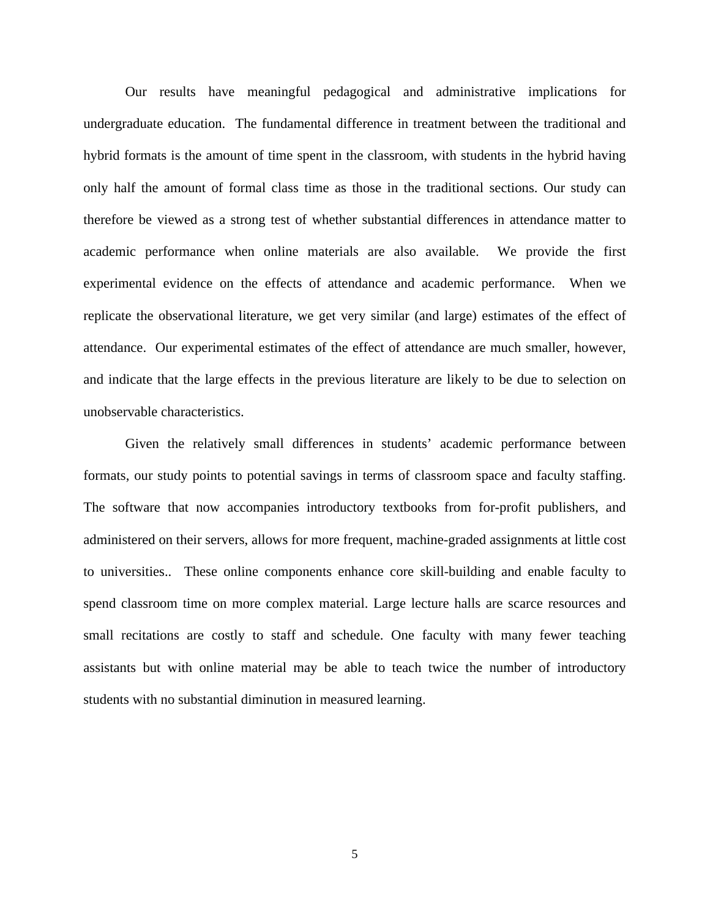Our results have meaningful pedagogical and administrative implications for undergraduate education. The fundamental difference in treatment between the traditional and hybrid formats is the amount of time spent in the classroom, with students in the hybrid having only half the amount of formal class time as those in the traditional sections. Our study can therefore be viewed as a strong test of whether substantial differences in attendance matter to academic performance when online materials are also available. We provide the first experimental evidence on the effects of attendance and academic performance. When we replicate the observational literature, we get very similar (and large) estimates of the effect of attendance. Our experimental estimates of the effect of attendance are much smaller, however, and indicate that the large effects in the previous literature are likely to be due to selection on unobservable characteristics.

Given the relatively small differences in students' academic performance between formats, our study points to potential savings in terms of classroom space and faculty staffing. The software that now accompanies introductory textbooks from for-profit publishers, and administered on their servers, allows for more frequent, machine-graded assignments at little cost to universities.. These online components enhance core skill-building and enable faculty to spend classroom time on more complex material. Large lecture halls are scarce resources and small recitations are costly to staff and schedule. One faculty with many fewer teaching assistants but with online material may be able to teach twice the number of introductory students with no substantial diminution in measured learning.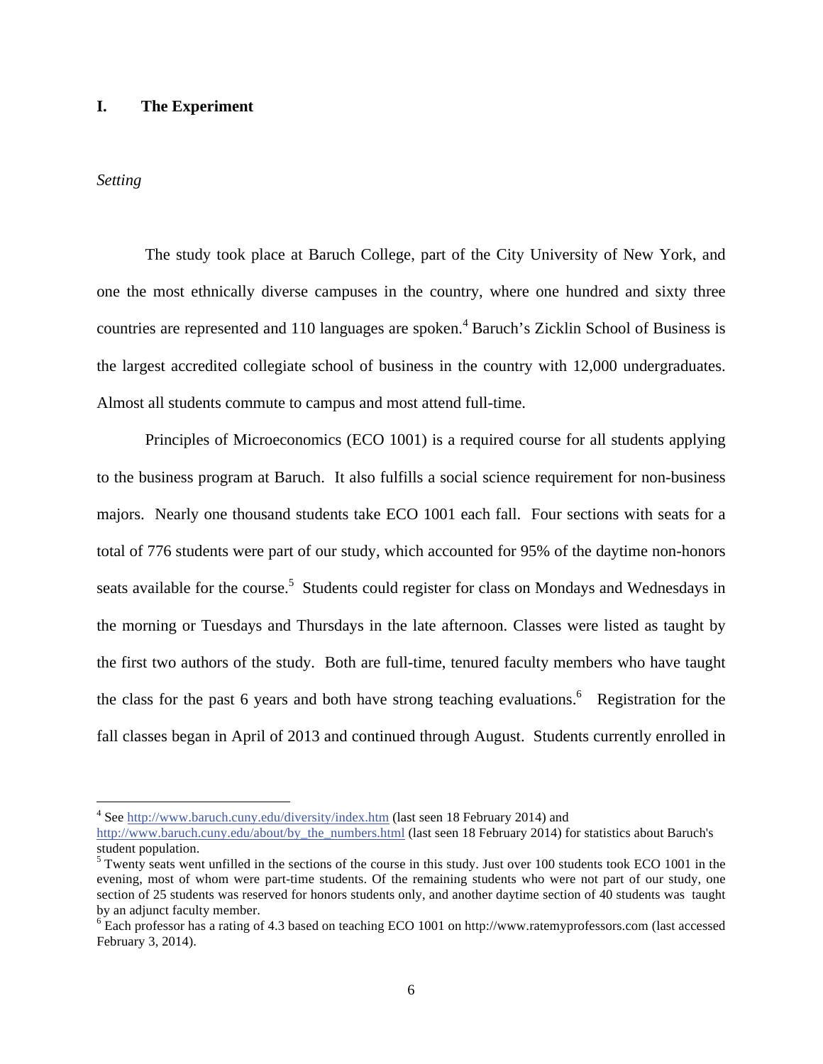## I. The Experiment

*Setting*

The study took place at Baruch College, part of the City University of New York, and one the most ethnically diverse campuses in the country, where one hundred and sixty three countries are represented and 110 languages are spoken.[4] Baruch's Zicklin School of Business is the largest accredited collegiate school of business in the country with 12,000 undergraduates. Almost all students commute to campus and most attend full-time.

Principles of Microeconomics (ECO 1001) is a required course for all students applying to the business program at Baruch. It also fulfills a social science requirement for non-business majors. Nearly one thousand students take ECO 1001 each fall. Four sections with seats for a total of 776 students were part of our study, which accounted for 95% of the daytime non-honors seats available for the course.[5] Students could register for class on Mondays and Wednesdays in the morning or Tuesdays and Thursdays in the late afternoon. Classes were listed as taught by the first two authors of the study. Both are full-time, tenured faculty members who have taught the class for the past 6 years and both have strong teaching evaluations.[6] Registration for the fall classes began in April of 2013 and continued through August. Students currently enrolled in

---

[4] See http://www.baruch.cuny.edu/diversity/index.htm (last seen 18 February 2014) and http://www.baruch.cuny.edu/about/by_the_numbers.html (last seen 18 February 2014) for statistics about Baruch's student population.

[5] Twenty seats went unfilled in the sections of the course in this study. Just over 100 students took ECO 1001 in the evening, most of whom were part-time students. Of the remaining students who were not part of our study, one section of 25 students was reserved for honors students only, and another daytime section of 40 students was taught by an adjunct faculty member.

[6] Each professor has a rating of 4.3 based on teaching ECO 1001 on http://www.ratemyprofessors.com (last accessed February 3, 2014).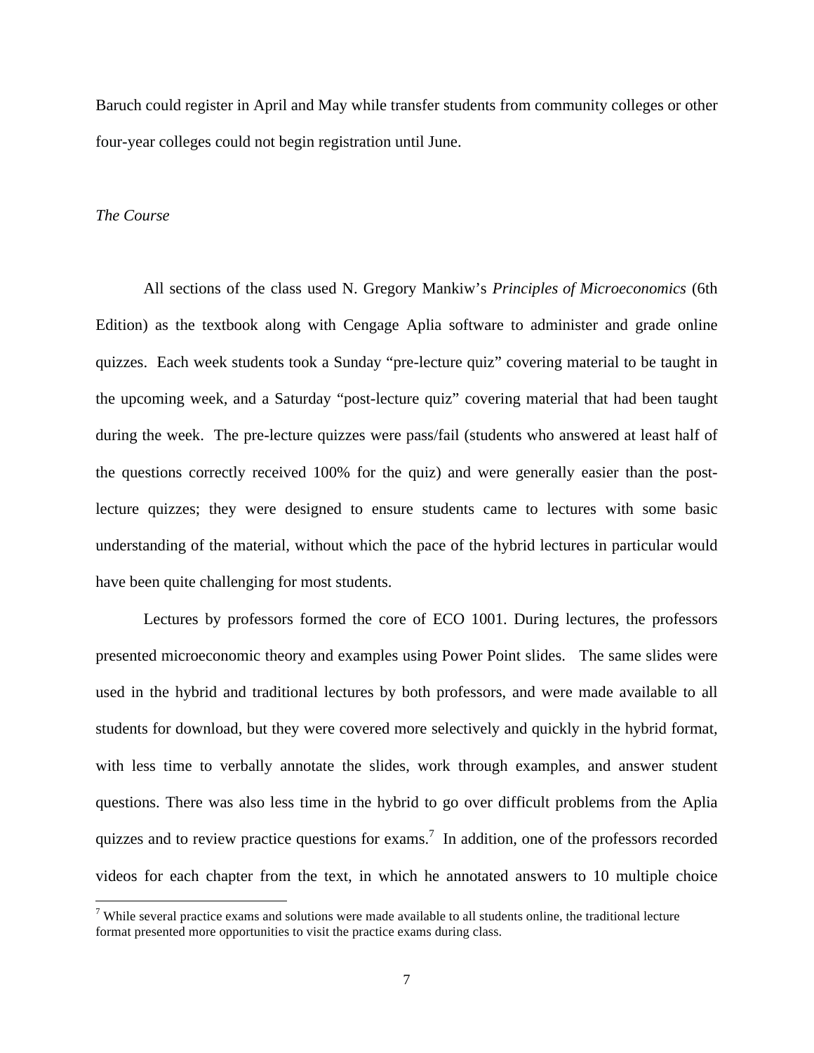Baruch could register in April and May while transfer students from community colleges or other four-year colleges could not begin registration until June.

*The Course*

All sections of the class used N. Gregory Mankiw's *Principles of Microeconomics* (6th Edition) as the textbook along with Cengage Aplia software to administer and grade online quizzes. Each week students took a Sunday "pre-lecture quiz" covering material to be taught in the upcoming week, and a Saturday "post-lecture quiz" covering material that had been taught during the week. The pre-lecture quizzes were pass/fail (students who answered at least half of the questions correctly received 100% for the quiz) and were generally easier than the post-lecture quizzes; they were designed to ensure students came to lectures with some basic understanding of the material, without which the pace of the hybrid lectures in particular would have been quite challenging for most students.

Lectures by professors formed the core of ECO 1001. During lectures, the professors presented microeconomic theory and examples using Power Point slides. The same slides were used in the hybrid and traditional lectures by both professors, and were made available to all students for download, but they were covered more selectively and quickly in the hybrid format, with less time to verbally annotate the slides, work through examples, and answer student questions. There was also less time in the hybrid to go over difficult problems from the Aplia quizzes and to review practice questions for exams.[7] In addition, one of the professors recorded videos for each chapter from the text, in which he annotated answers to 10 multiple choice

[7] While several practice exams and solutions were made available to all students online, the traditional lecture format presented more opportunities to visit the practice exams during class.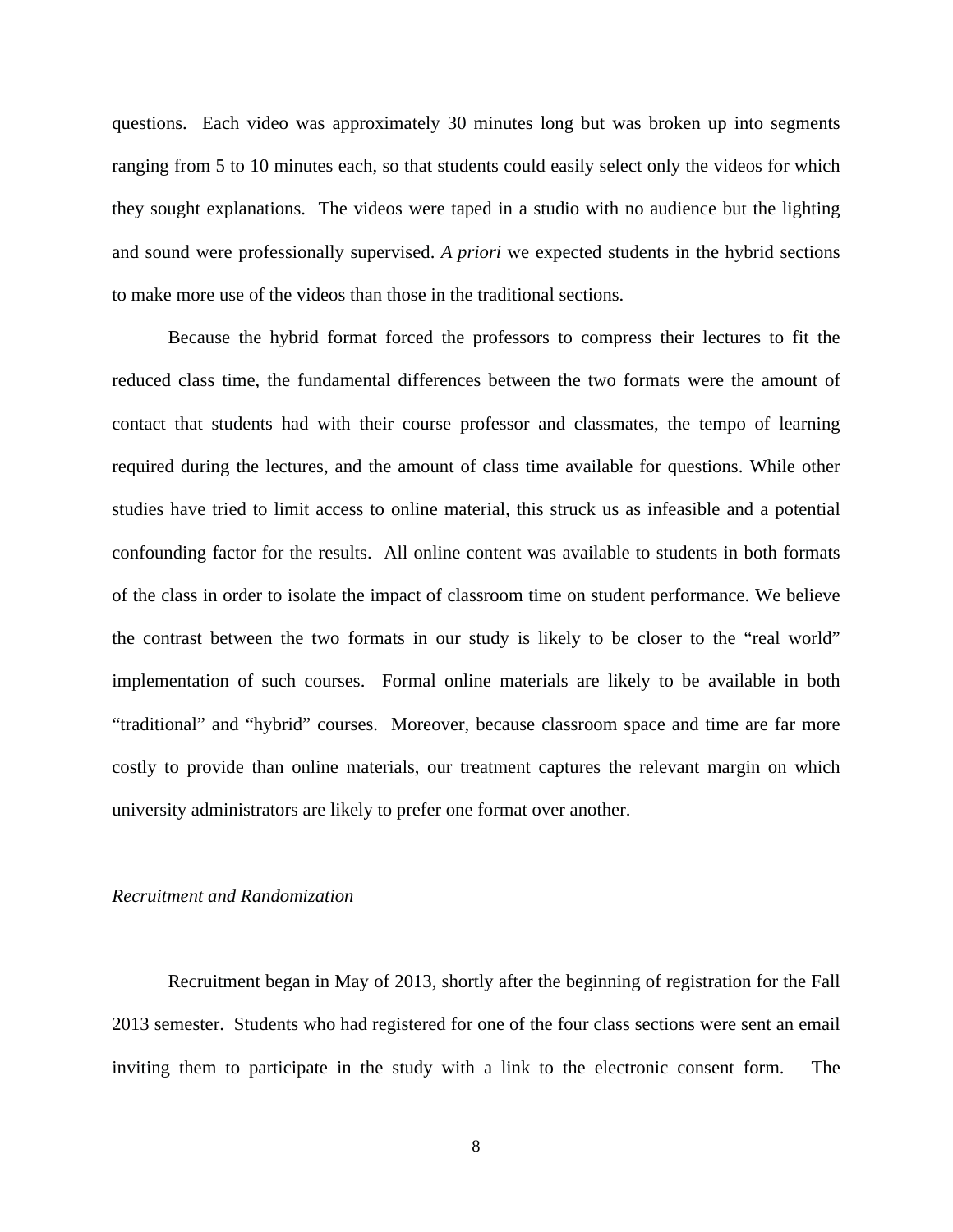questions. Each video was approximately 30 minutes long but was broken up into segments ranging from 5 to 10 minutes each, so that students could easily select only the videos for which they sought explanations. The videos were taped in a studio with no audience but the lighting and sound were professionally supervised. *A priori* we expected students in the hybrid sections to make more use of the videos than those in the traditional sections.

Because the hybrid format forced the professors to compress their lectures to fit the reduced class time, the fundamental differences between the two formats were the amount of contact that students had with their course professor and classmates, the tempo of learning required during the lectures, and the amount of class time available for questions. While other studies have tried to limit access to online material, this struck us as infeasible and a potential confounding factor for the results. All online content was available to students in both formats of the class in order to isolate the impact of classroom time on student performance. We believe the contrast between the two formats in our study is likely to be closer to the "real world" implementation of such courses. Formal online materials are likely to be available in both "traditional" and "hybrid" courses. Moreover, because classroom space and time are far more costly to provide than online materials, our treatment captures the relevant margin on which university administrators are likely to prefer one format over another.

*Recruitment and Randomization*

Recruitment began in May of 2013, shortly after the beginning of registration for the Fall 2013 semester. Students who had registered for one of the four class sections were sent an email inviting them to participate in the study with a link to the electronic consent form. The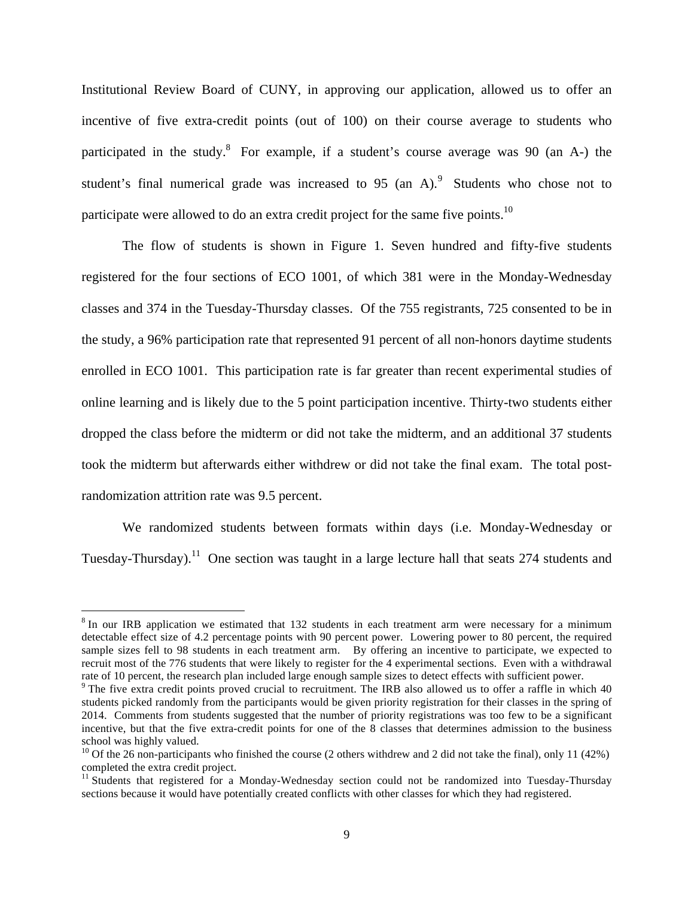Institutional Review Board of CUNY, in approving our application, allowed us to offer an incentive of five extra-credit points (out of 100) on their course average to students who participated in the study.[8] For example, if a student's course average was 90 (an A-) the student's final numerical grade was increased to 95 (an A).[9] Students who chose not to participate were allowed to do an extra credit project for the same five points.[10]

The flow of students is shown in Figure 1. Seven hundred and fifty-five students registered for the four sections of ECO 1001, of which 381 were in the Monday-Wednesday classes and 374 in the Tuesday-Thursday classes. Of the 755 registrants, 725 consented to be in the study, a 96% participation rate that represented 91 percent of all non-honors daytime students enrolled in ECO 1001. This participation rate is far greater than recent experimental studies of online learning and is likely due to the 5 point participation incentive. Thirty-two students either dropped the class before the midterm or did not take the midterm, and an additional 37 students took the midterm but afterwards either withdrew or did not take the final exam. The total post-randomization attrition rate was 9.5 percent.

We randomized students between formats within days (i.e. Monday-Wednesday or Tuesday-Thursday).[11] One section was taught in a large lecture hall that seats 274 students and

---

[8] In our IRB application we estimated that 132 students in each treatment arm were necessary for a minimum detectable effect size of 4.2 percentage points with 90 percent power. Lowering power to 80 percent, the required sample sizes fell to 98 students in each treatment arm. By offering an incentive to participate, we expected to recruit most of the 776 students that were likely to register for the 4 experimental sections. Even with a withdrawal rate of 10 percent, the research plan included large enough sample sizes to detect effects with sufficient power.

[9] The five extra credit points proved crucial to recruitment. The IRB also allowed us to offer a raffle in which 40 students picked randomly from the participants would be given priority registration for their classes in the spring of 2014. Comments from students suggested that the number of priority registrations was too few to be a significant incentive, but that the five extra-credit points for one of the 8 classes that determines admission to the business school was highly valued.

[10] Of the 26 non-participants who finished the course (2 others withdrew and 2 did not take the final), only 11 (42%) completed the extra credit project.

[11] Students that registered for a Monday-Wednesday section could not be randomized into Tuesday-Thursday sections because it would have potentially created conflicts with other classes for which they had registered.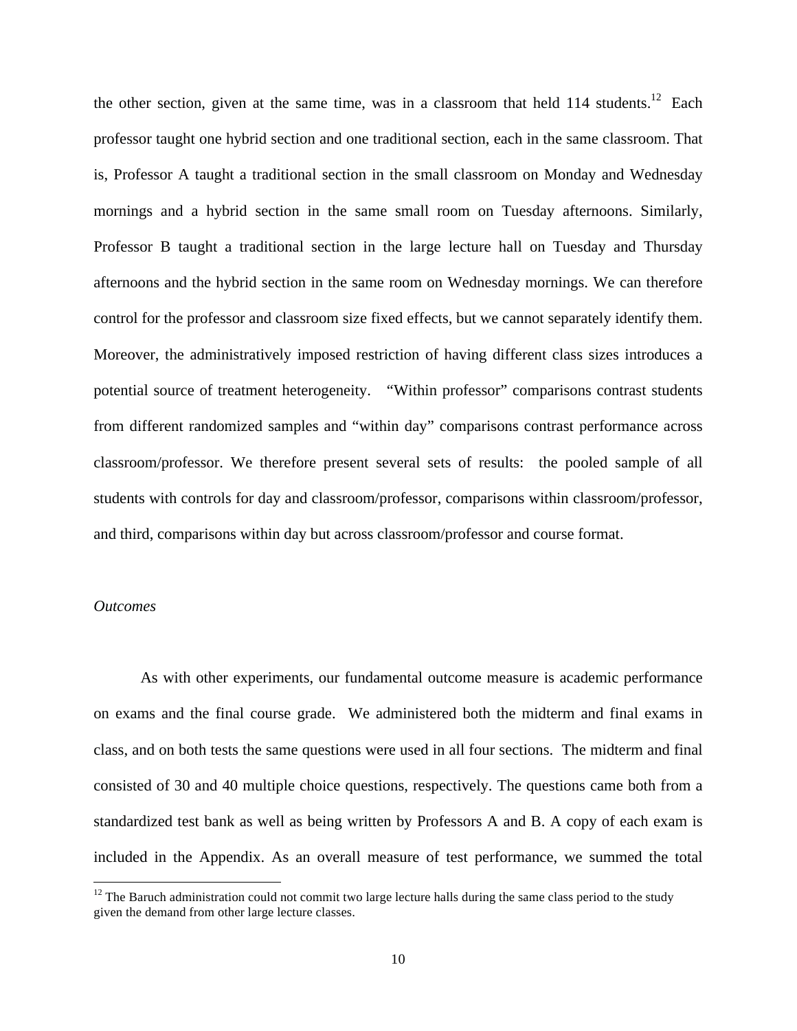the other section, given at the same time, was in a classroom that held 114 students.[12] Each professor taught one hybrid section and one traditional section, each in the same classroom. That is, Professor A taught a traditional section in the small classroom on Monday and Wednesday mornings and a hybrid section in the same small room on Tuesday afternoons. Similarly, Professor B taught a traditional section in the large lecture hall on Tuesday and Thursday afternoons and the hybrid section in the same room on Wednesday mornings. We can therefore control for the professor and classroom size fixed effects, but we cannot separately identify them. Moreover, the administratively imposed restriction of having different class sizes introduces a potential source of treatment heterogeneity. "Within professor" comparisons contrast students from different randomized samples and "within day" comparisons contrast performance across classroom/professor. We therefore present several sets of results: the pooled sample of all students with controls for day and classroom/professor, comparisons within classroom/professor, and third, comparisons within day but across classroom/professor and course format.

*Outcomes*

As with other experiments, our fundamental outcome measure is academic performance on exams and the final course grade. We administered both the midterm and final exams in class, and on both tests the same questions were used in all four sections. The midterm and final consisted of 30 and 40 multiple choice questions, respectively. The questions came both from a standardized test bank as well as being written by Professors A and B. A copy of each exam is included in the Appendix. As an overall measure of test performance, we summed the total

[12] The Baruch administration could not commit two large lecture halls during the same class period to the study given the demand from other large lecture classes.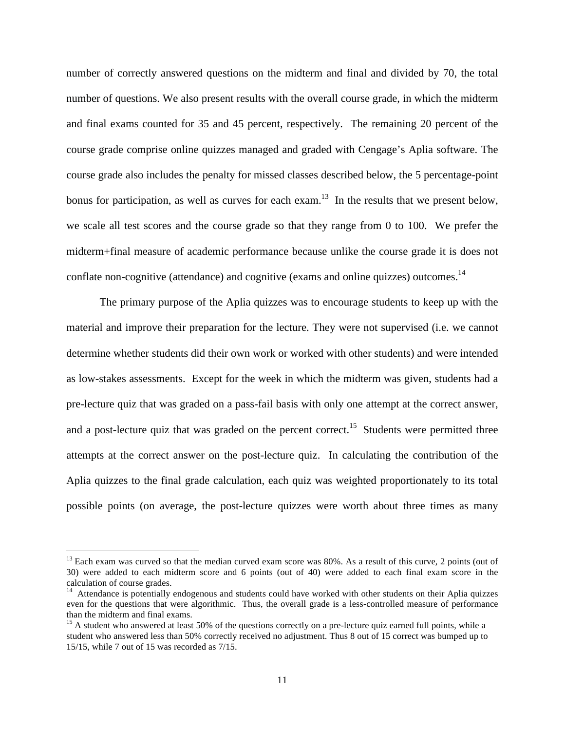number of correctly answered questions on the midterm and final and divided by 70, the total number of questions. We also present results with the overall course grade, in which the midterm and final exams counted for 35 and 45 percent, respectively. The remaining 20 percent of the course grade comprise online quizzes managed and graded with Cengage's Aplia software. The course grade also includes the penalty for missed classes described below, the 5 percentage-point bonus for participation, as well as curves for each exam.[13] In the results that we present below, we scale all test scores and the course grade so that they range from 0 to 100. We prefer the midterm+final measure of academic performance because unlike the course grade it is does not conflate non-cognitive (attendance) and cognitive (exams and online quizzes) outcomes.[14]

The primary purpose of the Aplia quizzes was to encourage students to keep up with the material and improve their preparation for the lecture. They were not supervised (i.e. we cannot determine whether students did their own work or worked with other students) and were intended as low-stakes assessments. Except for the week in which the midterm was given, students had a pre-lecture quiz that was graded on a pass-fail basis with only one attempt at the correct answer, and a post-lecture quiz that was graded on the percent correct.[15] Students were permitted three attempts at the correct answer on the post-lecture quiz. In calculating the contribution of the Aplia quizzes to the final grade calculation, each quiz was weighted proportionately to its total possible points (on average, the post-lecture quizzes were worth about three times as many

---

[13] Each exam was curved so that the median curved exam score was 80%. As a result of this curve, 2 points (out of 30) were added to each midterm score and 6 points (out of 40) were added to each final exam score in the calculation of course grades.

[14] Attendance is potentially endogenous and students could have worked with other students on their Aplia quizzes even for the questions that were algorithmic. Thus, the overall grade is a less-controlled measure of performance than the midterm and final exams.

[15] A student who answered at least 50% of the questions correctly on a pre-lecture quiz earned full points, while a student who answered less than 50% correctly received no adjustment. Thus 8 out of 15 correct was bumped up to 15/15, while 7 out of 15 was recorded as 7/15.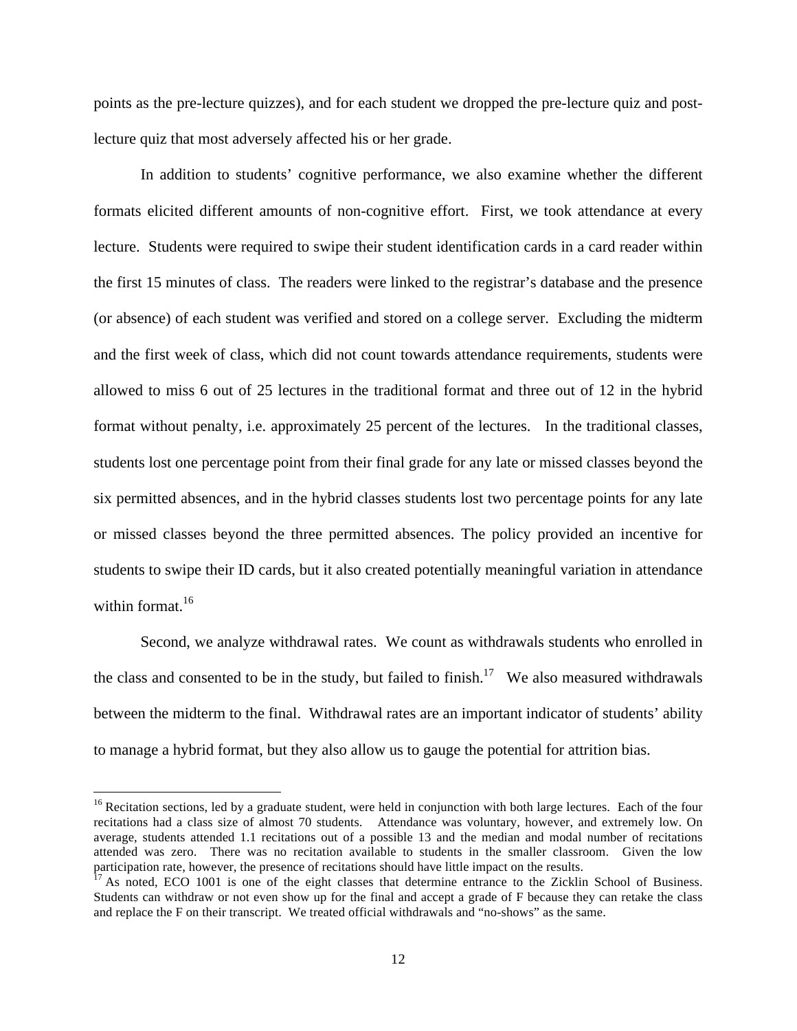points as the pre-lecture quizzes), and for each student we dropped the pre-lecture quiz and post-lecture quiz that most adversely affected his or her grade.

In addition to students' cognitive performance, we also examine whether the different formats elicited different amounts of non-cognitive effort. First, we took attendance at every lecture. Students were required to swipe their student identification cards in a card reader within the first 15 minutes of class. The readers were linked to the registrar's database and the presence (or absence) of each student was verified and stored on a college server. Excluding the midterm and the first week of class, which did not count towards attendance requirements, students were allowed to miss 6 out of 25 lectures in the traditional format and three out of 12 in the hybrid format without penalty, i.e. approximately 25 percent of the lectures. In the traditional classes, students lost one percentage point from their final grade for any late or missed classes beyond the six permitted absences, and in the hybrid classes students lost two percentage points for any late or missed classes beyond the three permitted absences. The policy provided an incentive for students to swipe their ID cards, but it also created potentially meaningful variation in attendance within format.[16]

Second, we analyze withdrawal rates. We count as withdrawals students who enrolled in the class and consented to be in the study, but failed to finish.[17] We also measured withdrawals between the midterm to the final. Withdrawal rates are an important indicator of students' ability to manage a hybrid format, but they also allow us to gauge the potential for attrition bias.

---

[16] Recitation sections, led by a graduate student, were held in conjunction with both large lectures. Each of the four recitations had a class size of almost 70 students. Attendance was voluntary, however, and extremely low. On average, students attended 1.1 recitations out of a possible 13 and the median and modal number of recitations attended was zero. There was no recitation available to students in the smaller classroom. Given the low participation rate, however, the presence of recitations should have little impact on the results.

[17] As noted, ECO 1001 is one of the eight classes that determine entrance to the Zicklin School of Business. Students can withdraw or not even show up for the final and accept a grade of F because they can retake the class and replace the F on their transcript. We treated official withdrawals and "no-shows" as the same.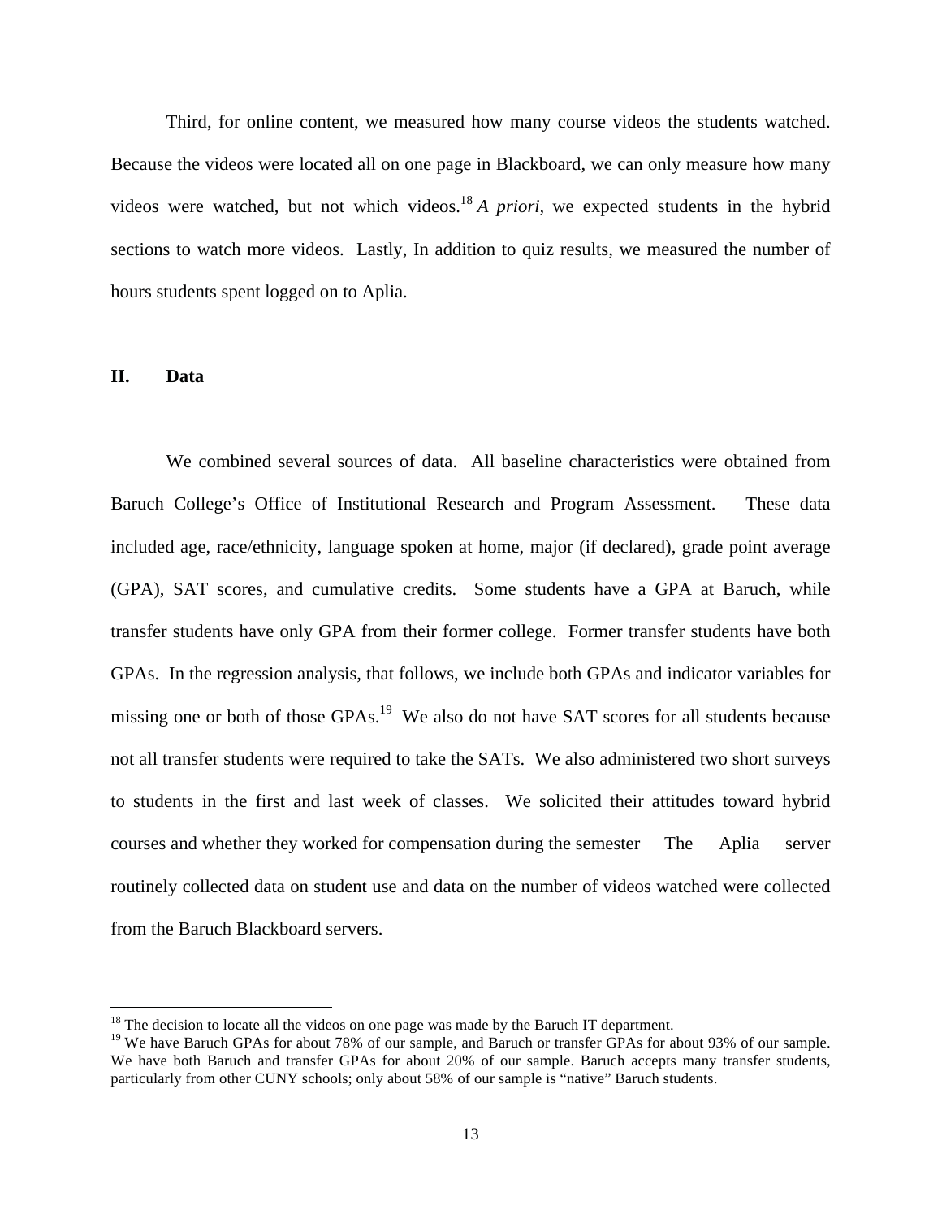Third, for online content, we measured how many course videos the students watched. Because the videos were located all on one page in Blackboard, we can only measure how many videos were watched, but not which videos.[18] *A priori,* we expected students in the hybrid sections to watch more videos. Lastly, In addition to quiz results, we measured the number of hours students spent logged on to Aplia.

## II. Data

We combined several sources of data. All baseline characteristics were obtained from Baruch College's Office of Institutional Research and Program Assessment. These data included age, race/ethnicity, language spoken at home, major (if declared), grade point average (GPA), SAT scores, and cumulative credits. Some students have a GPA at Baruch, while transfer students have only GPA from their former college. Former transfer students have both GPAs. In the regression analysis, that follows, we include both GPAs and indicator variables for missing one or both of those GPAs.[19] We also do not have SAT scores for all students because not all transfer students were required to take the SATs. We also administered two short surveys to students in the first and last week of classes. We solicited their attitudes toward hybrid courses and whether they worked for compensation during the semester The Aplia server routinely collected data on student use and data on the number of videos watched were collected from the Baruch Blackboard servers.

---

[18] The decision to locate all the videos on one page was made by the Baruch IT department.

[19] We have Baruch GPAs for about 78% of our sample, and Baruch or transfer GPAs for about 93% of our sample. We have both Baruch and transfer GPAs for about 20% of our sample. Baruch accepts many transfer students, particularly from other CUNY schools; only about 58% of our sample is "native" Baruch students.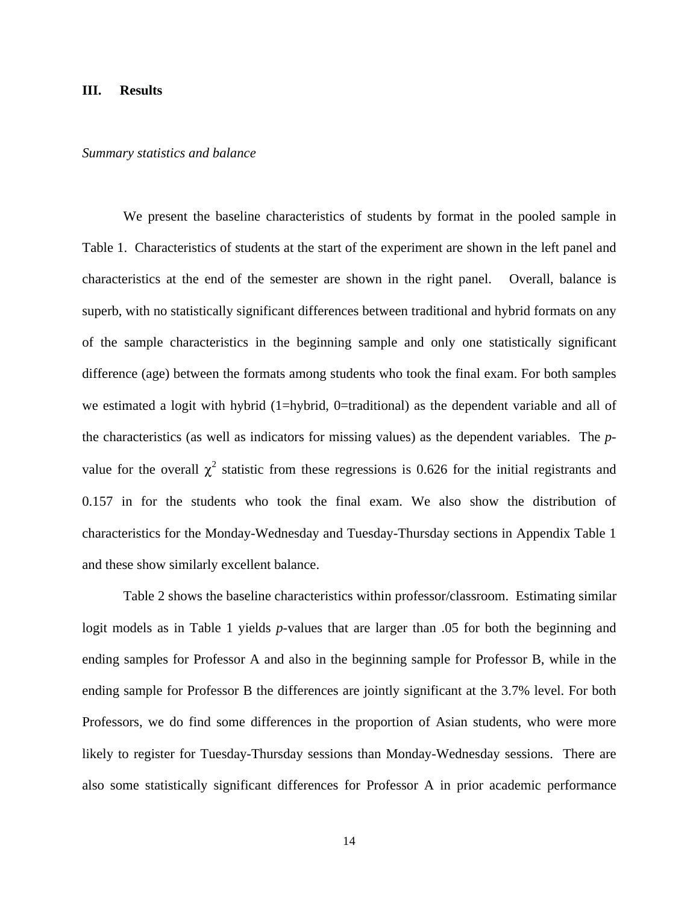## III. Results

*Summary statistics and balance*

We present the baseline characteristics of students by format in the pooled sample in Table 1. Characteristics of students at the start of the experiment are shown in the left panel and characteristics at the end of the semester are shown in the right panel. Overall, balance is superb, with no statistically significant differences between traditional and hybrid formats on any of the sample characteristics in the beginning sample and only one statistically significant difference (age) between the formats among students who took the final exam. For both samples we estimated a logit with hybrid (1=hybrid, 0=traditional) as the dependent variable and all of the characteristics (as well as indicators for missing values) as the dependent variables. The *p*-value for the overall $\chi^2$ statistic from these regressions is 0.626 for the initial registrants and 0.157 in for the students who took the final exam. We also show the distribution of characteristics for the Monday-Wednesday and Tuesday-Thursday sections in Appendix Table 1 and these show similarly excellent balance.

Table 2 shows the baseline characteristics within professor/classroom. Estimating similar logit models as in Table 1 yields *p*-values that are larger than .05 for both the beginning and ending samples for Professor A and also in the beginning sample for Professor B, while in the ending sample for Professor B the differences are jointly significant at the 3.7% level. For both Professors, we do find some differences in the proportion of Asian students, who were more likely to register for Tuesday-Thursday sessions than Monday-Wednesday sessions. There are also some statistically significant differences for Professor A in prior academic performance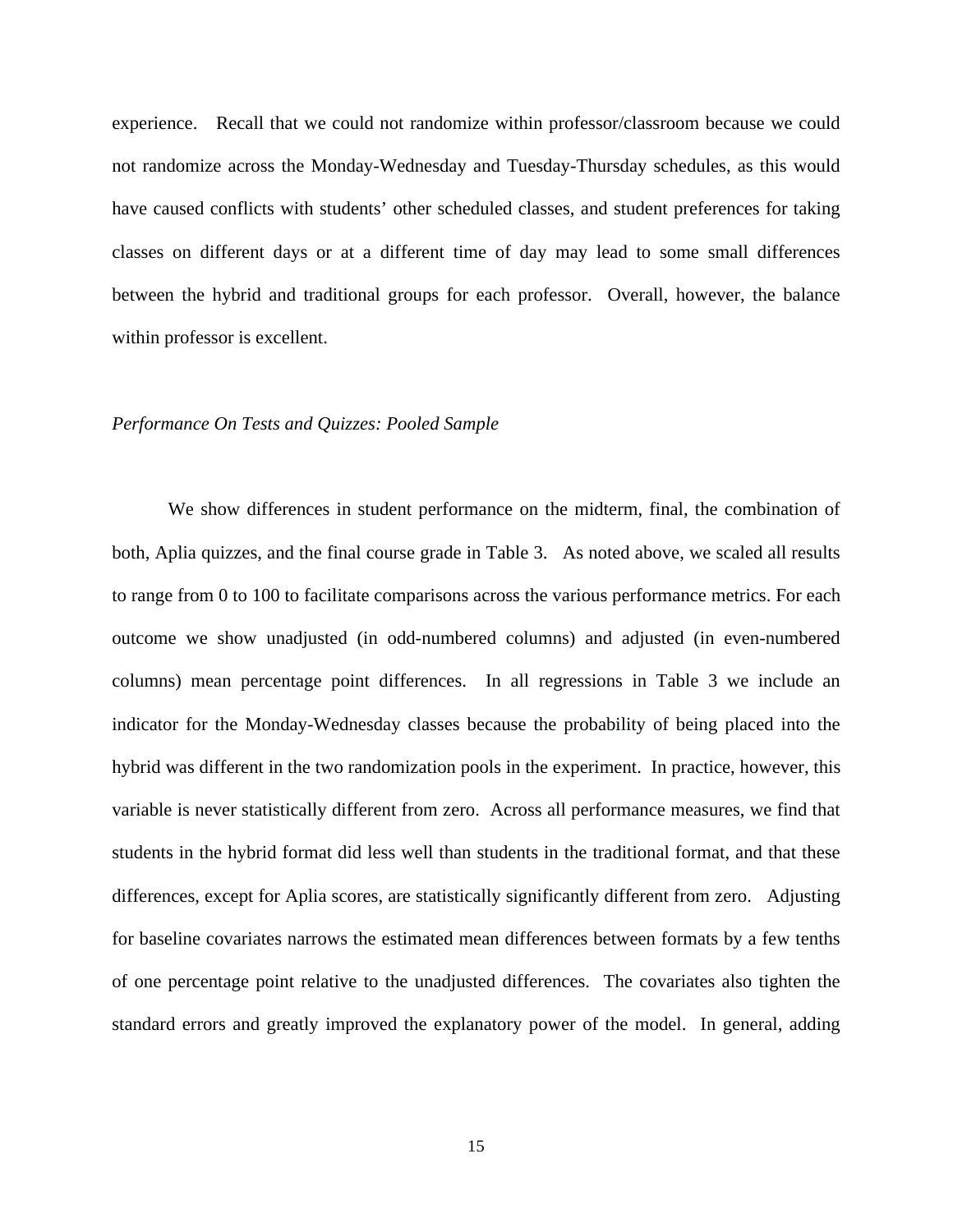experience. Recall that we could not randomize within professor/classroom because we could not randomize across the Monday-Wednesday and Tuesday-Thursday schedules, as this would have caused conflicts with students' other scheduled classes, and student preferences for taking classes on different days or at a different time of day may lead to some small differences between the hybrid and traditional groups for each professor. Overall, however, the balance within professor is excellent.

*Performance On Tests and Quizzes: Pooled Sample*

We show differences in student performance on the midterm, final, the combination of both, Aplia quizzes, and the final course grade in Table 3. As noted above, we scaled all results to range from 0 to 100 to facilitate comparisons across the various performance metrics. For each outcome we show unadjusted (in odd-numbered columns) and adjusted (in even-numbered columns) mean percentage point differences. In all regressions in Table 3 we include an indicator for the Monday-Wednesday classes because the probability of being placed into the hybrid was different in the two randomization pools in the experiment. In practice, however, this variable is never statistically different from zero. Across all performance measures, we find that students in the hybrid format did less well than students in the traditional format, and that these differences, except for Aplia scores, are statistically significantly different from zero. Adjusting for baseline covariates narrows the estimated mean differences between formats by a few tenths of one percentage point relative to the unadjusted differences. The covariates also tighten the standard errors and greatly improved the explanatory power of the model. In general, adding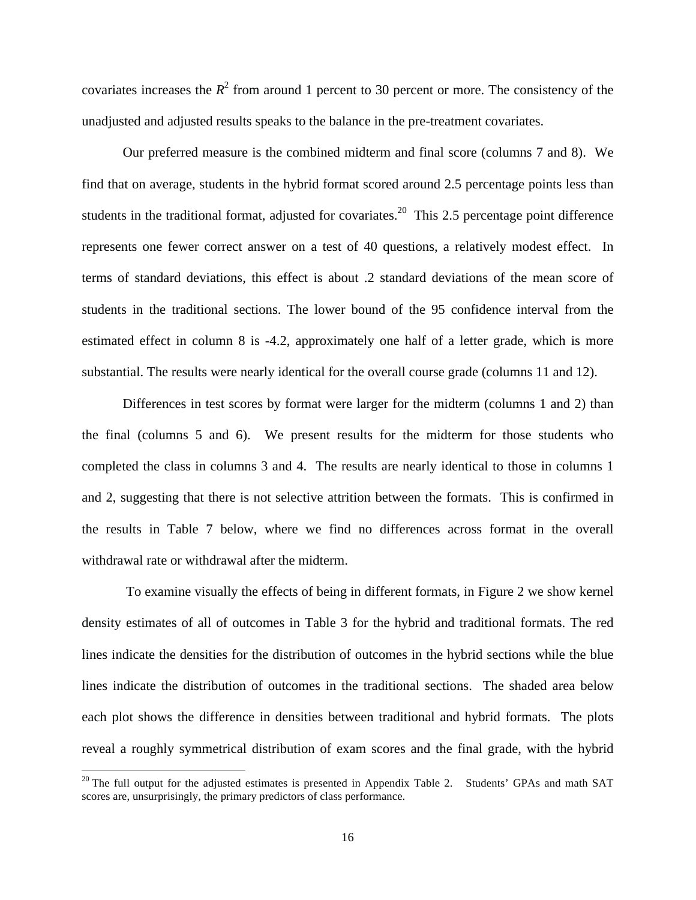covariates increases the $R^2$ from around 1 percent to 30 percent or more. The consistency of the unadjusted and adjusted results speaks to the balance in the pre-treatment covariates.

Our preferred measure is the combined midterm and final score (columns 7 and 8). We find that on average, students in the hybrid format scored around 2.5 percentage points less than students in the traditional format, adjusted for covariates.[20] This 2.5 percentage point difference represents one fewer correct answer on a test of 40 questions, a relatively modest effect. In terms of standard deviations, this effect is about .2 standard deviations of the mean score of students in the traditional sections. The lower bound of the 95 confidence interval from the estimated effect in column 8 is -4.2, approximately one half of a letter grade, which is more substantial. The results were nearly identical for the overall course grade (columns 11 and 12).

Differences in test scores by format were larger for the midterm (columns 1 and 2) than the final (columns 5 and 6). We present results for the midterm for those students who completed the class in columns 3 and 4. The results are nearly identical to those in columns 1 and 2, suggesting that there is not selective attrition between the formats. This is confirmed in the results in Table 7 below, where we find no differences across format in the overall withdrawal rate or withdrawal after the midterm.

To examine visually the effects of being in different formats, in Figure 2 we show kernel density estimates of all of outcomes in Table 3 for the hybrid and traditional formats. The red lines indicate the densities for the distribution of outcomes in the hybrid sections while the blue lines indicate the distribution of outcomes in the traditional sections. The shaded area below each plot shows the difference in densities between traditional and hybrid formats. The plots reveal a roughly symmetrical distribution of exam scores and the final grade, with the hybrid

[20] The full output for the adjusted estimates is presented in Appendix Table 2. Students' GPAs and math SAT scores are, unsurprisingly, the primary predictors of class performance.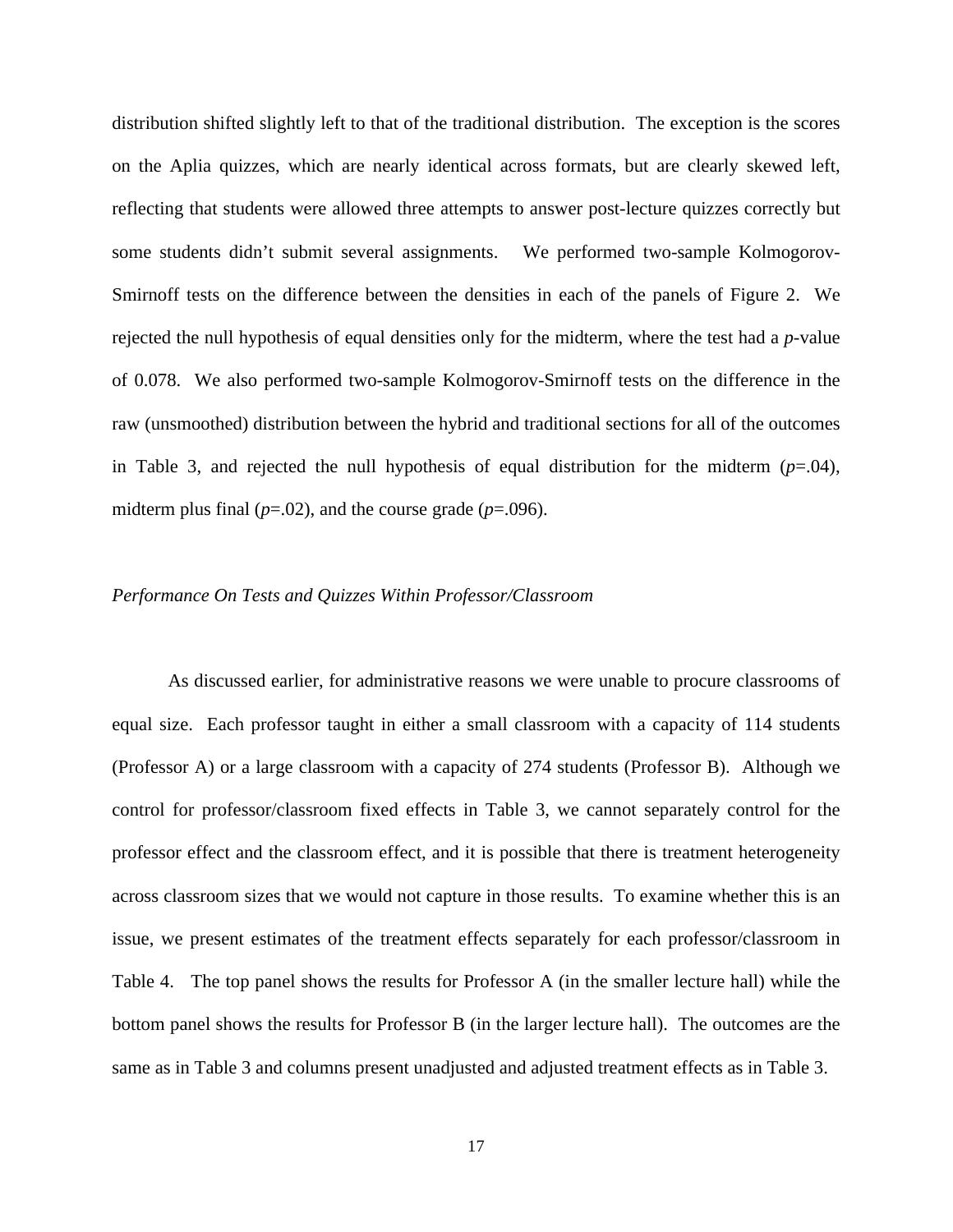distribution shifted slightly left to that of the traditional distribution. The exception is the scores on the Aplia quizzes, which are nearly identical across formats, but are clearly skewed left, reflecting that students were allowed three attempts to answer post-lecture quizzes correctly but some students didn't submit several assignments. We performed two-sample Kolmogorov-Smirnoff tests on the difference between the densities in each of the panels of Figure 2. We rejected the null hypothesis of equal densities only for the midterm, where the test had a *p*-value of 0.078. We also performed two-sample Kolmogorov-Smirnoff tests on the difference in the raw (unsmoothed) distribution between the hybrid and traditional sections for all of the outcomes in Table 3, and rejected the null hypothesis of equal distribution for the midterm (*p*=.04), midterm plus final (*p*=.02), and the course grade (*p*=.096).

*Performance On Tests and Quizzes Within Professor/Classroom*

As discussed earlier, for administrative reasons we were unable to procure classrooms of equal size. Each professor taught in either a small classroom with a capacity of 114 students (Professor A) or a large classroom with a capacity of 274 students (Professor B). Although we control for professor/classroom fixed effects in Table 3, we cannot separately control for the professor effect and the classroom effect, and it is possible that there is treatment heterogeneity across classroom sizes that we would not capture in those results. To examine whether this is an issue, we present estimates of the treatment effects separately for each professor/classroom in Table 4. The top panel shows the results for Professor A (in the smaller lecture hall) while the bottom panel shows the results for Professor B (in the larger lecture hall). The outcomes are the same as in Table 3 and columns present unadjusted and adjusted treatment effects as in Table 3.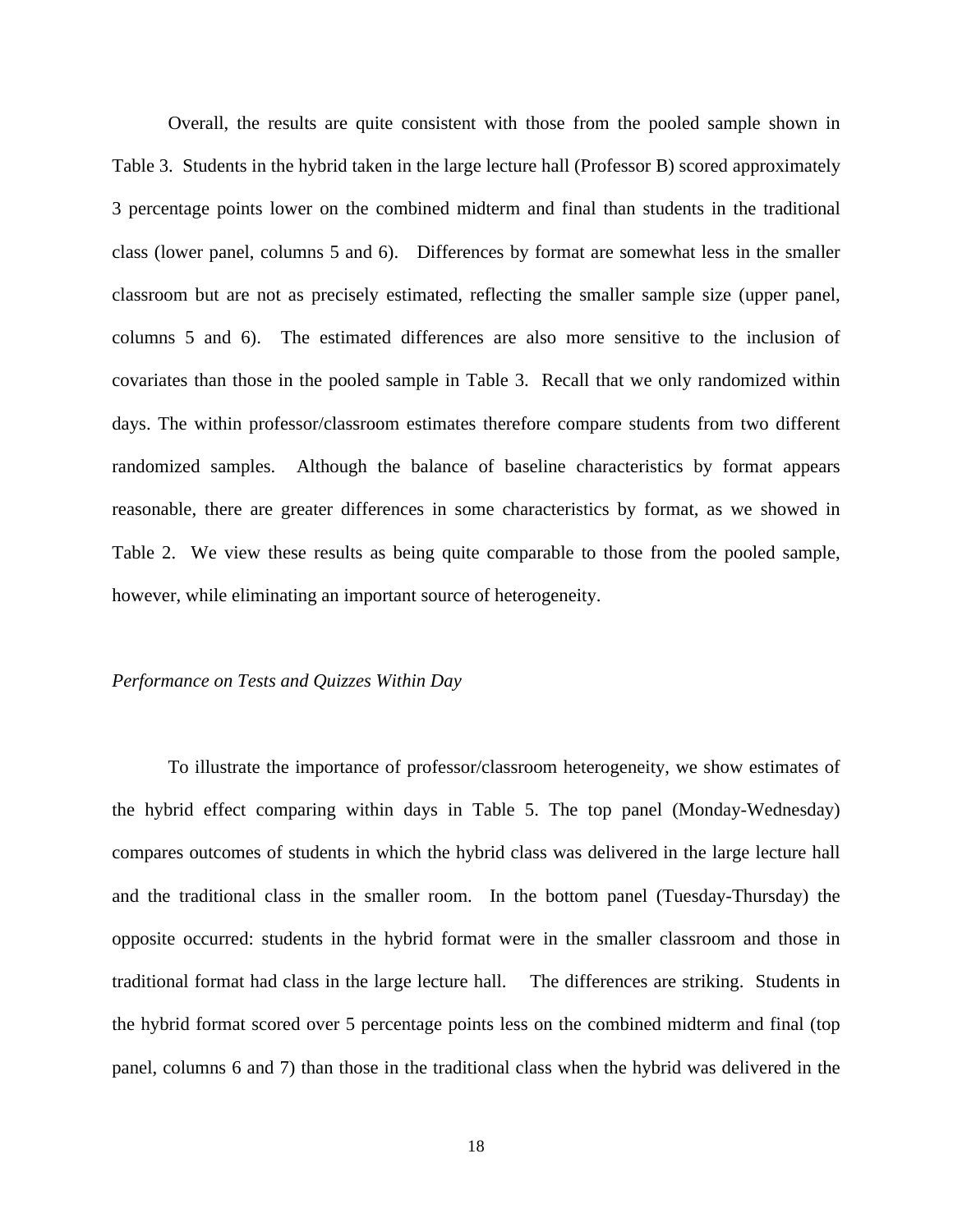Overall, the results are quite consistent with those from the pooled sample shown in Table 3. Students in the hybrid taken in the large lecture hall (Professor B) scored approximately 3 percentage points lower on the combined midterm and final than students in the traditional class (lower panel, columns 5 and 6). Differences by format are somewhat less in the smaller classroom but are not as precisely estimated, reflecting the smaller sample size (upper panel, columns 5 and 6). The estimated differences are also more sensitive to the inclusion of covariates than those in the pooled sample in Table 3. Recall that we only randomized within days. The within professor/classroom estimates therefore compare students from two different randomized samples. Although the balance of baseline characteristics by format appears reasonable, there are greater differences in some characteristics by format, as we showed in Table 2. We view these results as being quite comparable to those from the pooled sample, however, while eliminating an important source of heterogeneity.

*Performance on Tests and Quizzes Within Day*

To illustrate the importance of professor/classroom heterogeneity, we show estimates of the hybrid effect comparing within days in Table 5. The top panel (Monday-Wednesday) compares outcomes of students in which the hybrid class was delivered in the large lecture hall and the traditional class in the smaller room. In the bottom panel (Tuesday-Thursday) the opposite occurred: students in the hybrid format were in the smaller classroom and those in traditional format had class in the large lecture hall. The differences are striking. Students in the hybrid format scored over 5 percentage points less on the combined midterm and final (top panel, columns 6 and 7) than those in the traditional class when the hybrid was delivered in the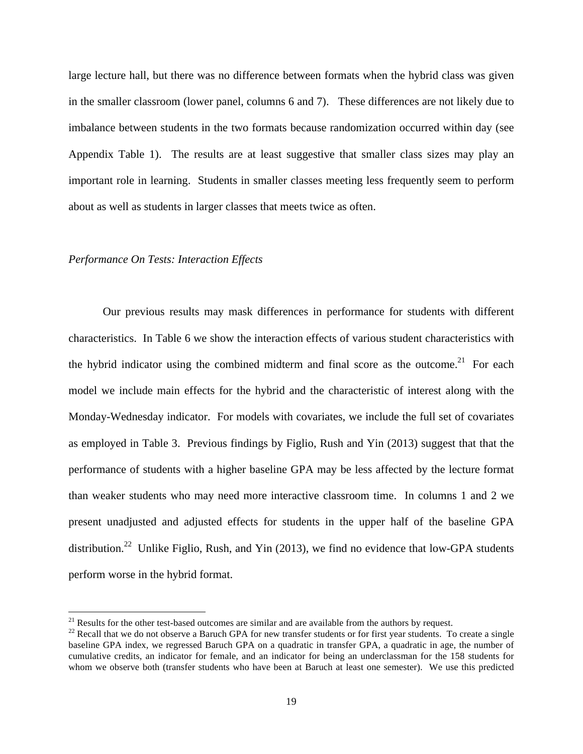large lecture hall, but there was no difference between formats when the hybrid class was given in the smaller classroom (lower panel, columns 6 and 7). These differences are not likely due to imbalance between students in the two formats because randomization occurred within day (see Appendix Table 1). The results are at least suggestive that smaller class sizes may play an important role in learning. Students in smaller classes meeting less frequently seem to perform about as well as students in larger classes that meets twice as often.

*Performance On Tests: Interaction Effects*

Our previous results may mask differences in performance for students with different characteristics. In Table 6 we show the interaction effects of various student characteristics with the hybrid indicator using the combined midterm and final score as the outcome.[21] For each model we include main effects for the hybrid and the characteristic of interest along with the Monday-Wednesday indicator. For models with covariates, we include the full set of covariates as employed in Table 3. Previous findings by Figlio, Rush and Yin (2013) suggest that that the performance of students with a higher baseline GPA may be less affected by the lecture format than weaker students who may need more interactive classroom time. In columns 1 and 2 we present unadjusted and adjusted effects for students in the upper half of the baseline GPA distribution.[22] Unlike Figlio, Rush, and Yin (2013), we find no evidence that low-GPA students perform worse in the hybrid format.

[21] Results for the other test-based outcomes are similar and are available from the authors by request.

[22] Recall that we do not observe a Baruch GPA for new transfer students or for first year students. To create a single baseline GPA index, we regressed Baruch GPA on a quadratic in transfer GPA, a quadratic in age, the number of cumulative credits, an indicator for female, and an indicator for being an underclassman for the 158 students for whom we observe both (transfer students who have been at Baruch at least one semester). We use this predicted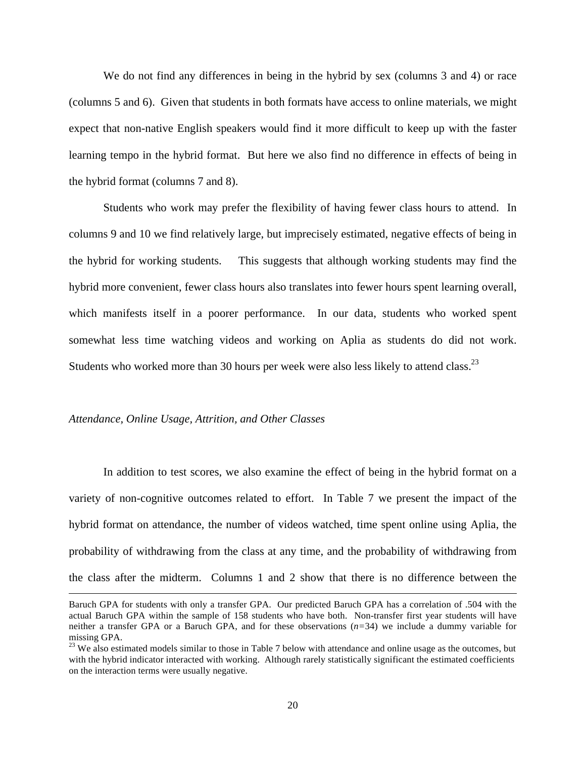We do not find any differences in being in the hybrid by sex (columns 3 and 4) or race (columns 5 and 6). Given that students in both formats have access to online materials, we might expect that non-native English speakers would find it more difficult to keep up with the faster learning tempo in the hybrid format. But here we also find no difference in effects of being in the hybrid format (columns 7 and 8).

Students who work may prefer the flexibility of having fewer class hours to attend. In columns 9 and 10 we find relatively large, but imprecisely estimated, negative effects of being in the hybrid for working students. This suggests that although working students may find the hybrid more convenient, fewer class hours also translates into fewer hours spent learning overall, which manifests itself in a poorer performance. In our data, students who worked spent somewhat less time watching videos and working on Aplia as students do did not work. Students who worked more than 30 hours per week were also less likely to attend class.[23]

*Attendance, Online Usage, Attrition, and Other Classes*

In addition to test scores, we also examine the effect of being in the hybrid format on a variety of non-cognitive outcomes related to effort. In Table 7 we present the impact of the hybrid format on attendance, the number of videos watched, time spent online using Aplia, the probability of withdrawing from the class at any time, and the probability of withdrawing from the class after the midterm. Columns 1 and 2 show that there is no difference between the

---

Baruch GPA for students with only a transfer GPA. Our predicted Baruch GPA has a correlation of .504 with the actual Baruch GPA within the sample of 158 students who have both. Non-transfer first year students will have neither a transfer GPA or a Baruch GPA, and for these observations ($n$=34) we include a dummy variable for missing GPA.

[23] We also estimated models similar to those in Table 7 below with attendance and online usage as the outcomes, but with the hybrid indicator interacted with working. Although rarely statistically significant the estimated coefficients on the interaction terms were usually negative.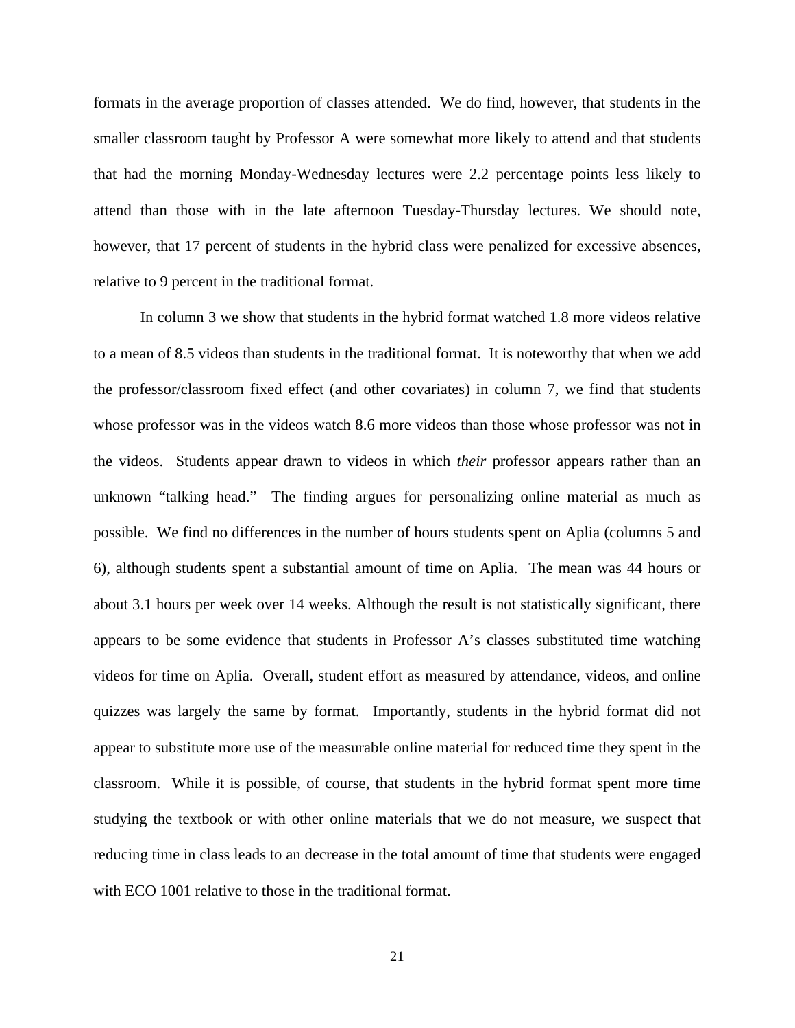formats in the average proportion of classes attended. We do find, however, that students in the smaller classroom taught by Professor A were somewhat more likely to attend and that students that had the morning Monday-Wednesday lectures were 2.2 percentage points less likely to attend than those with in the late afternoon Tuesday-Thursday lectures. We should note, however, that 17 percent of students in the hybrid class were penalized for excessive absences, relative to 9 percent in the traditional format.

In column 3 we show that students in the hybrid format watched 1.8 more videos relative to a mean of 8.5 videos than students in the traditional format. It is noteworthy that when we add the professor/classroom fixed effect (and other covariates) in column 7, we find that students whose professor was in the videos watch 8.6 more videos than those whose professor was not in the videos. Students appear drawn to videos in which *their* professor appears rather than an unknown "talking head." The finding argues for personalizing online material as much as possible. We find no differences in the number of hours students spent on Aplia (columns 5 and 6), although students spent a substantial amount of time on Aplia. The mean was 44 hours or about 3.1 hours per week over 14 weeks. Although the result is not statistically significant, there appears to be some evidence that students in Professor A's classes substituted time watching videos for time on Aplia. Overall, student effort as measured by attendance, videos, and online quizzes was largely the same by format. Importantly, students in the hybrid format did not appear to substitute more use of the measurable online material for reduced time they spent in the classroom. While it is possible, of course, that students in the hybrid format spent more time studying the textbook or with other online materials that we do not measure, we suspect that reducing time in class leads to an decrease in the total amount of time that students were engaged with ECO 1001 relative to those in the traditional format.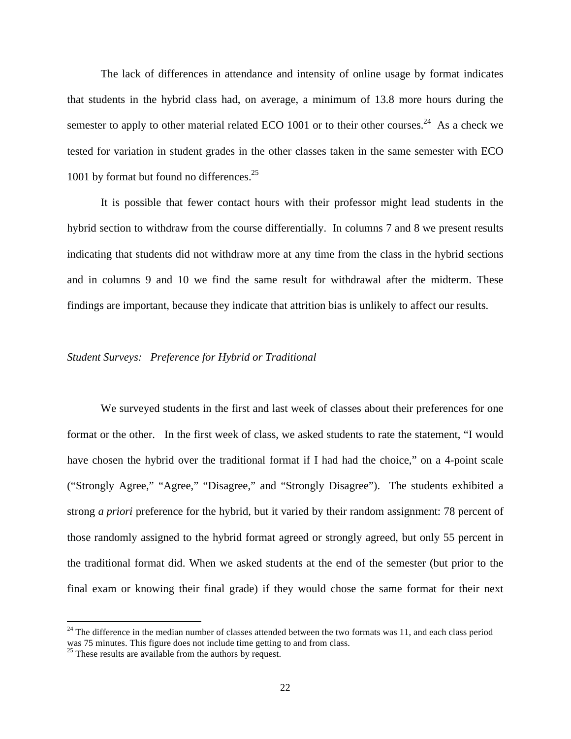The lack of differences in attendance and intensity of online usage by format indicates that students in the hybrid class had, on average, a minimum of 13.8 more hours during the semester to apply to other material related ECO 1001 or to their other courses.[24] As a check we tested for variation in student grades in the other classes taken in the same semester with ECO 1001 by format but found no differences.[25]

It is possible that fewer contact hours with their professor might lead students in the hybrid section to withdraw from the course differentially. In columns 7 and 8 we present results indicating that students did not withdraw more at any time from the class in the hybrid sections and in columns 9 and 10 we find the same result for withdrawal after the midterm. These findings are important, because they indicate that attrition bias is unlikely to affect our results.

*Student Surveys: Preference for Hybrid or Traditional*

We surveyed students in the first and last week of classes about their preferences for one format or the other. In the first week of class, we asked students to rate the statement, "I would have chosen the hybrid over the traditional format if I had had the choice," on a 4-point scale ("Strongly Agree," "Agree," "Disagree," and "Strongly Disagree"). The students exhibited a strong *a priori* preference for the hybrid, but it varied by their random assignment: 78 percent of those randomly assigned to the hybrid format agreed or strongly agreed, but only 55 percent in the traditional format did. When we asked students at the end of the semester (but prior to the final exam or knowing their final grade) if they would chose the same format for their next

[24] The difference in the median number of classes attended between the two formats was 11, and each class period was 75 minutes. This figure does not include time getting to and from class.

[25] These results are available from the authors by request.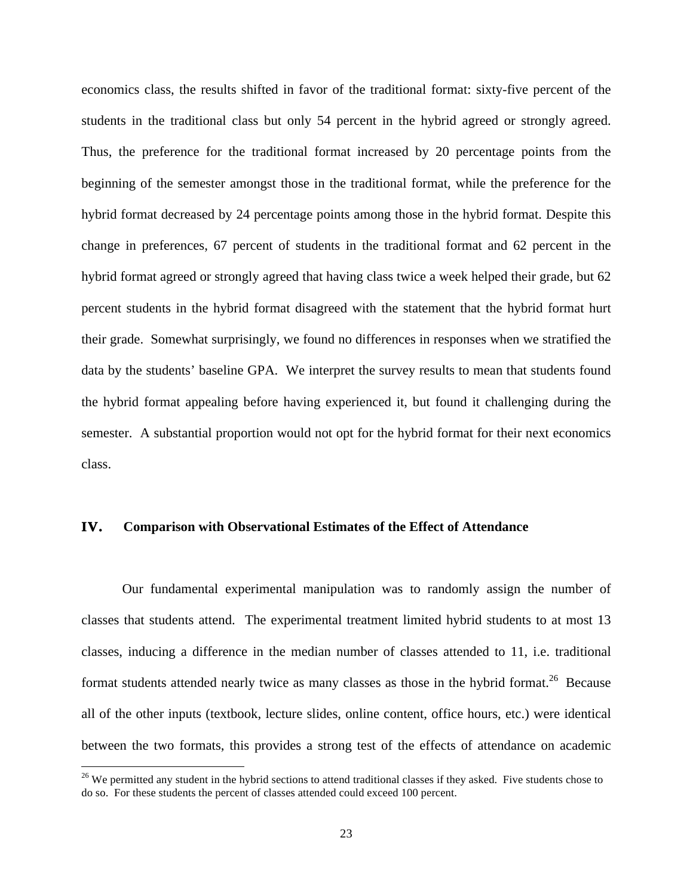economics class, the results shifted in favor of the traditional format: sixty-five percent of the students in the traditional class but only 54 percent in the hybrid agreed or strongly agreed. Thus, the preference for the traditional format increased by 20 percentage points from the beginning of the semester amongst those in the traditional format, while the preference for the hybrid format decreased by 24 percentage points among those in the hybrid format. Despite this change in preferences, 67 percent of students in the traditional format and 62 percent in the hybrid format agreed or strongly agreed that having class twice a week helped their grade, but 62 percent students in the hybrid format disagreed with the statement that the hybrid format hurt their grade. Somewhat surprisingly, we found no differences in responses when we stratified the data by the students' baseline GPA. We interpret the survey results to mean that students found the hybrid format appealing before having experienced it, but found it challenging during the semester. A substantial proportion would not opt for the hybrid format for their next economics class.

## IV. Comparison with Observational Estimates of the Effect of Attendance

Our fundamental experimental manipulation was to randomly assign the number of classes that students attend. The experimental treatment limited hybrid students to at most 13 classes, inducing a difference in the median number of classes attended to 11, i.e. traditional format students attended nearly twice as many classes as those in the hybrid format.[26] Because all of the other inputs (textbook, lecture slides, online content, office hours, etc.) were identical between the two formats, this provides a strong test of the effects of attendance on academic

[26] We permitted any student in the hybrid sections to attend traditional classes if they asked. Five students chose to do so. For these students the percent of classes attended could exceed 100 percent.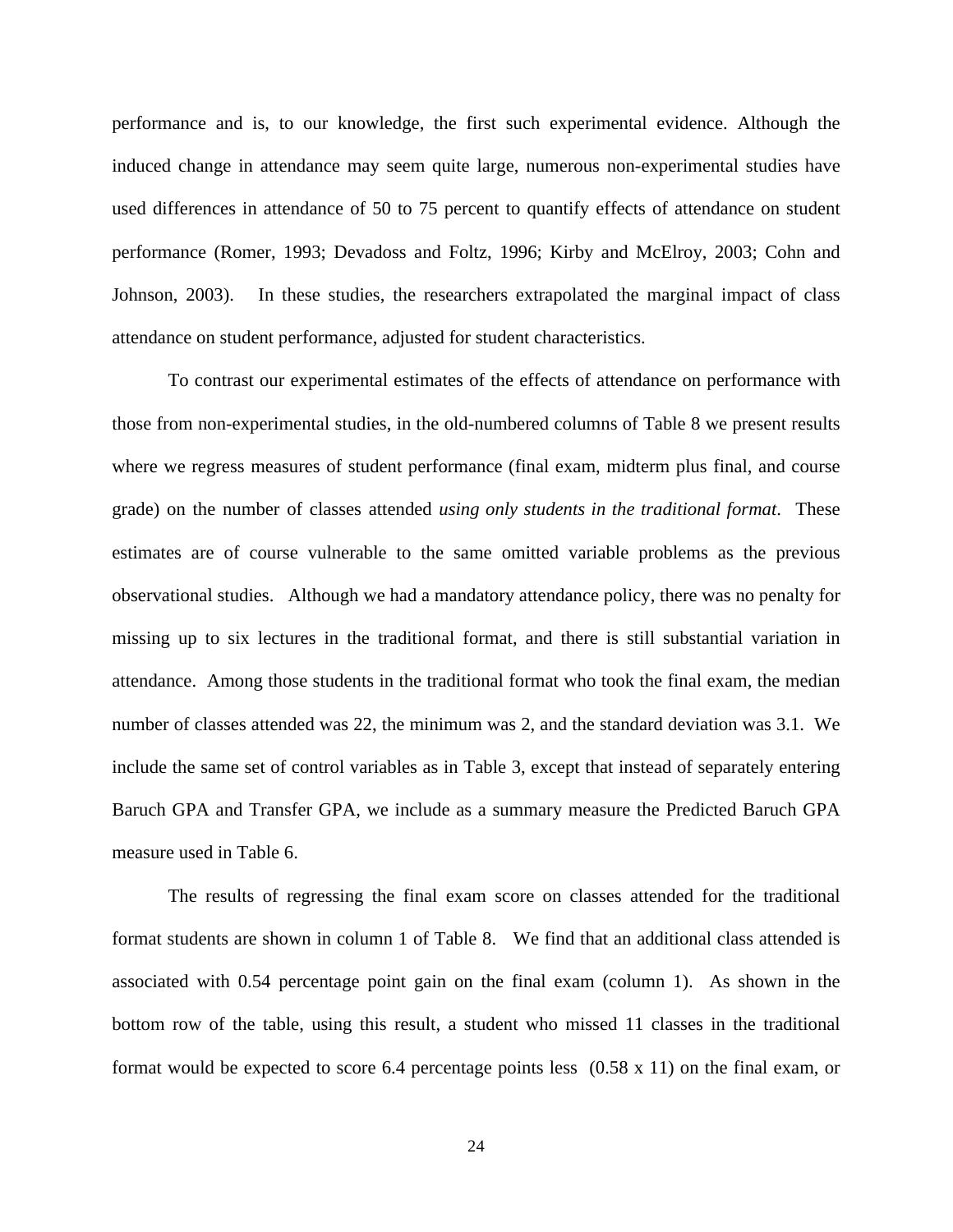performance and is, to our knowledge, the first such experimental evidence. Although the induced change in attendance may seem quite large, numerous non-experimental studies have used differences in attendance of 50 to 75 percent to quantify effects of attendance on student performance (Romer, 1993; Devadoss and Foltz, 1996; Kirby and McElroy, 2003; Cohn and Johnson, 2003). In these studies, the researchers extrapolated the marginal impact of class attendance on student performance, adjusted for student characteristics.

To contrast our experimental estimates of the effects of attendance on performance with those from non-experimental studies, in the old-numbered columns of Table 8 we present results where we regress measures of student performance (final exam, midterm plus final, and course grade) on the number of classes attended *using only students in the traditional format*. These estimates are of course vulnerable to the same omitted variable problems as the previous observational studies. Although we had a mandatory attendance policy, there was no penalty for missing up to six lectures in the traditional format, and there is still substantial variation in attendance. Among those students in the traditional format who took the final exam, the median number of classes attended was 22, the minimum was 2, and the standard deviation was 3.1. We include the same set of control variables as in Table 3, except that instead of separately entering Baruch GPA and Transfer GPA, we include as a summary measure the Predicted Baruch GPA measure used in Table 6.

The results of regressing the final exam score on classes attended for the traditional format students are shown in column 1 of Table 8. We find that an additional class attended is associated with 0.54 percentage point gain on the final exam (column 1). As shown in the bottom row of the table, using this result, a student who missed 11 classes in the traditional format would be expected to score 6.4 percentage points less (0.58 x 11) on the final exam, or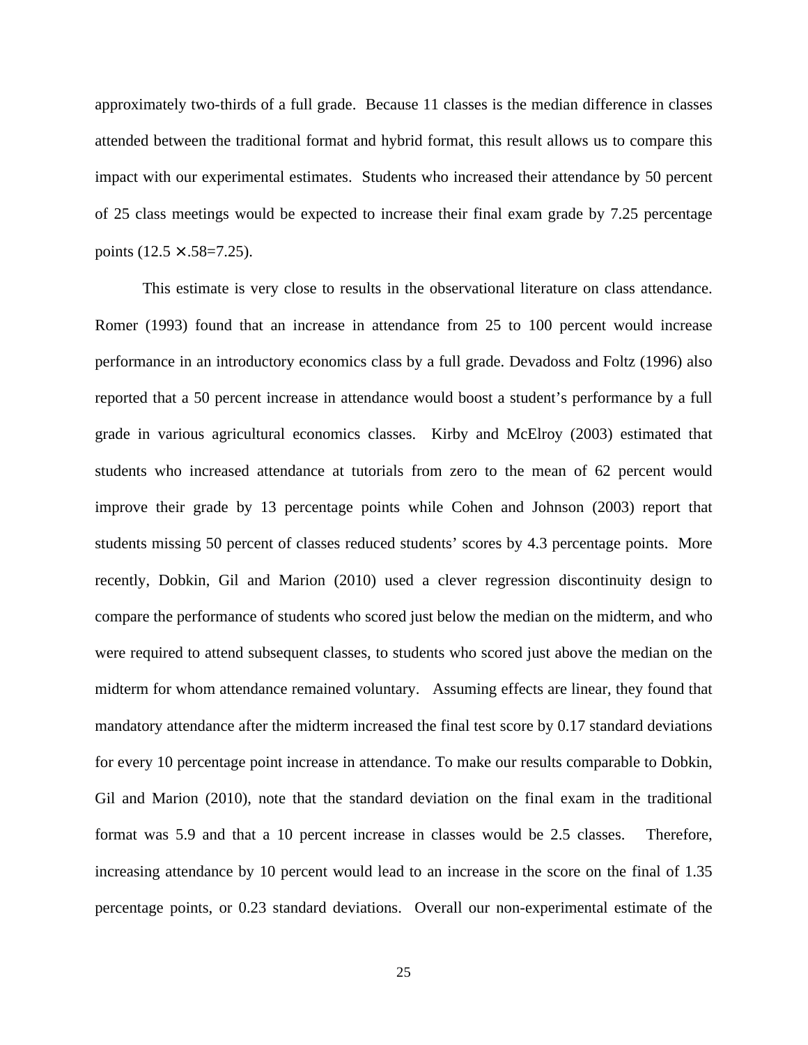approximately two-thirds of a full grade. Because 11 classes is the median difference in classes attended between the traditional format and hybrid format, this result allows us to compare this impact with our experimental estimates. Students who increased their attendance by 50 percent of 25 class meetings would be expected to increase their final exam grade by 7.25 percentage points ($12.5 \times .58 = 7.25$).

This estimate is very close to results in the observational literature on class attendance. Romer (1993) found that an increase in attendance from 25 to 100 percent would increase performance in an introductory economics class by a full grade. Devadoss and Foltz (1996) also reported that a 50 percent increase in attendance would boost a student's performance by a full grade in various agricultural economics classes. Kirby and McElroy (2003) estimated that students who increased attendance at tutorials from zero to the mean of 62 percent would improve their grade by 13 percentage points while Cohen and Johnson (2003) report that students missing 50 percent of classes reduced students' scores by 4.3 percentage points. More recently, Dobkin, Gil and Marion (2010) used a clever regression discontinuity design to compare the performance of students who scored just below the median on the midterm, and who were required to attend subsequent classes, to students who scored just above the median on the midterm for whom attendance remained voluntary. Assuming effects are linear, they found that mandatory attendance after the midterm increased the final test score by 0.17 standard deviations for every 10 percentage point increase in attendance. To make our results comparable to Dobkin, Gil and Marion (2010), note that the standard deviation on the final exam in the traditional format was 5.9 and that a 10 percent increase in classes would be 2.5 classes. Therefore, increasing attendance by 10 percent would lead to an increase in the score on the final of 1.35 percentage points, or 0.23 standard deviations. Overall our non-experimental estimate of the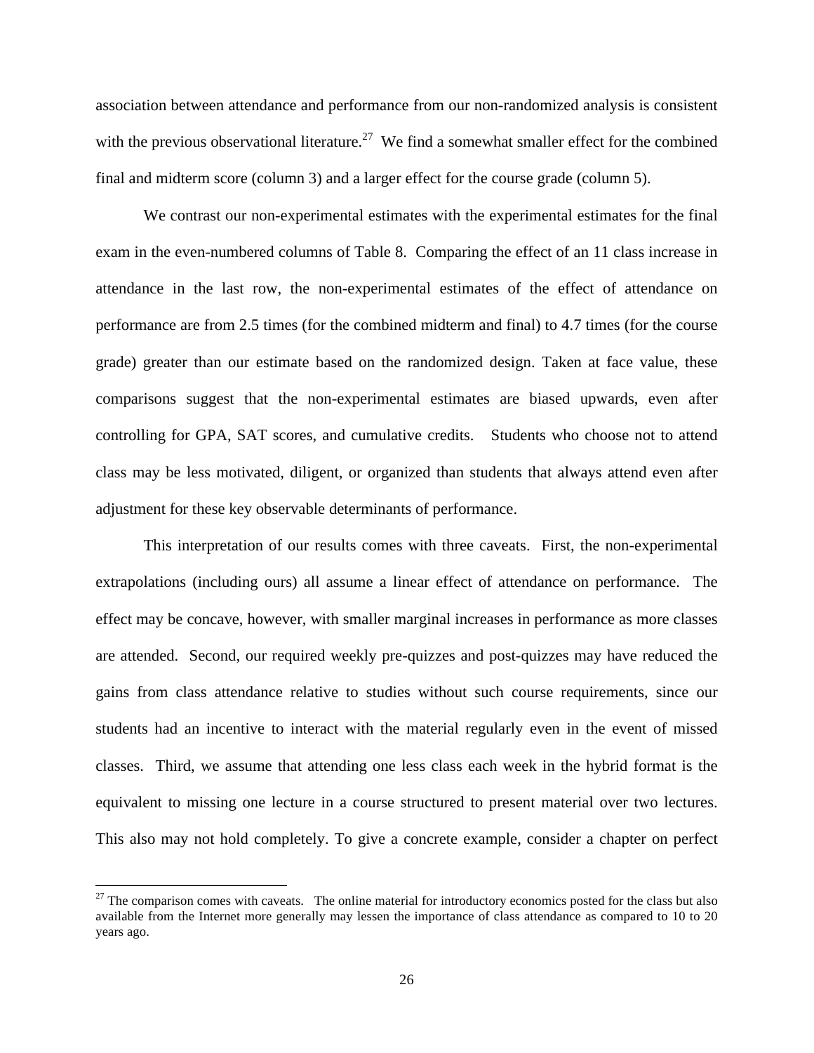association between attendance and performance from our non-randomized analysis is consistent with the previous observational literature.[27] We find a somewhat smaller effect for the combined final and midterm score (column 3) and a larger effect for the course grade (column 5).

We contrast our non-experimental estimates with the experimental estimates for the final exam in the even-numbered columns of Table 8. Comparing the effect of an 11 class increase in attendance in the last row, the non-experimental estimates of the effect of attendance on performance are from 2.5 times (for the combined midterm and final) to 4.7 times (for the course grade) greater than our estimate based on the randomized design. Taken at face value, these comparisons suggest that the non-experimental estimates are biased upwards, even after controlling for GPA, SAT scores, and cumulative credits. Students who choose not to attend class may be less motivated, diligent, or organized than students that always attend even after adjustment for these key observable determinants of performance.

This interpretation of our results comes with three caveats. First, the non-experimental extrapolations (including ours) all assume a linear effect of attendance on performance. The effect may be concave, however, with smaller marginal increases in performance as more classes are attended. Second, our required weekly pre-quizzes and post-quizzes may have reduced the gains from class attendance relative to studies without such course requirements, since our students had an incentive to interact with the material regularly even in the event of missed classes. Third, we assume that attending one less class each week in the hybrid format is the equivalent to missing one lecture in a course structured to present material over two lectures. This also may not hold completely. To give a concrete example, consider a chapter on perfect

[27] The comparison comes with caveats. The online material for introductory economics posted for the class but also available from the Internet more generally may lessen the importance of class attendance as compared to 10 to 20 years ago.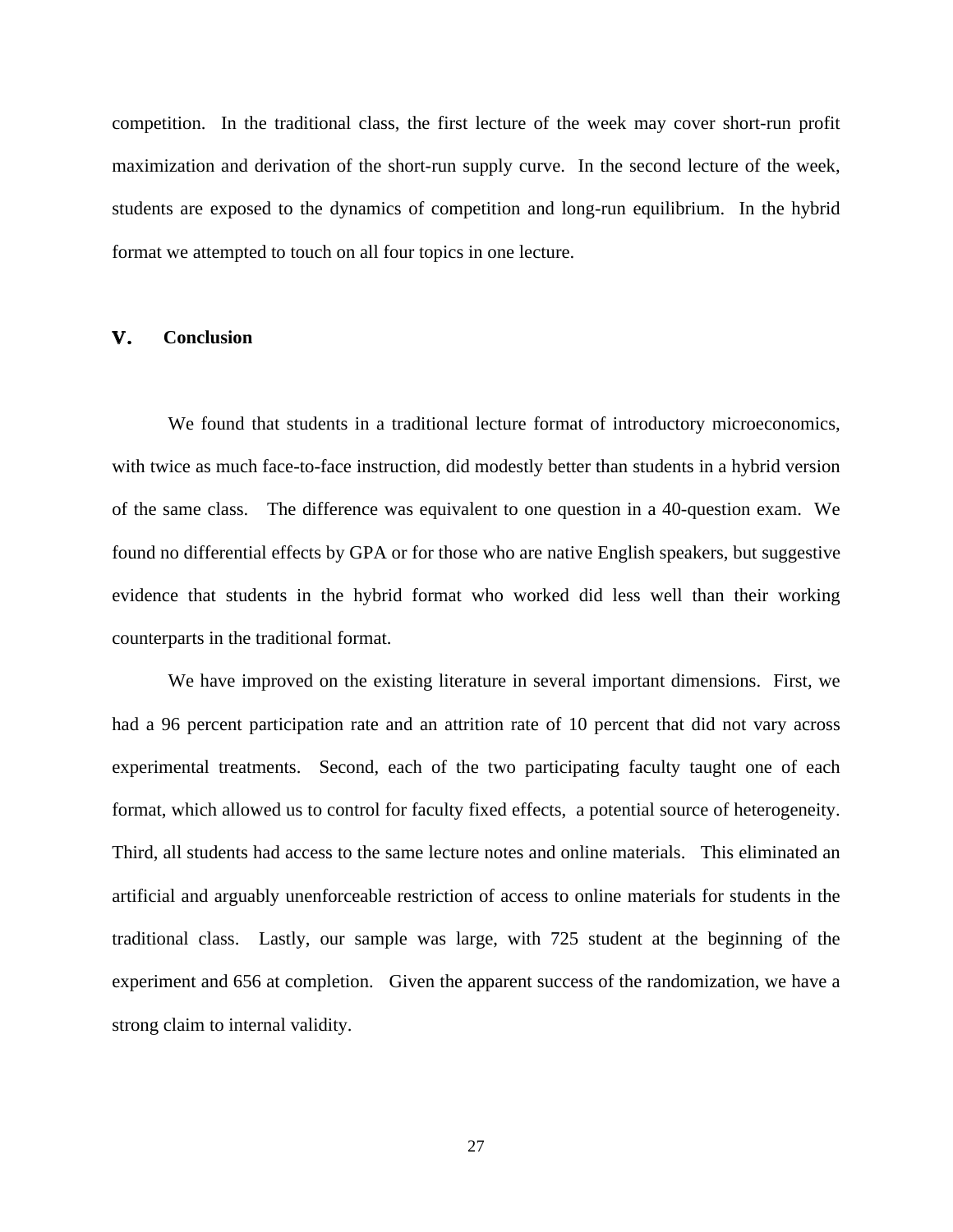competition. In the traditional class, the first lecture of the week may cover short-run profit maximization and derivation of the short-run supply curve. In the second lecture of the week, students are exposed to the dynamics of competition and long-run equilibrium. In the hybrid format we attempted to touch on all four topics in one lecture.

## V. Conclusion

We found that students in a traditional lecture format of introductory microeconomics, with twice as much face-to-face instruction, did modestly better than students in a hybrid version of the same class. The difference was equivalent to one question in a 40-question exam. We found no differential effects by GPA or for those who are native English speakers, but suggestive evidence that students in the hybrid format who worked did less well than their working counterparts in the traditional format.

We have improved on the existing literature in several important dimensions. First, we had a 96 percent participation rate and an attrition rate of 10 percent that did not vary across experimental treatments. Second, each of the two participating faculty taught one of each format, which allowed us to control for faculty fixed effects, a potential source of heterogeneity. Third, all students had access to the same lecture notes and online materials. This eliminated an artificial and arguably unenforceable restriction of access to online materials for students in the traditional class. Lastly, our sample was large, with 725 student at the beginning of the experiment and 656 at completion. Given the apparent success of the randomization, we have a strong claim to internal validity.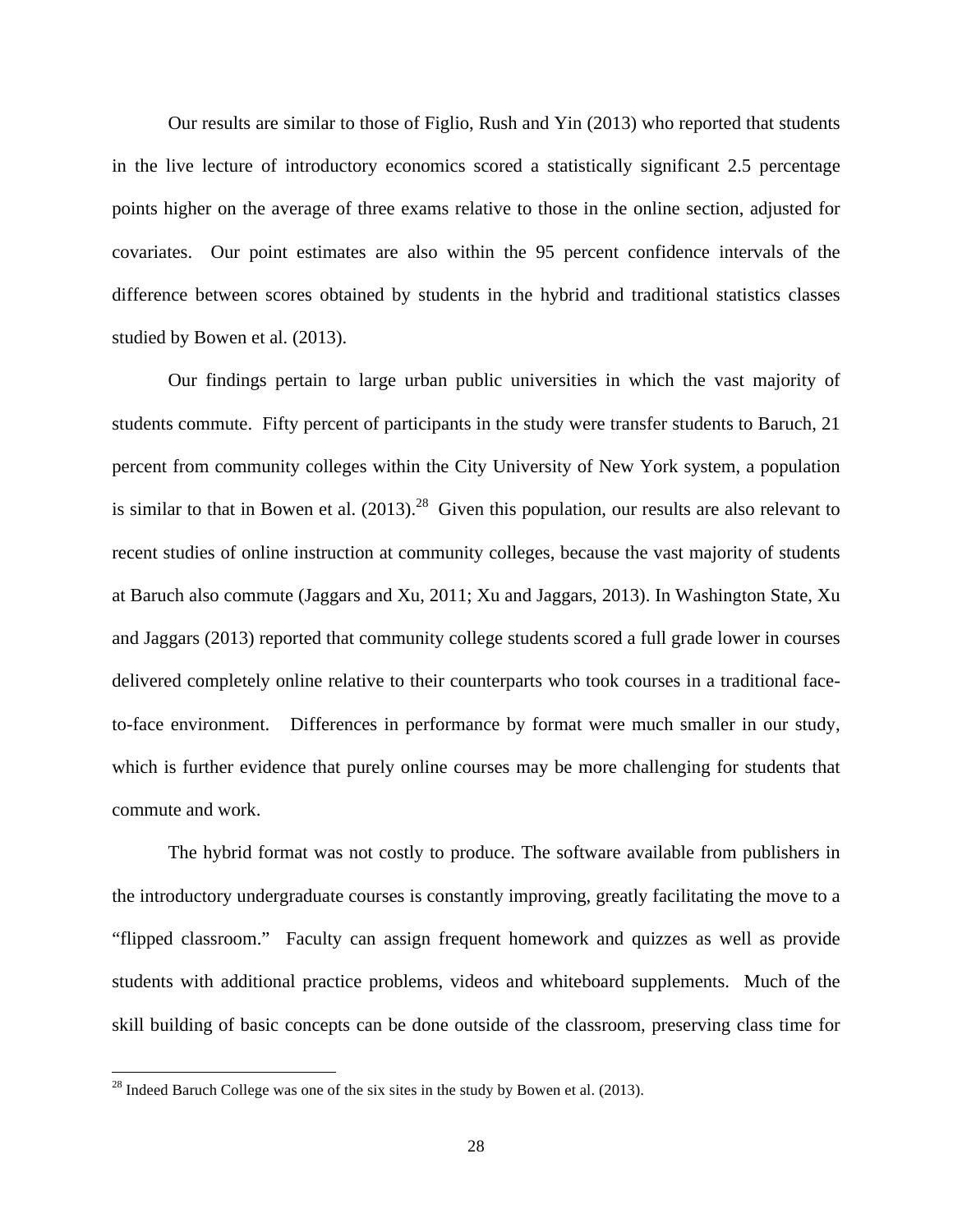Our results are similar to those of Figlio, Rush and Yin (2013) who reported that students in the live lecture of introductory economics scored a statistically significant 2.5 percentage points higher on the average of three exams relative to those in the online section, adjusted for covariates. Our point estimates are also within the 95 percent confidence intervals of the difference between scores obtained by students in the hybrid and traditional statistics classes studied by Bowen et al. (2013).

Our findings pertain to large urban public universities in which the vast majority of students commute. Fifty percent of participants in the study were transfer students to Baruch, 21 percent from community colleges within the City University of New York system, a population is similar to that in Bowen et al. (2013).[28] Given this population, our results are also relevant to recent studies of online instruction at community colleges, because the vast majority of students at Baruch also commute (Jaggars and Xu, 2011; Xu and Jaggars, 2013). In Washington State, Xu and Jaggars (2013) reported that community college students scored a full grade lower in courses delivered completely online relative to their counterparts who took courses in a traditional face-to-face environment. Differences in performance by format were much smaller in our study, which is further evidence that purely online courses may be more challenging for students that commute and work.

The hybrid format was not costly to produce. The software available from publishers in the introductory undergraduate courses is constantly improving, greatly facilitating the move to a "flipped classroom." Faculty can assign frequent homework and quizzes as well as provide students with additional practice problems, videos and whiteboard supplements. Much of the skill building of basic concepts can be done outside of the classroom, preserving class time for

[28] Indeed Baruch College was one of the six sites in the study by Bowen et al. (2013).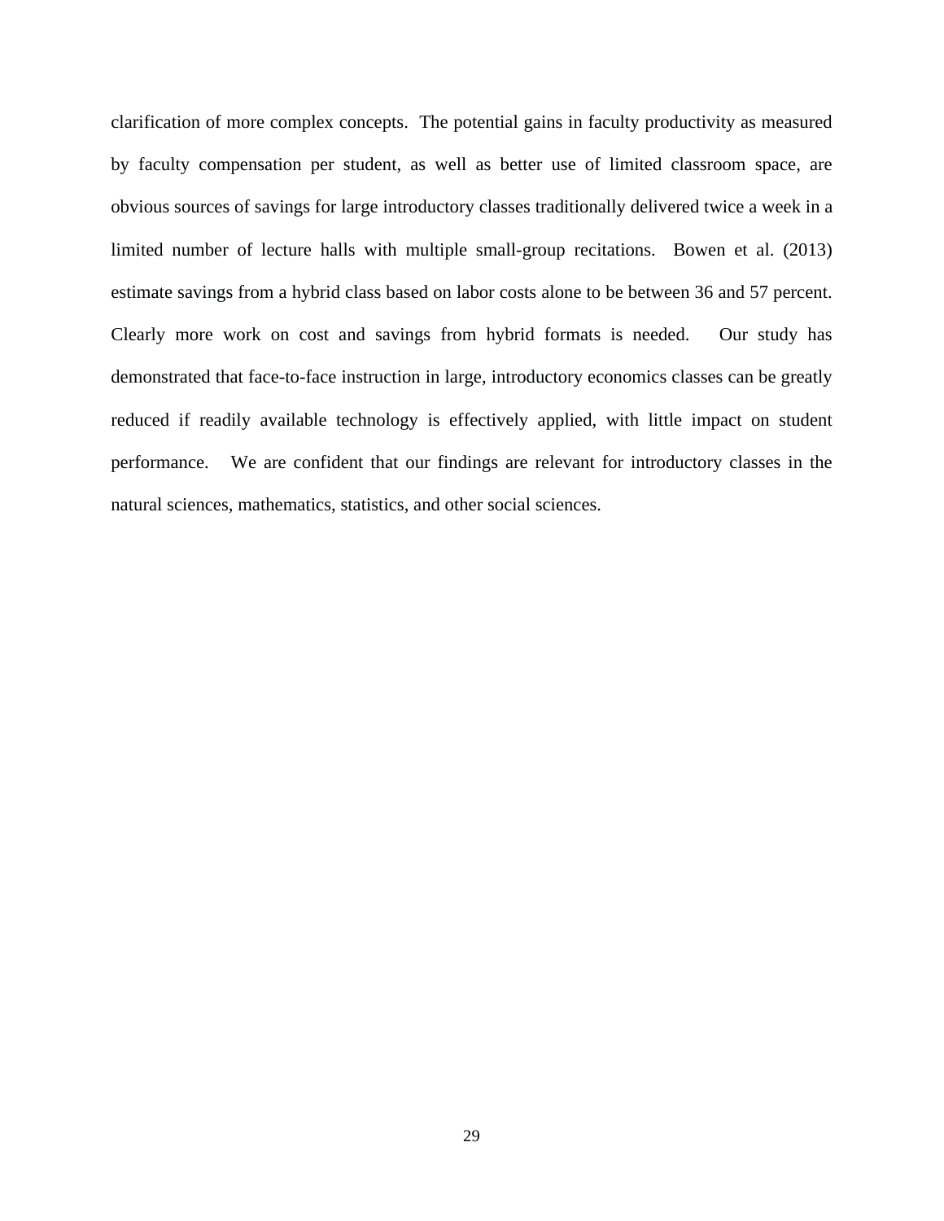clarification of more complex concepts. The potential gains in faculty productivity as measured by faculty compensation per student, as well as better use of limited classroom space, are obvious sources of savings for large introductory classes traditionally delivered twice a week in a limited number of lecture halls with multiple small-group recitations. Bowen et al. (2013) estimate savings from a hybrid class based on labor costs alone to be between 36 and 57 percent. Clearly more work on cost and savings from hybrid formats is needed. Our study has demonstrated that face-to-face instruction in large, introductory economics classes can be greatly reduced if readily available technology is effectively applied, with little impact on student performance. We are confident that our findings are relevant for introductory classes in the natural sciences, mathematics, statistics, and other social sciences.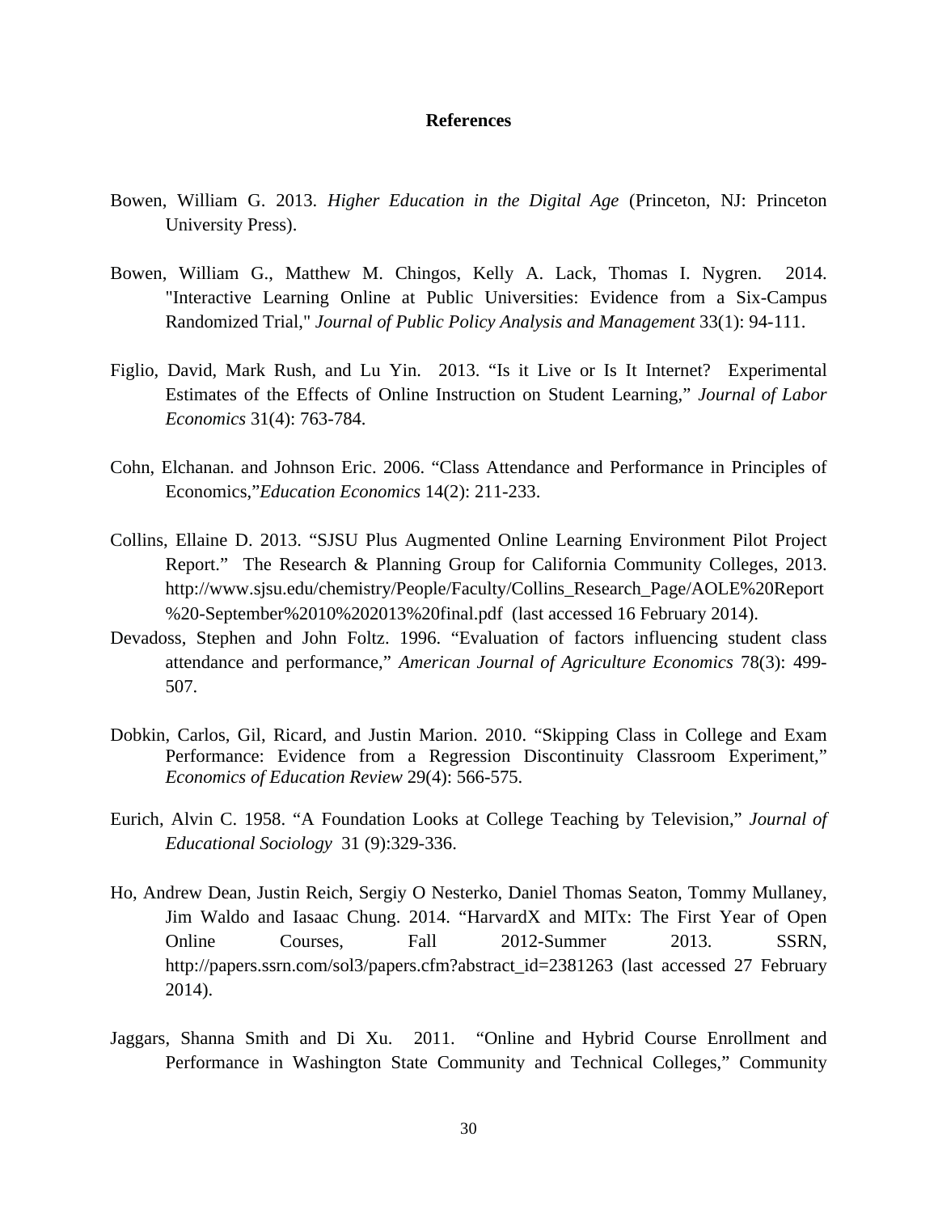## References

Bowen, William G. 2013. *Higher Education in the Digital Age* (Princeton, NJ: Princeton University Press).

Bowen, William G., Matthew M. Chingos, Kelly A. Lack, Thomas I. Nygren. 2014. "Interactive Learning Online at Public Universities: Evidence from a Six-Campus Randomized Trial," *Journal of Public Policy Analysis and Management* 33(1): 94-111.

Figlio, David, Mark Rush, and Lu Yin. 2013. "Is it Live or Is It Internet? Experimental Estimates of the Effects of Online Instruction on Student Learning," *Journal of Labor Economics* 31(4): 763-784.

Cohn, Elchanan. and Johnson Eric. 2006. "Class Attendance and Performance in Principles of Economics,"*Education Economics* 14(2): 211-233.

Collins, Ellaine D. 2013. "SJSU Plus Augmented Online Learning Environment Pilot Project Report." The Research & Planning Group for California Community Colleges, 2013. http://www.sjsu.edu/chemistry/People/Faculty/Collins_Research_Page/AOLE%20Report%20-September%2010%202013%20final.pdf (last accessed 16 February 2014).

Devadoss, Stephen and John Foltz. 1996. "Evaluation of factors influencing student class attendance and performance," *American Journal of Agriculture Economics* 78(3): 499-507.

Dobkin, Carlos, Gil, Ricard, and Justin Marion. 2010. "Skipping Class in College and Exam Performance: Evidence from a Regression Discontinuity Classroom Experiment," *Economics of Education Review* 29(4): 566-575.

Eurich, Alvin C. 1958. "A Foundation Looks at College Teaching by Television," *Journal of Educational Sociology* 31 (9):329-336.

Ho, Andrew Dean, Justin Reich, Sergiy O Nesterko, Daniel Thomas Seaton, Tommy Mullaney, Jim Waldo and Iasaac Chung. 2014. "HarvardX and MITx: The First Year of Open Online Courses, Fall 2012-Summer 2013. SSRN, http://papers.ssrn.com/sol3/papers.cfm?abstract_id=2381263 (last accessed 27 February 2014).

Jaggars, Shanna Smith and Di Xu. 2011. "Online and Hybrid Course Enrollment and Performance in Washington State Community and Technical Colleges," Community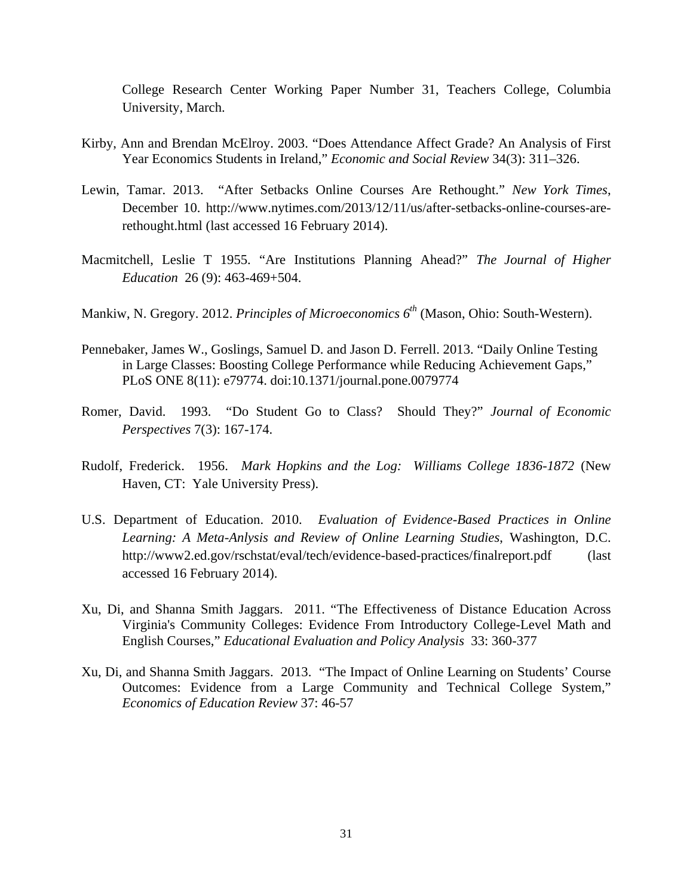College Research Center Working Paper Number 31, Teachers College, Columbia University, March.

Kirby, Ann and Brendan McElroy. 2003. "Does Attendance Affect Grade? An Analysis of First Year Economics Students in Ireland," *Economic and Social Review* 34(3): 311–326.

Lewin, Tamar. 2013. "After Setbacks Online Courses Are Rethought." *New York Times*, December 10. http://www.nytimes.com/2013/12/11/us/after-setbacks-online-courses-are-rethought.html (last accessed 16 February 2014).

Macmitchell, Leslie T 1955. "Are Institutions Planning Ahead?" *The Journal of Higher Education* 26 (9): 463-469+504.

Mankiw, N. Gregory. 2012. *Principles of Microeconomics 6th* (Mason, Ohio: South-Western).

Pennebaker, James W., Goslings, Samuel D. and Jason D. Ferrell. 2013. "Daily Online Testing in Large Classes: Boosting College Performance while Reducing Achievement Gaps," PLoS ONE 8(11): e79774. doi:10.1371/journal.pone.0079774

Romer, David. 1993. "Do Student Go to Class? Should They?" *Journal of Economic Perspectives* 7(3): 167-174.

Rudolf, Frederick. 1956. *Mark Hopkins and the Log: Williams College 1836-1872* (New Haven, CT: Yale University Press).

U.S. Department of Education. 2010. *Evaluation of Evidence-Based Practices in Online Learning: A Meta-Anlysis and Review of Online Learning Studies*, Washington, D.C. http://www2.ed.gov/rschstat/eval/tech/evidence-based-practices/finalreport.pdf (last accessed 16 February 2014).

Xu, Di, and Shanna Smith Jaggars. 2011. "The Effectiveness of Distance Education Across Virginia's Community Colleges: Evidence From Introductory College-Level Math and English Courses," *Educational Evaluation and Policy Analysis* 33: 360-377

Xu, Di, and Shanna Smith Jaggars. 2013. "The Impact of Online Learning on Students' Course Outcomes: Evidence from a Large Community and Technical College System," *Economics of Education Review* 37: 46-57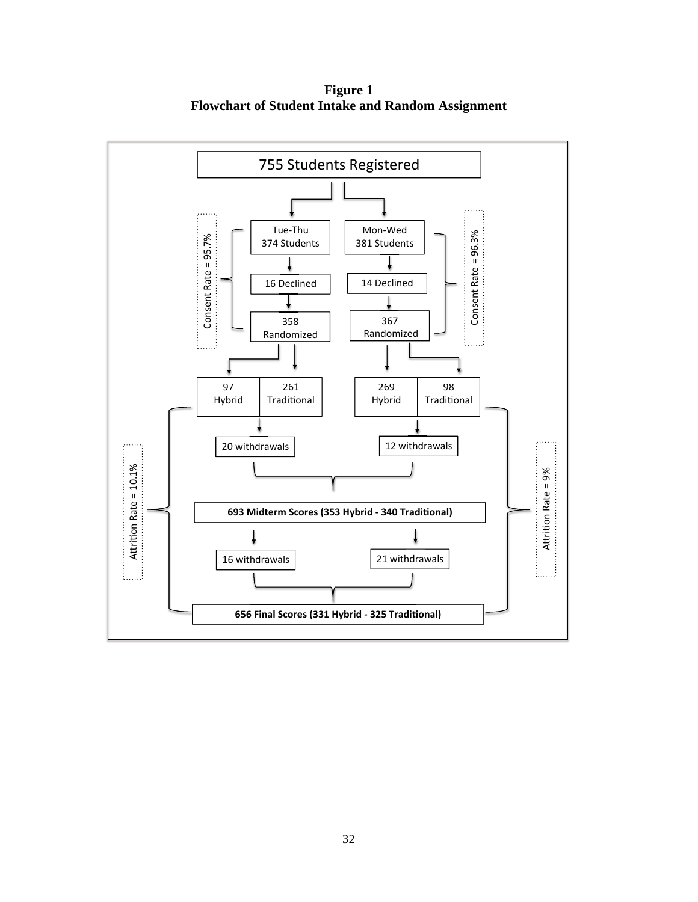**Figure 1**
**Flowchart of Student Intake and Random Assignment**

755 Students Registered

Tue-Thu
374 Students

16 Declined

358
Randomized

Consent Rate = 95.7%

Mon-Wed
381 Students

14 Declined

367
Randomized

Consent Rate = 96.3%

| 97 Hybrid | 261 Traditional |
|---|---|

| 269 Hybrid | 98 Traditional |
|---|---|

20 withdrawals

12 withdrawals

**693 Midterm Scores (353 Hybrid - 340 Traditional)**

16 withdrawals

21 withdrawals

**656 Final Scores (331 Hybrid - 325 Traditional)**

Attrition Rate = 10.1%

Attrition Rate = 9%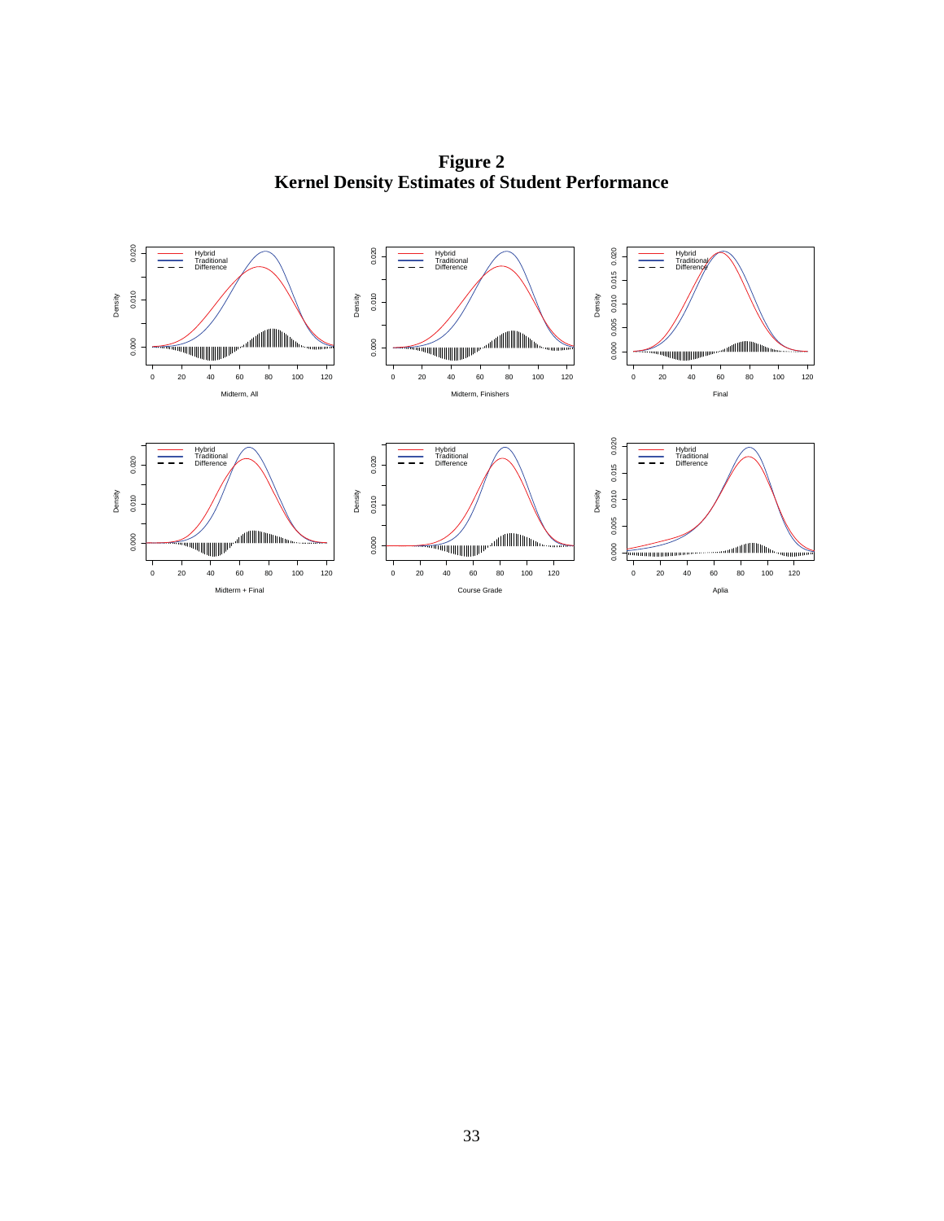**Figure 2**
**Kernel Density Estimates of Student Performance**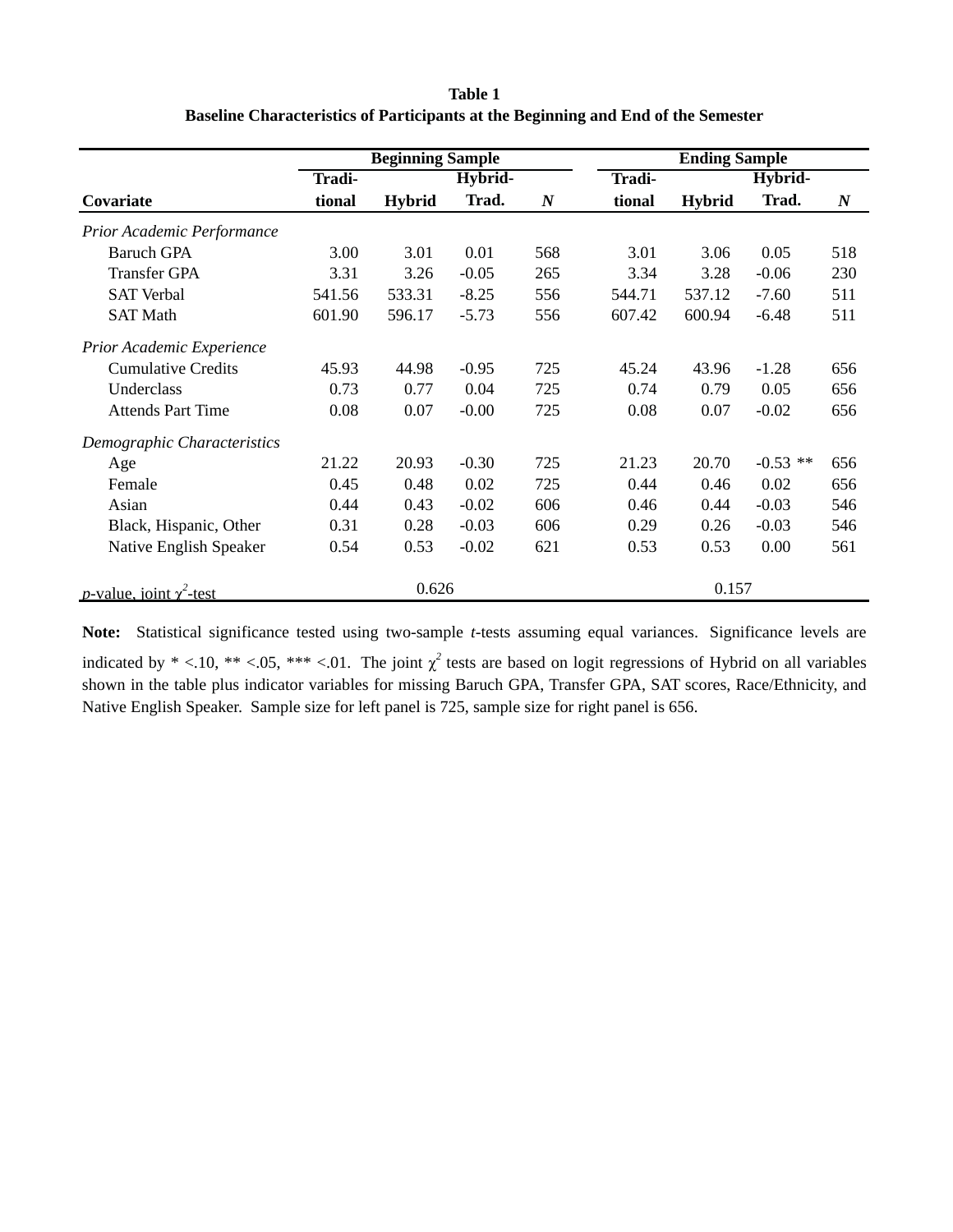**Table 1**
**Baseline Characteristics of Participants at the Beginning and End of the Semester**

| | Beginning Sample | | | | Ending Sample | | | |
|---|---|---|---|---|---|---|---|---|
| **Covariate** | **Traditional** | **Hybrid** | **Hybrid-Trad.** | ***N*** | **Traditional** | **Hybrid** | **Hybrid-Trad.** | ***N*** |
| *Prior Academic Performance* | | | | | | | | |
| Baruch GPA | 3.00 | 3.01 | 0.01 | 568 | 3.01 | 3.06 | 0.05 | 518 |
| Transfer GPA | 3.31 | 3.26 | -0.05 | 265 | 3.34 | 3.28 | -0.06 | 230 |
| SAT Verbal | 541.56 | 533.31 | -8.25 | 556 | 544.71 | 537.12 | -7.60 | 511 |
| SAT Math | 601.90 | 596.17 | -5.73 | 556 | 607.42 | 600.94 | -6.48 | 511 |
| *Prior Academic Experience* | | | | | | | | |
| Cumulative Credits | 45.93 | 44.98 | -0.95 | 725 | 45.24 | 43.96 | -1.28 | 656 |
| Underclass | 0.73 | 0.77 | 0.04 | 725 | 0.74 | 0.79 | 0.05 | 656 |
| Attends Part Time | 0.08 | 0.07 | -0.00 | 725 | 0.08 | 0.07 | -0.02 | 656 |
| *Demographic Characteristics* | | | | | | | | |
| Age | 21.22 | 20.93 | -0.30 | 725 | 21.23 | 20.70 | -0.53 ** | 656 |
| Female | 0.45 | 0.48 | 0.02 | 725 | 0.44 | 0.46 | 0.02 | 656 |
| Asian | 0.44 | 0.43 | -0.02 | 606 | 0.46 | 0.44 | -0.03 | 546 |
| Black, Hispanic, Other | 0.31 | 0.28 | -0.03 | 606 | 0.29 | 0.26 | -0.03 | 546 |
| Native English Speaker | 0.54 | 0.53 | -0.02 | 621 | 0.53 | 0.53 | 0.00 | 561 |
| *p*-value, joint $\chi^2$-test | | 0.626 | | | | 0.157 | | |

**Note:** Statistical significance tested using two-sample *t*-tests assuming equal variances. Significance levels are indicated by * <.10, ** <.05, *** <.01. The joint $\chi^2$ tests are based on logit regressions of Hybrid on all variables shown in the table plus indicator variables for missing Baruch GPA, Transfer GPA, SAT scores, Race/Ethnicity, and Native English Speaker. Sample size for left panel is 725, sample size for right panel is 656.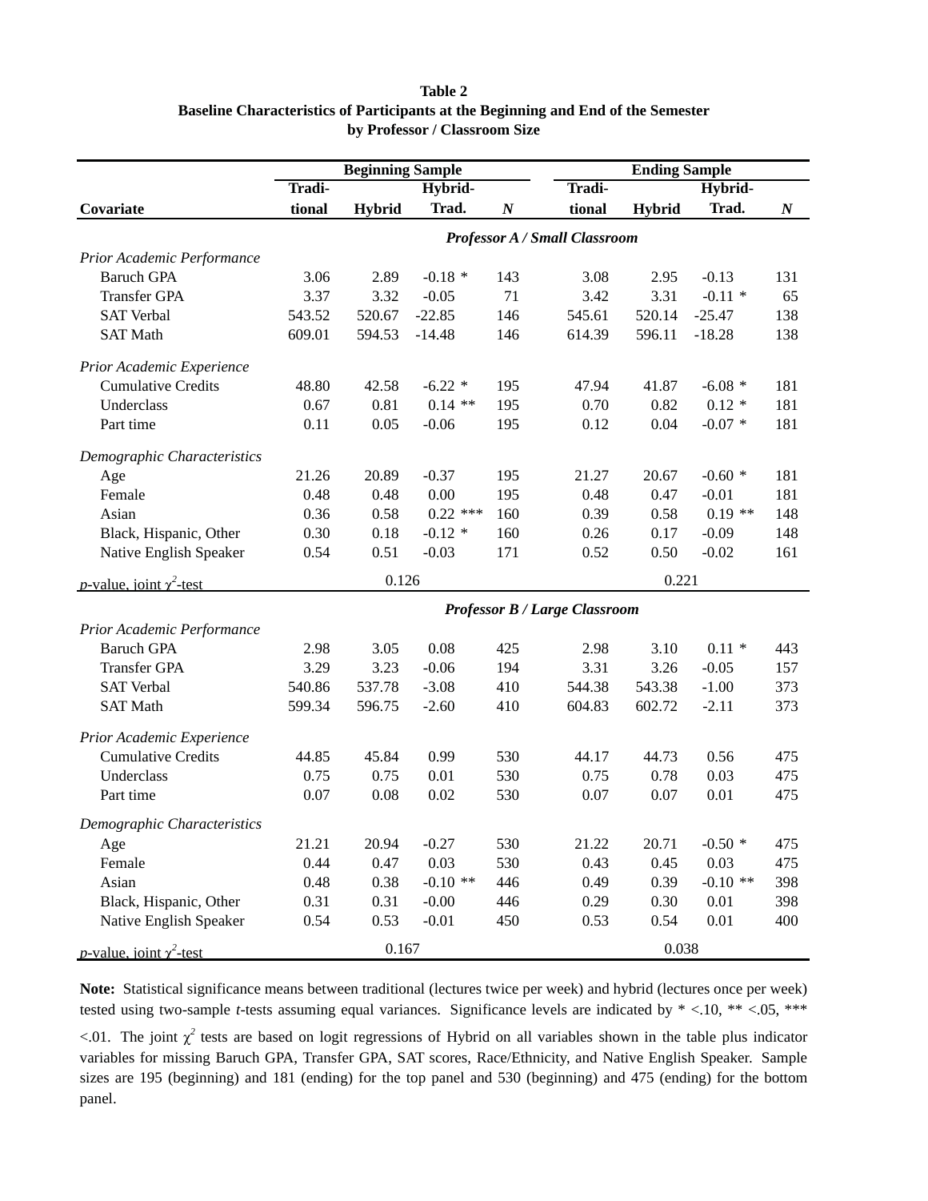**Table 2**
**Baseline Characteristics of Participants at the Beginning and End of the Semester by Professor / Classroom Size**

| | Beginning Sample | | | | Ending Sample | | | |
|---|---|---|---|---|---|---|---|---|
| **Covariate** | **Traditional** | **Hybrid** | **Hybrid-Trad.** | ***N*** | **Traditional** | **Hybrid** | **Hybrid-Trad.** | ***N*** |
| | ***Professor A / Small Classroom*** | | | | | | | |
| *Prior Academic Performance* | | | | | | | | |
| Baruch GPA | 3.06 | 2.89 | -0.18 * | 143 | 3.08 | 2.95 | -0.13 | 131 |
| Transfer GPA | 3.37 | 3.32 | -0.05 | 71 | 3.42 | 3.31 | -0.11 * | 65 |
| SAT Verbal | 543.52 | 520.67 | -22.85 | 146 | 545.61 | 520.14 | -25.47 | 138 |
| SAT Math | 609.01 | 594.53 | -14.48 | 146 | 614.39 | 596.11 | -18.28 | 138 |
| *Prior Academic Experience* | | | | | | | | |
| Cumulative Credits | 48.80 | 42.58 | -6.22 * | 195 | 47.94 | 41.87 | -6.08 * | 181 |
| Underclass | 0.67 | 0.81 | 0.14 ** | 195 | 0.70 | 0.82 | 0.12 * | 181 |
| Part time | 0.11 | 0.05 | -0.06 | 195 | 0.12 | 0.04 | -0.07 * | 181 |
| *Demographic Characteristics* | | | | | | | | |
| Age | 21.26 | 20.89 | -0.37 | 195 | 21.27 | 20.67 | -0.60 * | 181 |
| Female | 0.48 | 0.48 | 0.00 | 195 | 0.48 | 0.47 | -0.01 | 181 |
| Asian | 0.36 | 0.58 | 0.22 *** | 160 | 0.39 | 0.58 | 0.19 ** | 148 |
| Black, Hispanic, Other | 0.30 | 0.18 | -0.12 * | 160 | 0.26 | 0.17 | -0.09 | 148 |
| Native English Speaker | 0.54 | 0.51 | -0.03 | 171 | 0.52 | 0.50 | -0.02 | 161 |
| *p*-value, joint $\chi^2$-test | | 0.126 | | | | 0.221 | | |
| | ***Professor B / Large Classroom*** | | | | | | | |
| *Prior Academic Performance* | | | | | | | | |
| Baruch GPA | 2.98 | 3.05 | 0.08 | 425 | 2.98 | 3.10 | 0.11 * | 443 |
| Transfer GPA | 3.29 | 3.23 | -0.06 | 194 | 3.31 | 3.26 | -0.05 | 157 |
| SAT Verbal | 540.86 | 537.78 | -3.08 | 410 | 544.38 | 543.38 | -1.00 | 373 |
| SAT Math | 599.34 | 596.75 | -2.60 | 410 | 604.83 | 602.72 | -2.11 | 373 |
| *Prior Academic Experience* | | | | | | | | |
| Cumulative Credits | 44.85 | 45.84 | 0.99 | 530 | 44.17 | 44.73 | 0.56 | 475 |
| Underclass | 0.75 | 0.75 | 0.01 | 530 | 0.75 | 0.78 | 0.03 | 475 |
| Part time | 0.07 | 0.08 | 0.02 | 530 | 0.07 | 0.07 | 0.01 | 475 |
| *Demographic Characteristics* | | | | | | | | |
| Age | 21.21 | 20.94 | -0.27 | 530 | 21.22 | 20.71 | -0.50 * | 475 |
| Female | 0.44 | 0.47 | 0.03 | 530 | 0.43 | 0.45 | 0.03 | 475 |
| Asian | 0.48 | 0.38 | -0.10 ** | 446 | 0.49 | 0.39 | -0.10 ** | 398 |
| Black, Hispanic, Other | 0.31 | 0.31 | -0.00 | 446 | 0.29 | 0.30 | 0.01 | 398 |
| Native English Speaker | 0.54 | 0.53 | -0.01 | 450 | 0.53 | 0.54 | 0.01 | 400 |
| *p*-value, joint $\chi^2$-test | | 0.167 | | | | 0.038 | | |

**Note:** Statistical significance means between traditional (lectures twice per week) and hybrid (lectures once per week) tested using two-sample *t*-tests assuming equal variances. Significance levels are indicated by * <.10, ** <.05, *** <.01. The joint $\chi^2$ tests are based on logit regressions of Hybrid on all variables shown in the table plus indicator variables for missing Baruch GPA, Transfer GPA, SAT scores, Race/Ethnicity, and Native English Speaker. Sample sizes are 195 (beginning) and 181 (ending) for the top panel and 530 (beginning) and 475 (ending) for the bottom panel.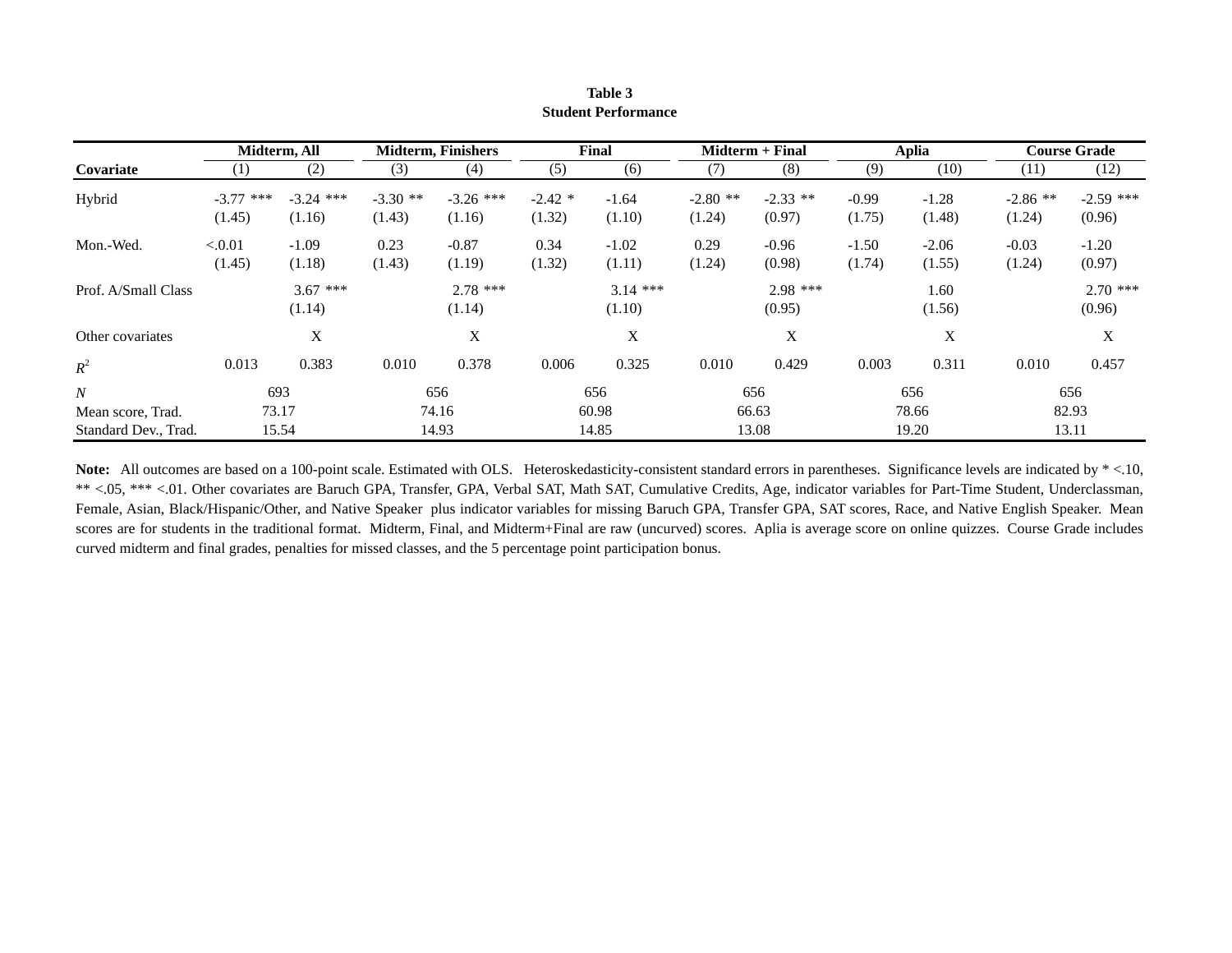**Table 3**
**Student Performance**

| Covariate | Midterm, All | | Midterm, Finishers | | Final | | Midterm + Final | | Aplia | | Course Grade | |
|---|---|---|---|---|---|---|---|---|---|---|---|---|
| | (1) | (2) | (3) | (4) | (5) | (6) | (7) | (8) | (9) | (10) | (11) | (12) |
| Hybrid | -3.77 *** | -3.24 *** | -3.30 ** | -3.26 *** | -2.42 * | -1.64 | -2.80 ** | -2.33 ** | -0.99 | -1.28 | -2.86 ** | -2.59 *** |
| | (1.45) | (1.16) | (1.43) | (1.16) | (1.32) | (1.10) | (1.24) | (0.97) | (1.75) | (1.48) | (1.24) | (0.96) |
| Mon.-Wed. | <.0.01 | -1.09 | 0.23 | -0.87 | 0.34 | -1.02 | 0.29 | -0.96 | -1.50 | -2.06 | -0.03 | -1.20 |
| | (1.45) | (1.18) | (1.43) | (1.19) | (1.32) | (1.11) | (1.24) | (0.98) | (1.74) | (1.55) | (1.24) | (0.97) |
| Prof. A/Small Class | | 3.67 *** | | 2.78 *** | | 3.14 *** | | 2.98 *** | | 1.60 | | 2.70 *** |
| | | (1.14) | | (1.14) | | (1.10) | | (0.95) | | (1.56) | | (0.96) |
| Other covariates | | X | | X | | X | | X | | X | | X |
| $R^2$ | 0.013 | 0.383 | 0.010 | 0.378 | 0.006 | 0.325 | 0.010 | 0.429 | 0.003 | 0.311 | 0.010 | 0.457 |
| *N* | 693 | | 656 | | 656 | | 656 | | 656 | | 656 | |
| Mean score, Trad. | 73.17 | | 74.16 | | 60.98 | | 66.63 | | 78.66 | | 82.93 | |
| Standard Dev., Trad. | 15.54 | | 14.93 | | 14.85 | | 13.08 | | 19.20 | | 13.11 | |

**Note:** All outcomes are based on a 100-point scale. Estimated with OLS. Heteroskedasticity-consistent standard errors in parentheses. Significance levels are indicated by * <.10, ** <.05, *** <.01. Other covariates are Baruch GPA, Transfer, GPA, Verbal SAT, Math SAT, Cumulative Credits, Age, indicator variables for Part-Time Student, Underclassman, Female, Asian, Black/Hispanic/Other, and Native Speaker plus indicator variables for missing Baruch GPA, Transfer GPA, SAT scores, Race, and Native English Speaker. Mean scores are for students in the traditional format. Midterm, Final, and Midterm+Final are raw (uncurved) scores. Aplia is average score on online quizzes. Course Grade includes curved midterm and final grades, penalties for missed classes, and the 5 percentage point participation bonus.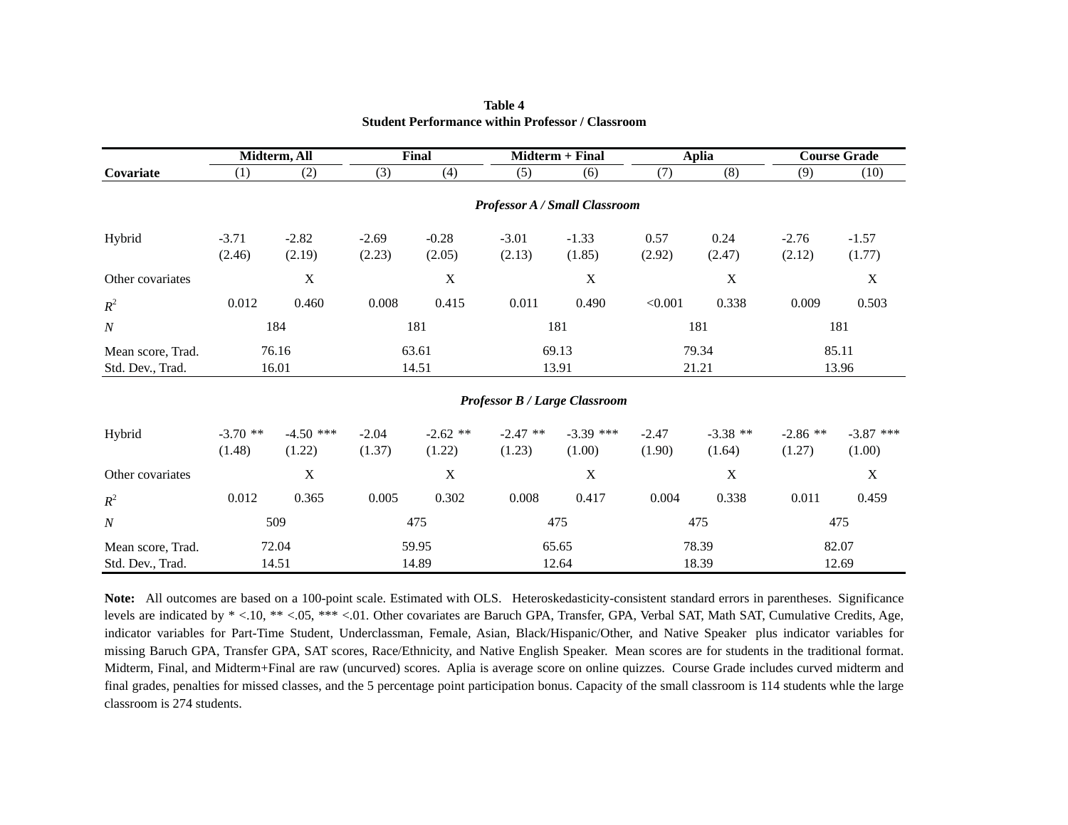**Table 4**
**Student Performance within Professor / Classroom**

| Covariate | Midterm, All (1) | Midterm, All (2) | Final (3) | Final (4) | Midterm + Final (5) | Midterm + Final (6) | Aplia (7) | Aplia (8) | Course Grade (9) | Course Grade (10) |
|---|---|---|---|---|---|---|---|---|---|---|
| ***Professor A / Small Classroom*** | | | | | | | | | | |
| Hybrid | -3.71 | -2.82 | -2.69 | -0.28 | -3.01 | -1.33 | 0.57 | 0.24 | -2.76 | -1.57 |
| | (2.46) | (2.19) | (2.23) | (2.05) | (2.13) | (1.85) | (2.92) | (2.47) | (2.12) | (1.77) |
| Other covariates | | X | | X | | X | | X | | X |
| $R^2$ | 0.012 | 0.460 | 0.008 | 0.415 | 0.011 | 0.490 | <0.001 | 0.338 | 0.009 | 0.503 |
| *N* | 184 | | 181 | | 181 | | 181 | | 181 | |
| Mean score, Trad. | 76.16 | | 63.61 | | 69.13 | | 79.34 | | 85.11 | |
| Std. Dev., Trad. | 16.01 | | 14.51 | | 13.91 | | 21.21 | | 13.96 | |
| ***Professor B / Large Classroom*** | | | | | | | | | | |
| Hybrid | -3.70 ** | -4.50 *** | -2.04 | -2.62 ** | -2.47 ** | -3.39 *** | -2.47 | -3.38 ** | -2.86 ** | -3.87 *** |
| | (1.48) | (1.22) | (1.37) | (1.22) | (1.23) | (1.00) | (1.90) | (1.64) | (1.27) | (1.00) |
| Other covariates | | X | | X | | X | | X | | X |
| $R^2$ | 0.012 | 0.365 | 0.005 | 0.302 | 0.008 | 0.417 | 0.004 | 0.338 | 0.011 | 0.459 |
| *N* | 509 | | 475 | | 475 | | 475 | | 475 | |
| Mean score, Trad. | 72.04 | | 59.95 | | 65.65 | | 78.39 | | 82.07 | |
| Std. Dev., Trad. | 14.51 | | 14.89 | | 12.64 | | 18.39 | | 12.69 | |

**Note:** All outcomes are based on a 100-point scale. Estimated with OLS. Heteroskedasticity-consistent standard errors in parentheses. Significance levels are indicated by * <.10, ** <.05, *** <.01. Other covariates are Baruch GPA, Transfer, GPA, Verbal SAT, Math SAT, Cumulative Credits, Age, indicator variables for Part-Time Student, Underclassman, Female, Asian, Black/Hispanic/Other, and Native Speaker plus indicator variables for missing Baruch GPA, Transfer GPA, SAT scores, Race/Ethnicity, and Native English Speaker. Mean scores are for students in the traditional format. Midterm, Final, and Midterm+Final are raw (uncurved) scores. Aplia is average score on online quizzes. Course Grade includes curved midterm and final grades, penalties for missed classes, and the 5 percentage point participation bonus. Capacity of the small classroom is 114 students whle the large classroom is 274 students.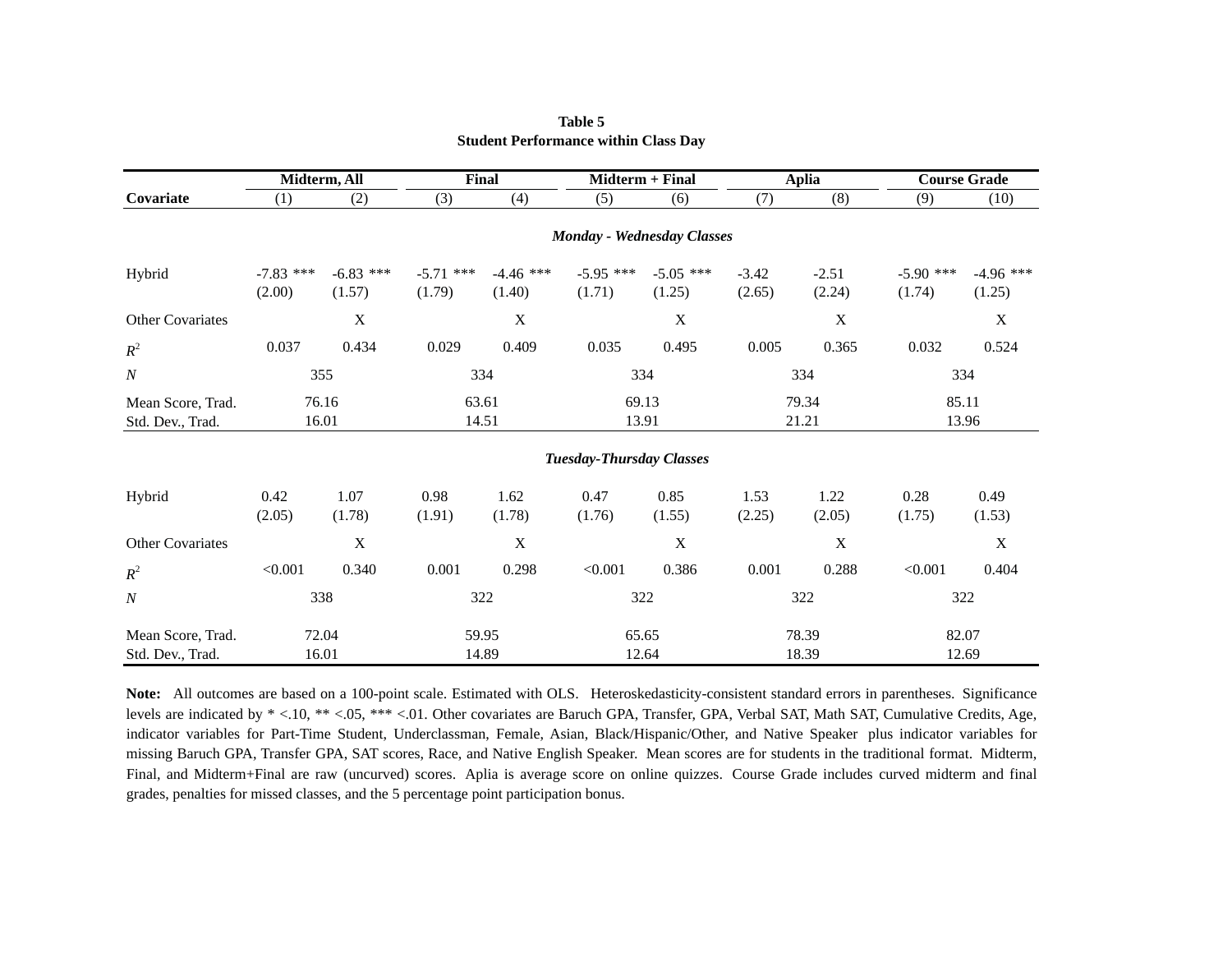**Table 5**
**Student Performance within Class Day**

| Covariate | Midterm, All (1) | Midterm, All (2) | Final (3) | Final (4) | Midterm + Final (5) | Midterm + Final (6) | Aplia (7) | Aplia (8) | Course Grade (9) | Course Grade (10) |
|---|---|---|---|---|---|---|---|---|---|---|
| ***Monday - Wednesday Classes*** | | | | | | | | | | |
| Hybrid | -7.83 *** | -6.83 *** | -5.71 *** | -4.46 *** | -5.95 *** | -5.05 *** | -3.42 | -2.51 | -5.90 *** | -4.96 *** |
| | (2.00) | (1.57) | (1.79) | (1.40) | (1.71) | (1.25) | (2.65) | (2.24) | (1.74) | (1.25) |
| Other Covariates | | X | | X | | X | | X | | X |
| $R^2$ | 0.037 | 0.434 | 0.029 | 0.409 | 0.035 | 0.495 | 0.005 | 0.365 | 0.032 | 0.524 |
| $N$ | 355 | | 334 | | 334 | | 334 | | 334 | |
| Mean Score, Trad. | 76.16 | | 63.61 | | 69.13 | | 79.34 | | 85.11 | |
| Std. Dev., Trad. | 16.01 | | 14.51 | | 13.91 | | 21.21 | | 13.96 | |
| ***Tuesday-Thursday Classes*** | | | | | | | | | | |
| Hybrid | 0.42 | 1.07 | 0.98 | 1.62 | 0.47 | 0.85 | 1.53 | 1.22 | 0.28 | 0.49 |
| | (2.05) | (1.78) | (1.91) | (1.78) | (1.76) | (1.55) | (2.25) | (2.05) | (1.75) | (1.53) |
| Other Covariates | | X | | X | | X | | X | | X |
| $R^2$ | <0.001 | 0.340 | 0.001 | 0.298 | <0.001 | 0.386 | 0.001 | 0.288 | <0.001 | 0.404 |
| $N$ | 338 | | 322 | | 322 | | 322 | | 322 | |
| Mean Score, Trad. | 72.04 | | 59.95 | | 65.65 | | 78.39 | | 82.07 | |
| Std. Dev., Trad. | 16.01 | | 14.89 | | 12.64 | | 18.39 | | 12.69 | |

**Note:** All outcomes are based on a 100-point scale. Estimated with OLS. Heteroskedasticity-consistent standard errors in parentheses. Significance levels are indicated by * <.10, ** <.05, *** <.01. Other covariates are Baruch GPA, Transfer, GPA, Verbal SAT, Math SAT, Cumulative Credits, Age, indicator variables for Part-Time Student, Underclassman, Female, Asian, Black/Hispanic/Other, and Native Speaker plus indicator variables for missing Baruch GPA, Transfer GPA, SAT scores, Race, and Native English Speaker. Mean scores are for students in the traditional format. Midterm, Final, and Midterm+Final are raw (uncurved) scores. Aplia is average score on online quizzes. Course Grade includes curved midterm and final grades, penalties for missed classes, and the 5 percentage point participation bonus.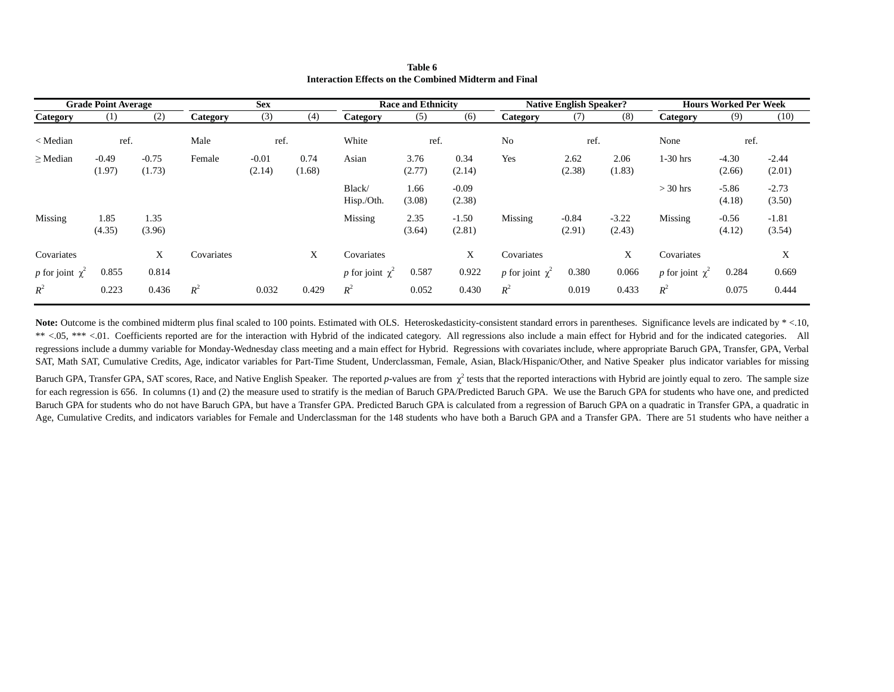**Table 6**
**Interaction Effects on the Combined Midterm and Final**

| Grade Point Average | | | Sex | | | Race and Ethnicity | | | Native English Speaker? | | | Hours Worked Per Week | | |
|---|---|---|---|---|---|---|---|---|---|---|---|---|---|---|
| **Category** | (1) | (2) | **Category** | (3) | (4) | **Category** | (5) | (6) | **Category** | (7) | (8) | **Category** | (9) | (10) |
| < Median | ref. | | Male | ref. | | White | ref. | | No | ref. | | None | ref. | |
| ≥ Median | -0.49 | -0.75 | Female | -0.01 | 0.74 | Asian | 3.76 | 0.34 | Yes | 2.62 | 2.06 | 1-30 hrs | -4.30 | -2.44 |
| | (1.97) | (1.73) | | (2.14) | (1.68) | | (2.77) | (2.14) | | (2.38) | (1.83) | | (2.66) | (2.01) |
| | | | | | | Black/ Hisp./Oth. | 1.66 | -0.09 | | | | > 30 hrs | -5.86 | -2.73 |
| | | | | | | | (3.08) | (2.38) | | | | | (4.18) | (3.50) |
| Missing | 1.85 | 1.35 | | | | Missing | 2.35 | -1.50 | Missing | -0.84 | -3.22 | Missing | -0.56 | -1.81 |
| | (4.35) | (3.96) | | | | | (3.64) | (2.81) | | (2.91) | (2.43) | | (4.12) | (3.54) |
| Covariates | | X | Covariates | | X | Covariates | | X | Covariates | | X | Covariates | | X |
| *p* for joint $\chi^2$ | 0.855 | 0.814 | | | | *p* for joint $\chi^2$ | 0.587 | 0.922 | *p* for joint $\chi^2$ | 0.380 | 0.066 | *p* for joint $\chi^2$ | 0.284 | 0.669 |
| $R^2$ | 0.223 | 0.436 | $R^2$ | 0.032 | 0.429 | $R^2$ | 0.052 | 0.430 | $R^2$ | 0.019 | 0.433 | $R^2$ | 0.075 | 0.444 |

**Note:** Outcome is the combined midterm plus final scaled to 100 points. Estimated with OLS. Heteroskedasticity-consistent standard errors in parentheses. Significance levels are indicated by * <.10, ** <.05, *** <.01. Coefficients reported are for the interaction with Hybrid of the indicated category. All regressions also include a main effect for Hybrid and for the indicated categories. All regressions include a dummy variable for Monday-Wednesday class meeting and a main effect for Hybrid. Regressions with covariates include, where appropriate Baruch GPA, Transfer, GPA, Verbal SAT, Math SAT, Cumulative Credits, Age, indicator variables for Part-Time Student, Underclassman, Female, Asian, Black/Hispanic/Other, and Native Speaker plus indicator variables for missing Baruch GPA, Transfer GPA, SAT scores, Race, and Native English Speaker. The reported *p*-values are from $\chi^2$ tests that the reported interactions with Hybrid are jointly equal to zero. The sample size for each regression is 656. In columns (1) and (2) the measure used to stratify is the median of Baruch GPA/Predicted Baruch GPA. We use the Baruch GPA for students who have one, and predicted Baruch GPA for students who do not have Baruch GPA, but have a Transfer GPA. Predicted Baruch GPA is calculated from a regression of Baruch GPA on a quadratic in Transfer GPA, a quadratic in Age, Cumulative Credits, and indicators variables for Female and Underclassman for the 148 students who have both a Baruch GPA and a Transfer GPA. There are 51 students who have neither a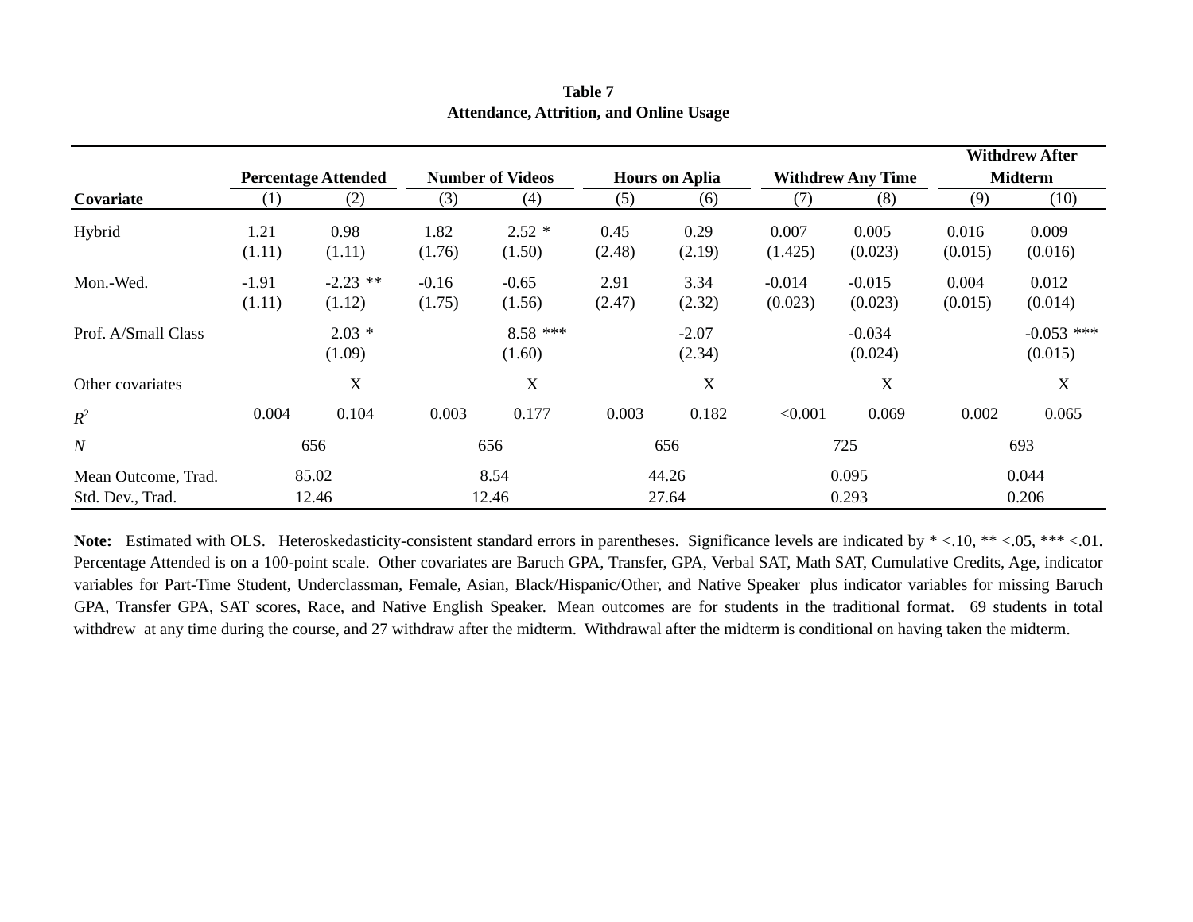**Table 7**
**Attendance, Attrition, and Online Usage**

| Covariate | Percentage Attended | | Number of Videos | | Hours on Aplia | | Withdrew Any Time | | Withdrew After Midterm | |
|---|---|---|---|---|---|---|---|---|---|---|
| | (1) | (2) | (3) | (4) | (5) | (6) | (7) | (8) | (9) | (10) |
| Hybrid | 1.21 | 0.98 | 1.82 | 2.52 * | 0.45 | 0.29 | 0.007 | 0.005 | 0.016 | 0.009 |
| | (1.11) | (1.11) | (1.76) | (1.50) | (2.48) | (2.19) | (1.425) | (0.023) | (0.015) | (0.016) |
| Mon.-Wed. | -1.91 | -2.23 ** | -0.16 | -0.65 | 2.91 | 3.34 | -0.014 | -0.015 | 0.004 | 0.012 |
| | (1.11) | (1.12) | (1.75) | (1.56) | (2.47) | (2.32) | (0.023) | (0.023) | (0.015) | (0.014) |
| Prof. A/Small Class | | 2.03 * | | 8.58 *** | | -2.07 | | -0.034 | | -0.053 *** |
| | | (1.09) | | (1.60) | | (2.34) | | (0.024) | | (0.015) |
| Other covariates | | X | | X | | X | | X | | X |
| $R^2$ | 0.004 | 0.104 | 0.003 | 0.177 | 0.003 | 0.182 | <0.001 | 0.069 | 0.002 | 0.065 |
| $N$ | 656 | | 656 | | 656 | | 725 | | 693 | |
| Mean Outcome, Trad. | 85.02 | | 8.54 | | 44.26 | | 0.095 | | 0.044 | |
| Std. Dev., Trad. | 12.46 | | 12.46 | | 27.64 | | 0.293 | | 0.206 | |

**Note:** Estimated with OLS. Heteroskedasticity-consistent standard errors in parentheses. Significance levels are indicated by * <.10, ** <.05, *** <.01. Percentage Attended is on a 100-point scale. Other covariates are Baruch GPA, Transfer, GPA, Verbal SAT, Math SAT, Cumulative Credits, Age, indicator variables for Part-Time Student, Underclassman, Female, Asian, Black/Hispanic/Other, and Native Speaker plus indicator variables for missing Baruch GPA, Transfer GPA, SAT scores, Race, and Native English Speaker. Mean outcomes are for students in the traditional format. 69 students in total withdrew at any time during the course, and 27 withdraw after the midterm. Withdrawal after the midterm is conditional on having taken the midterm.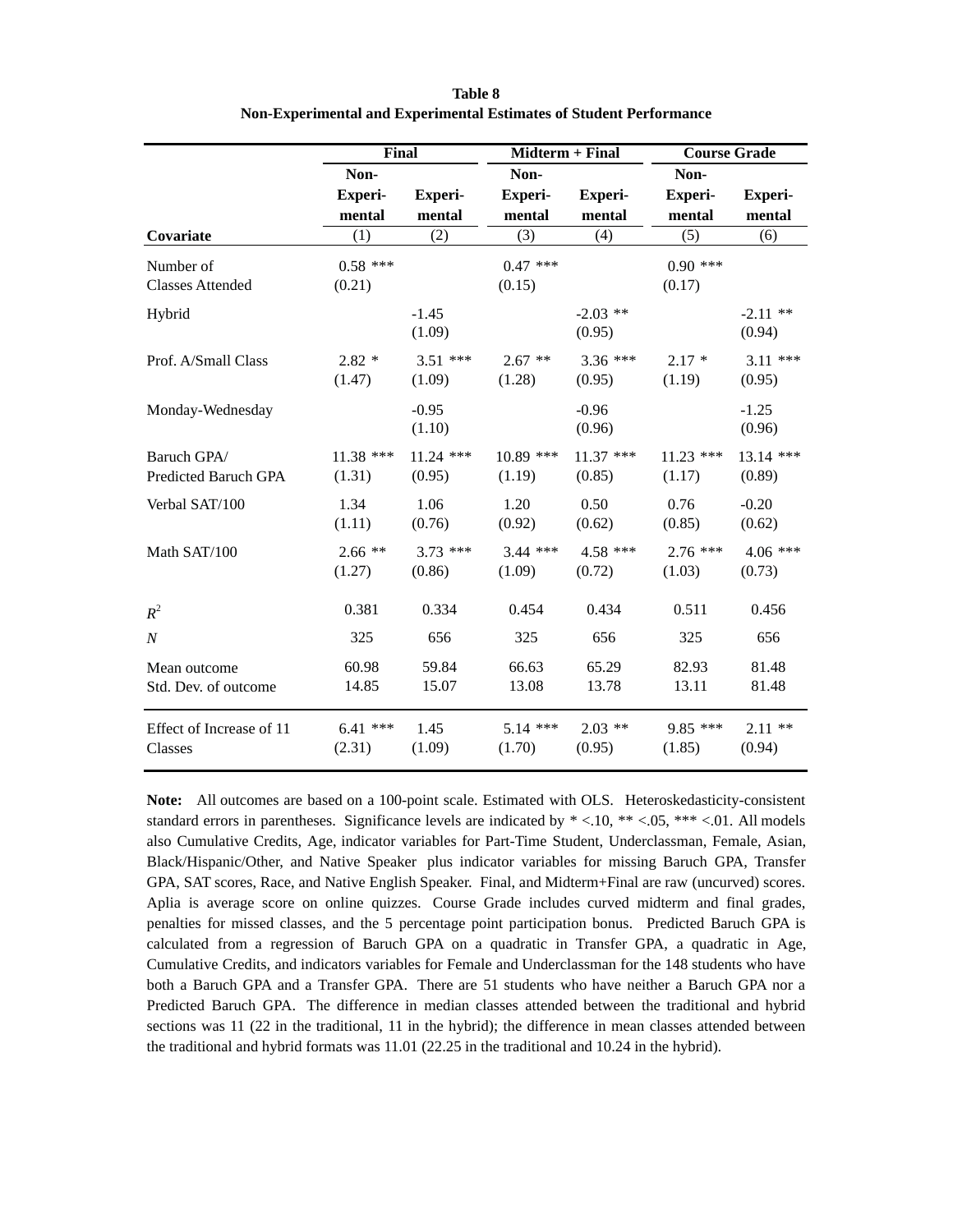**Table 8**
**Non-Experimental and Experimental Estimates of Student Performance**

| | Final | | Midterm + Final | | Course Grade | |
|---|---|---|---|---|---|---|
| | Non-Experimental | Experimental | Non-Experimental | Experimental | Non-Experimental | Experimental |
| **Covariate** | (1) | (2) | (3) | (4) | (5) | (6) |
| Number of Classes Attended | 0.58 *** (0.21) | | 0.47 *** (0.15) | | 0.90 *** (0.17) | |
| Hybrid | | -1.45 (1.09) | | -2.03 ** (0.95) | | -2.11 ** (0.94) |
| Prof. A/Small Class | 2.82 * (1.47) | 3.51 *** (1.09) | 2.67 ** (1.28) | 3.36 *** (0.95) | 2.17 * (1.19) | 3.11 *** (0.95) |
| Monday-Wednesday | | -0.95 (1.10) | | -0.96 (0.96) | | -1.25 (0.96) |
| Baruch GPA/ Predicted Baruch GPA | 11.38 *** (1.31) | 11.24 *** (0.95) | 10.89 *** (1.19) | 11.37 *** (0.85) | 11.23 *** (1.17) | 13.14 *** (0.89) |
| Verbal SAT/100 | 1.34 (1.11) | 1.06 (0.76) | 1.20 (0.92) | 0.50 (0.62) | 0.76 (0.85) | -0.20 (0.62) |
| Math SAT/100 | 2.66 ** (1.27) | 3.73 *** (0.86) | 3.44 *** (1.09) | 4.58 *** (0.72) | 2.76 *** (1.03) | 4.06 *** (0.73) |
| $R^2$ | 0.381 | 0.334 | 0.454 | 0.434 | 0.511 | 0.456 |
| $N$ | 325 | 656 | 325 | 656 | 325 | 656 |
| Mean outcome | 60.98 | 59.84 | 66.63 | 65.29 | 82.93 | 81.48 |
| Std. Dev. of outcome | 14.85 | 15.07 | 13.08 | 13.78 | 13.11 | 81.48 |
| Effect of Increase of 11 Classes | 6.41 *** (2.31) | 1.45 (1.09) | 5.14 *** (1.70) | 2.03 ** (0.95) | 9.85 *** (1.85) | 2.11 ** (0.94) |

**Note:** All outcomes are based on a 100-point scale. Estimated with OLS. Heteroskedasticity-consistent standard errors in parentheses. Significance levels are indicated by * <.10, ** <.05, *** <.01. All models also Cumulative Credits, Age, indicator variables for Part-Time Student, Underclassman, Female, Asian, Black/Hispanic/Other, and Native Speaker plus indicator variables for missing Baruch GPA, Transfer GPA, SAT scores, Race, and Native English Speaker. Final, and Midterm+Final are raw (uncurved) scores. Aplia is average score on online quizzes. Course Grade includes curved midterm and final grades, penalties for missed classes, and the 5 percentage point participation bonus. Predicted Baruch GPA is calculated from a regression of Baruch GPA on a quadratic in Transfer GPA, a quadratic in Age, Cumulative Credits, and indicators variables for Female and Underclassman for the 148 students who have both a Baruch GPA and a Transfer GPA. There are 51 students who have neither a Baruch GPA nor a Predicted Baruch GPA. The difference in median classes attended between the traditional and hybrid sections was 11 (22 in the traditional, 11 in the hybrid); the difference in mean classes attended between the traditional and hybrid formats was 11.01 (22.25 in the traditional and 10.24 in the hybrid).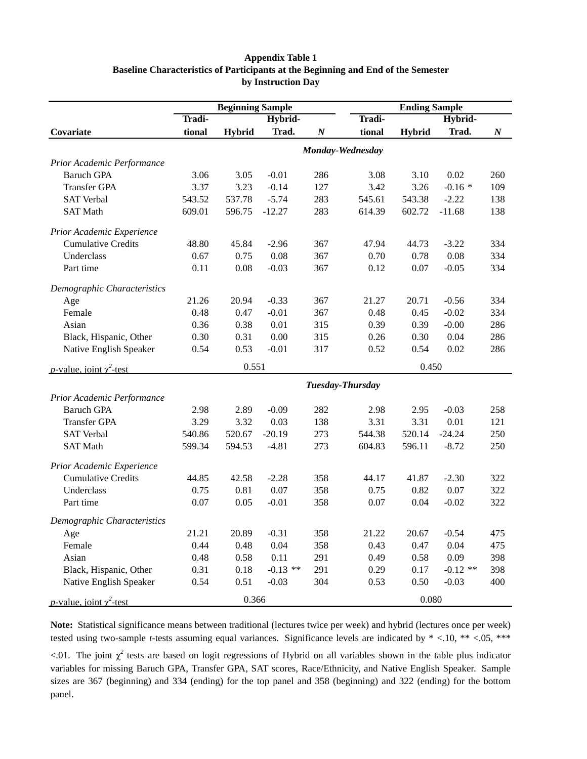**Appendix Table 1**
**Baseline Characteristics of Participants at the Beginning and End of the Semester by Instruction Day**

| | Beginning Sample | | | | Ending Sample | | | |
|---|---|---|---|---|---|---|---|---|
| **Covariate** | **Traditional** | **Hybrid** | **Hybrid-Trad.** | ***N*** | **Traditional** | **Hybrid** | **Hybrid-Trad.** | ***N*** |
| | | | | ***Monday-Wednesday*** | | | | |
| *Prior Academic Performance* | | | | | | | | |
| Baruch GPA | 3.06 | 3.05 | -0.01 | 286 | 3.08 | 3.10 | 0.02 | 260 |
| Transfer GPA | 3.37 | 3.23 | -0.14 | 127 | 3.42 | 3.26 | -0.16 * | 109 |
| SAT Verbal | 543.52 | 537.78 | -5.74 | 283 | 545.61 | 543.38 | -2.22 | 138 |
| SAT Math | 609.01 | 596.75 | -12.27 | 283 | 614.39 | 602.72 | -11.68 | 138 |
| *Prior Academic Experience* | | | | | | | | |
| Cumulative Credits | 48.80 | 45.84 | -2.96 | 367 | 47.94 | 44.73 | -3.22 | 334 |
| Underclass | 0.67 | 0.75 | 0.08 | 367 | 0.70 | 0.78 | 0.08 | 334 |
| Part time | 0.11 | 0.08 | -0.03 | 367 | 0.12 | 0.07 | -0.05 | 334 |
| *Demographic Characteristics* | | | | | | | | |
| Age | 21.26 | 20.94 | -0.33 | 367 | 21.27 | 20.71 | -0.56 | 334 |
| Female | 0.48 | 0.47 | -0.01 | 367 | 0.48 | 0.45 | -0.02 | 334 |
| Asian | 0.36 | 0.38 | 0.01 | 315 | 0.39 | 0.39 | -0.00 | 286 |
| Black, Hispanic, Other | 0.30 | 0.31 | 0.00 | 315 | 0.26 | 0.30 | 0.04 | 286 |
| Native English Speaker | 0.54 | 0.53 | -0.01 | 317 | 0.52 | 0.54 | 0.02 | 286 |
| *p*-value, joint $\chi^2$-test | | 0.551 | | | | 0.450 | | |
| | | | | ***Tuesday-Thursday*** | | | | |
| *Prior Academic Performance* | | | | | | | | |
| Baruch GPA | 2.98 | 2.89 | -0.09 | 282 | 2.98 | 2.95 | -0.03 | 258 |
| Transfer GPA | 3.29 | 3.32 | 0.03 | 138 | 3.31 | 3.31 | 0.01 | 121 |
| SAT Verbal | 540.86 | 520.67 | -20.19 | 273 | 544.38 | 520.14 | -24.24 | 250 |
| SAT Math | 599.34 | 594.53 | -4.81 | 273 | 604.83 | 596.11 | -8.72 | 250 |
| *Prior Academic Experience* | | | | | | | | |
| Cumulative Credits | 44.85 | 42.58 | -2.28 | 358 | 44.17 | 41.87 | -2.30 | 322 |
| Underclass | 0.75 | 0.81 | 0.07 | 358 | 0.75 | 0.82 | 0.07 | 322 |
| Part time | 0.07 | 0.05 | -0.01 | 358 | 0.07 | 0.04 | -0.02 | 322 |
| *Demographic Characteristics* | | | | | | | | |
| Age | 21.21 | 20.89 | -0.31 | 358 | 21.22 | 20.67 | -0.54 | 475 |
| Female | 0.44 | 0.48 | 0.04 | 358 | 0.43 | 0.47 | 0.04 | 475 |
| Asian | 0.48 | 0.58 | 0.11 | 291 | 0.49 | 0.58 | 0.09 | 398 |
| Black, Hispanic, Other | 0.31 | 0.18 | -0.13 ** | 291 | 0.29 | 0.17 | -0.12 ** | 398 |
| Native English Speaker | 0.54 | 0.51 | -0.03 | 304 | 0.53 | 0.50 | -0.03 | 400 |
| *p*-value, joint $\chi^2$-test | | 0.366 | | | | 0.080 | | |

**Note:** Statistical significance means between traditional (lectures twice per week) and hybrid (lectures once per week) tested using two-sample *t*-tests assuming equal variances. Significance levels are indicated by * <.10, ** <.05, *** <.01. The joint $\chi^2$ tests are based on logit regressions of Hybrid on all variables shown in the table plus indicator variables for missing Baruch GPA, Transfer GPA, SAT scores, Race/Ethnicity, and Native English Speaker. Sample sizes are 367 (beginning) and 334 (ending) for the top panel and 358 (beginning) and 322 (ending) for the bottom panel.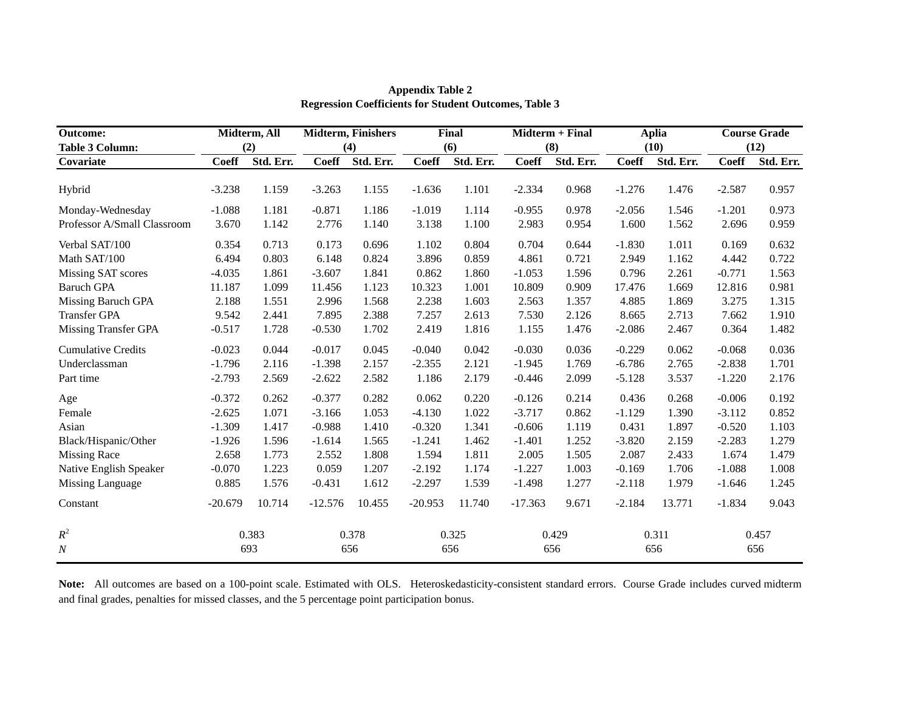**Appendix Table 2**
**Regression Coefficients for Student Outcomes, Table 3**

| **Outcome:** | **Midterm, All** | | **Midterm, Finishers** | | **Final** | | **Midterm + Final** | | **Aplia** | | **Course Grade** | |
|---|---|---|---|---|---|---|---|---|---|---|---|---|
| **Table 3 Column:** | **(2)** | | **(4)** | | **(6)** | | **(8)** | | **(10)** | | **(12)** | |
| **Covariate** | **Coeff** | **Std. Err.** | **Coeff** | **Std. Err.** | **Coeff** | **Std. Err.** | **Coeff** | **Std. Err.** | **Coeff** | **Std. Err.** | **Coeff** | **Std. Err.** |
| Hybrid | -3.238 | 1.159 | -3.263 | 1.155 | -1.636 | 1.101 | -2.334 | 0.968 | -1.276 | 1.476 | -2.587 | 0.957 |
| Monday-Wednesday | -1.088 | 1.181 | -0.871 | 1.186 | -1.019 | 1.114 | -0.955 | 0.978 | -2.056 | 1.546 | -1.201 | 0.973 |
| Professor A/Small Classroom | 3.670 | 1.142 | 2.776 | 1.140 | 3.138 | 1.100 | 2.983 | 0.954 | 1.600 | 1.562 | 2.696 | 0.959 |
| Verbal SAT/100 | 0.354 | 0.713 | 0.173 | 0.696 | 1.102 | 0.804 | 0.704 | 0.644 | -1.830 | 1.011 | 0.169 | 0.632 |
| Math SAT/100 | 6.494 | 0.803 | 6.148 | 0.824 | 3.896 | 0.859 | 4.861 | 0.721 | 2.949 | 1.162 | 4.442 | 0.722 |
| Missing SAT scores | -4.035 | 1.861 | -3.607 | 1.841 | 0.862 | 1.860 | -1.053 | 1.596 | 0.796 | 2.261 | -0.771 | 1.563 |
| Baruch GPA | 11.187 | 1.099 | 11.456 | 1.123 | 10.323 | 1.001 | 10.809 | 0.909 | 17.476 | 1.669 | 12.816 | 0.981 |
| Missing Baruch GPA | 2.188 | 1.551 | 2.996 | 1.568 | 2.238 | 1.603 | 2.563 | 1.357 | 4.885 | 1.869 | 3.275 | 1.315 |
| Transfer GPA | 9.542 | 2.441 | 7.895 | 2.388 | 7.257 | 2.613 | 7.530 | 2.126 | 8.665 | 2.713 | 7.662 | 1.910 |
| Missing Transfer GPA | -0.517 | 1.728 | -0.530 | 1.702 | 2.419 | 1.816 | 1.155 | 1.476 | -2.086 | 2.467 | 0.364 | 1.482 |
| Cumulative Credits | -0.023 | 0.044 | -0.017 | 0.045 | -0.040 | 0.042 | -0.030 | 0.036 | -0.229 | 0.062 | -0.068 | 0.036 |
| Underclassman | -1.796 | 2.116 | -1.398 | 2.157 | -2.355 | 2.121 | -1.945 | 1.769 | -6.786 | 2.765 | -2.838 | 1.701 |
| Part time | -2.793 | 2.569 | -2.622 | 2.582 | 1.186 | 2.179 | -0.446 | 2.099 | -5.128 | 3.537 | -1.220 | 2.176 |
| Age | -0.372 | 0.262 | -0.377 | 0.282 | 0.062 | 0.220 | -0.126 | 0.214 | 0.436 | 0.268 | -0.006 | 0.192 |
| Female | -2.625 | 1.071 | -3.166 | 1.053 | -4.130 | 1.022 | -3.717 | 0.862 | -1.129 | 1.390 | -3.112 | 0.852 |
| Asian | -1.309 | 1.417 | -0.988 | 1.410 | -0.320 | 1.341 | -0.606 | 1.119 | 0.431 | 1.897 | -0.520 | 1.103 |
| Black/Hispanic/Other | -1.926 | 1.596 | -1.614 | 1.565 | -1.241 | 1.462 | -1.401 | 1.252 | -3.820 | 2.159 | -2.283 | 1.279 |
| Missing Race | 2.658 | 1.773 | 2.552 | 1.808 | 1.594 | 1.811 | 2.005 | 1.505 | 2.087 | 2.433 | 1.674 | 1.479 |
| Native English Speaker | -0.070 | 1.223 | 0.059 | 1.207 | -2.192 | 1.174 | -1.227 | 1.003 | -0.169 | 1.706 | -1.088 | 1.008 |
| Missing Language | 0.885 | 1.576 | -0.431 | 1.612 | -2.297 | 1.539 | -1.498 | 1.277 | -2.118 | 1.979 | -1.646 | 1.245 |
| Constant | -20.679 | 10.714 | -12.576 | 10.455 | -20.953 | 11.740 | -17.363 | 9.671 | -2.184 | 13.771 | -1.834 | 9.043 |
| $R^2$ | 0.383 | | 0.378 | | 0.325 | | 0.429 | | 0.311 | | 0.457 | |
| $N$ | 693 | | 656 | | 656 | | 656 | | 656 | | 656 | |

**Note:** All outcomes are based on a 100-point scale. Estimated with OLS. Heteroskedasticity-consistent standard errors. Course Grade includes curved midterm and final grades, penalties for missed classes, and the 5 percentage point participation bonus.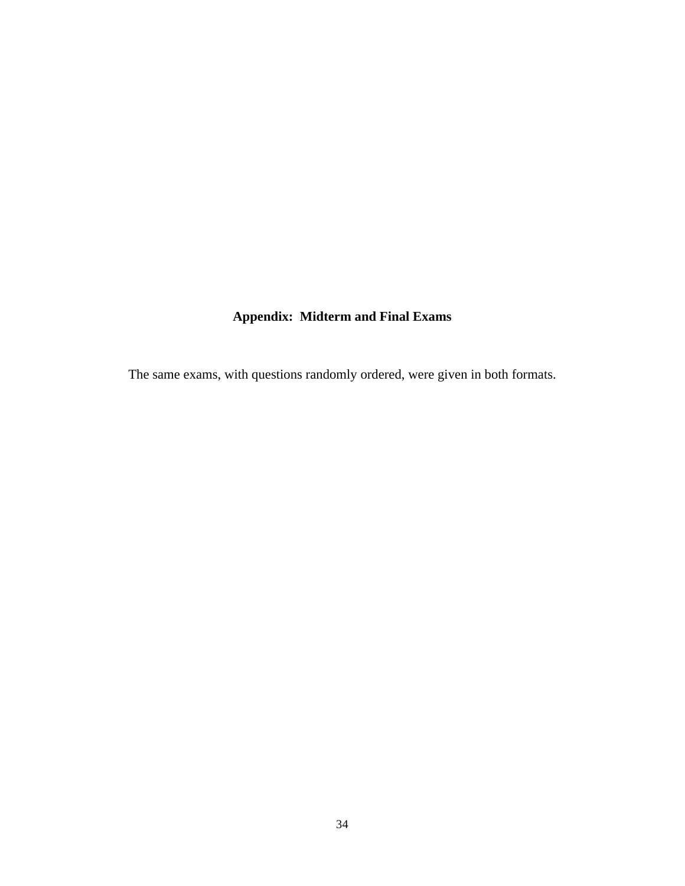## Appendix: Midterm and Final Exams

The same exams, with questions randomly ordered, were given in both formats.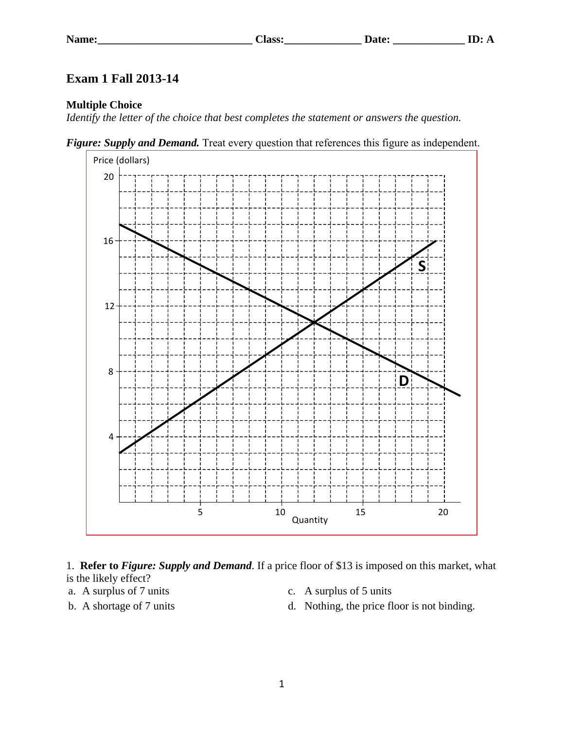Name:____________________________ Class:______________ Date: _____________ ID: A

# Exam 1 Fall 2013-14

**Multiple Choice**
*Identify the letter of the choice that best completes the statement or answers the question.*

***Figure: Supply and Demand.*** Treat every question that references this figure as independent.

1. **Refer to *Figure: Supply and Demand***. If a price floor of $13 is imposed on this market, what is the likely effect?

a. A surplus of 7 units
b. A shortage of 7 units
c. A surplus of 5 units
d. Nothing, the price floor is not binding.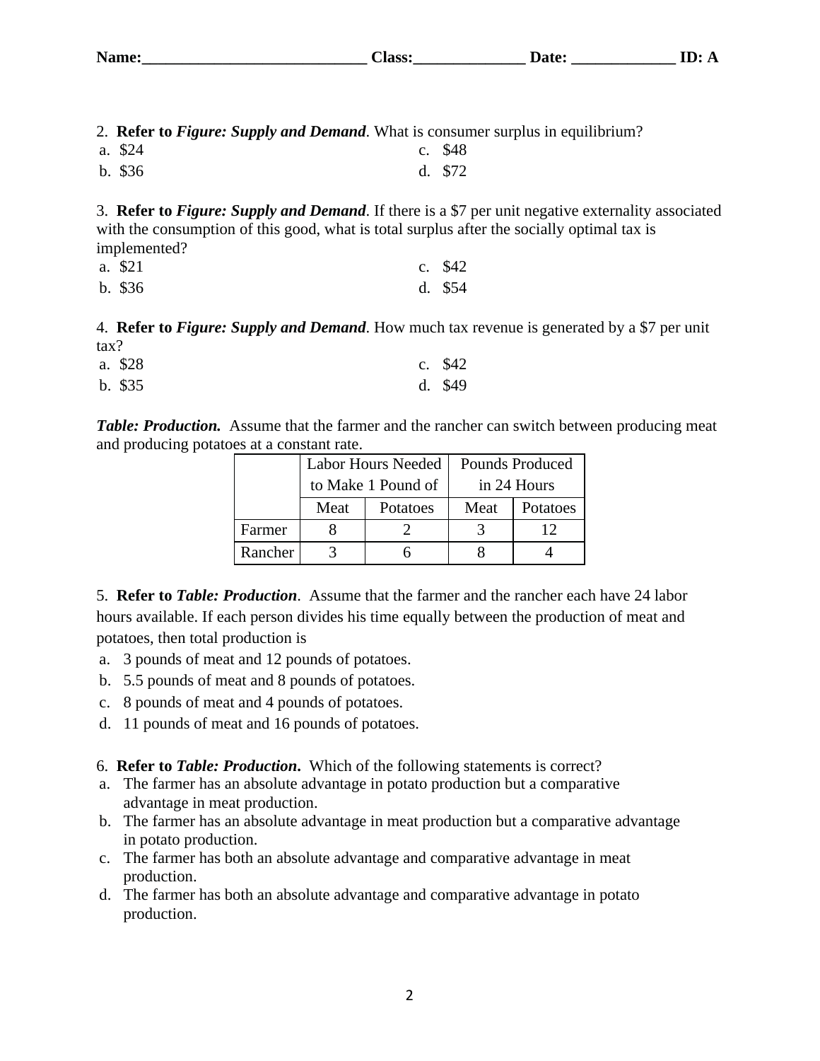Name:____________________________ Class:______________ Date: _____________ ID: A

2. **Refer to *Figure: Supply and Demand***. What is consumer surplus in equilibrium?

a. $24
b. $36
c. $48
d. $72

3. **Refer to *Figure: Supply and Demand***. If there is a $7 per unit negative externality associated with the consumption of this good, what is total surplus after the socially optimal tax is implemented?

a. $21
b. $36
c. $42
d. $54

4. **Refer to *Figure: Supply and Demand***. How much tax revenue is generated by a $7 per unit tax?

a. $28
b. $35
c. $42
d. $49

***Table: Production.*** Assume that the farmer and the rancher can switch between producing meat and producing potatoes at a constant rate.

| | Labor Hours Needed to Make 1 Pound of | | Pounds Produced in 24 Hours | |
|---|---|---|---|---|
| | Meat | Potatoes | Meat | Potatoes |
| Farmer | 8 | 2 | 3 | 12 |
| Rancher | 3 | 6 | 8 | 4 |

5. **Refer to *Table: Production***. Assume that the farmer and the rancher each have 24 labor hours available. If each person divides his time equally between the production of meat and potatoes, then total production is

a. 3 pounds of meat and 12 pounds of potatoes.
b. 5.5 pounds of meat and 8 pounds of potatoes.
c. 8 pounds of meat and 4 pounds of potatoes.
d. 11 pounds of meat and 16 pounds of potatoes.

6. **Refer to *Table: Production*.** Which of the following statements is correct?

a. The farmer has an absolute advantage in potato production but a comparative advantage in meat production.
b. The farmer has an absolute advantage in meat production but a comparative advantage in potato production.
c. The farmer has both an absolute advantage and comparative advantage in meat production.
d. The farmer has both an absolute advantage and comparative advantage in potato production.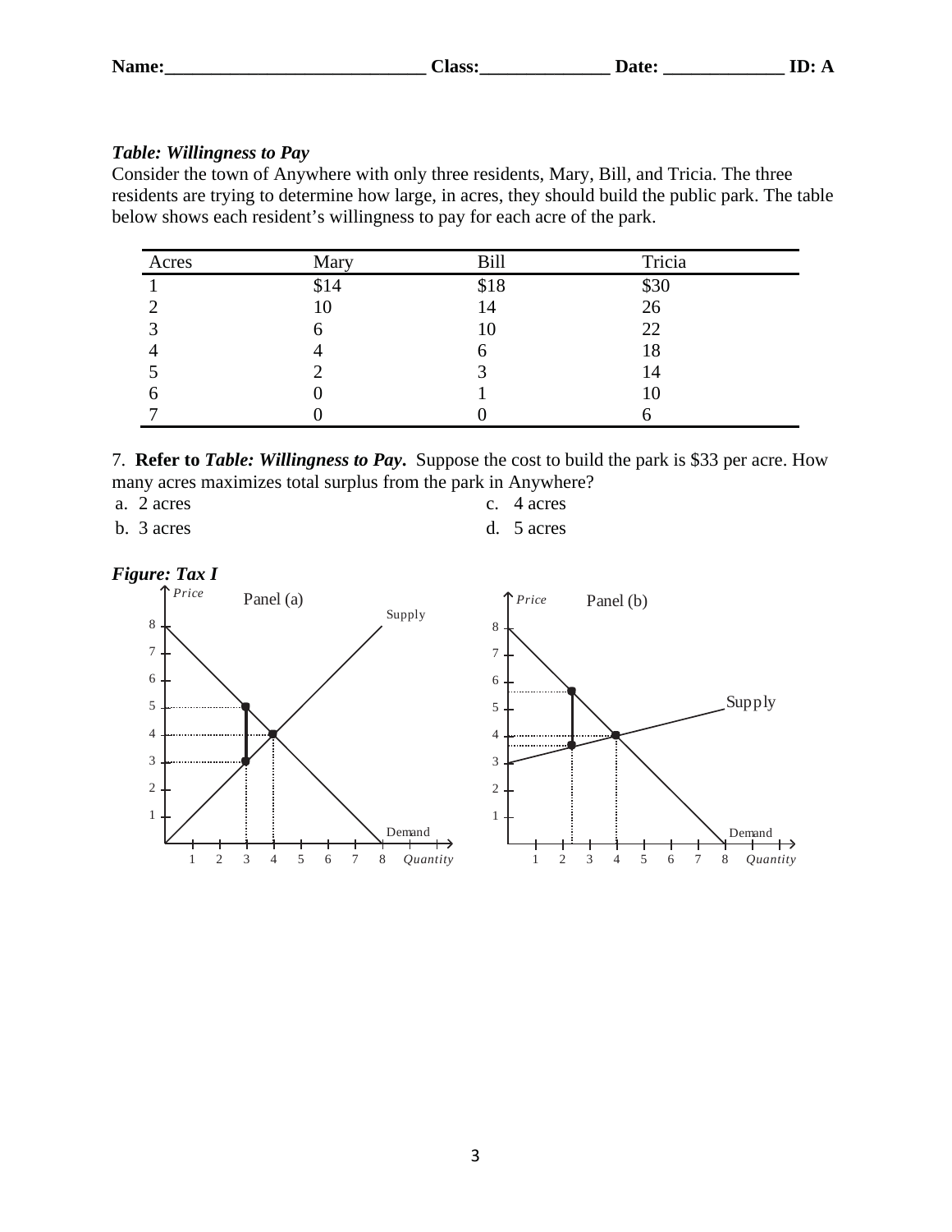**Name:\_\_\_\_\_\_\_\_\_\_\_\_\_\_\_\_\_\_\_\_\_\_\_\_\_\_\_\_ Class:\_\_\_\_\_\_\_\_\_\_\_\_\_\_ Date: \_\_\_\_\_\_\_\_\_\_\_\_\_ ID: A**

***Table: Willingness to Pay***

Consider the town of Anywhere with only three residents, Mary, Bill, and Tricia. The three residents are trying to determine how large, in acres, they should build the public park. The table below shows each resident's willingness to pay for each acre of the park.

| Acres | Mary | Bill | Tricia |
|---|---|---|---|
| 1 | $14 | $18 | $30 |
| 2 | 10 | 14 | 26 |
| 3 | 6 | 10 | 22 |
| 4 | 4 | 6 | 18 |
| 5 | 2 | 3 | 14 |
| 6 | 0 | 1 | 10 |
| 7 | 0 | 0 | 6 |

7. **Refer to *Table: Willingness to Pay*.** Suppose the cost to build the park is $33 per acre. How many acres maximizes total surplus from the park in Anywhere?

a. 2 acres
b. 3 acres
c. 4 acres
d. 5 acres

***Figure: Tax I***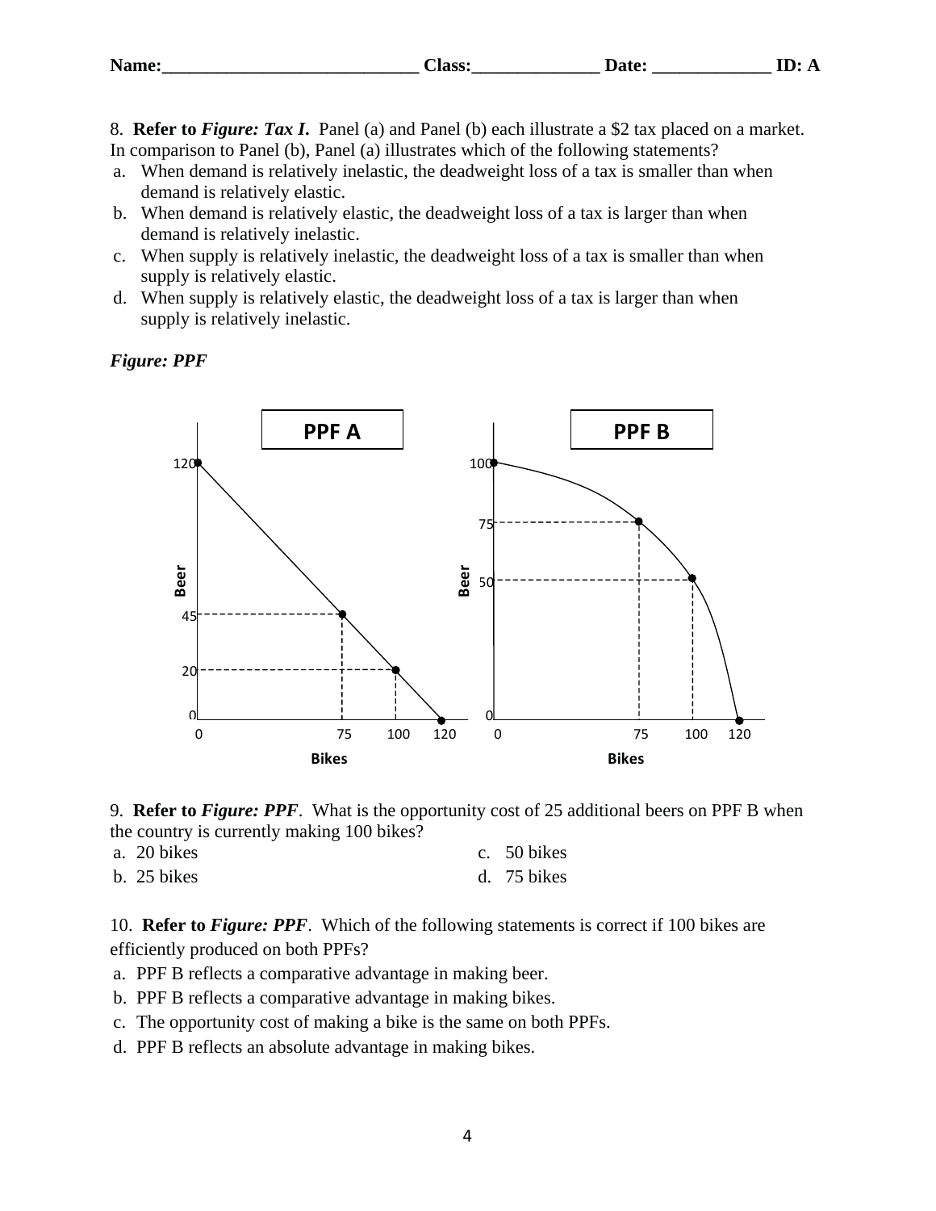Name:____________________________ Class:______________ Date: _____________ ID: A

8. **Refer to *Figure: Tax I*.** Panel (a) and Panel (b) each illustrate a $2 tax placed on a market. In comparison to Panel (b), Panel (a) illustrates which of the following statements?

a. When demand is relatively inelastic, the deadweight loss of a tax is smaller than when demand is relatively elastic.
b. When demand is relatively elastic, the deadweight loss of a tax is larger than when demand is relatively inelastic.
c. When supply is relatively inelastic, the deadweight loss of a tax is smaller than when supply is relatively elastic.
d. When supply is relatively elastic, the deadweight loss of a tax is larger than when supply is relatively inelastic.

***Figure: PPF***

PPF A

PPF B

9. **Refer to *Figure: PPF*.** What is the opportunity cost of 25 additional beers on PPF B when the country is currently making 100 bikes?

a. 20 bikes
b. 25 bikes
c. 50 bikes
d. 75 bikes

10. **Refer to *Figure: PPF*.** Which of the following statements is correct if 100 bikes are efficiently produced on both PPFs?

a. PPF B reflects a comparative advantage in making beer.
b. PPF B reflects a comparative advantage in making bikes.
c. The opportunity cost of making a bike is the same on both PPFs.
d. PPF B reflects an absolute advantage in making bikes.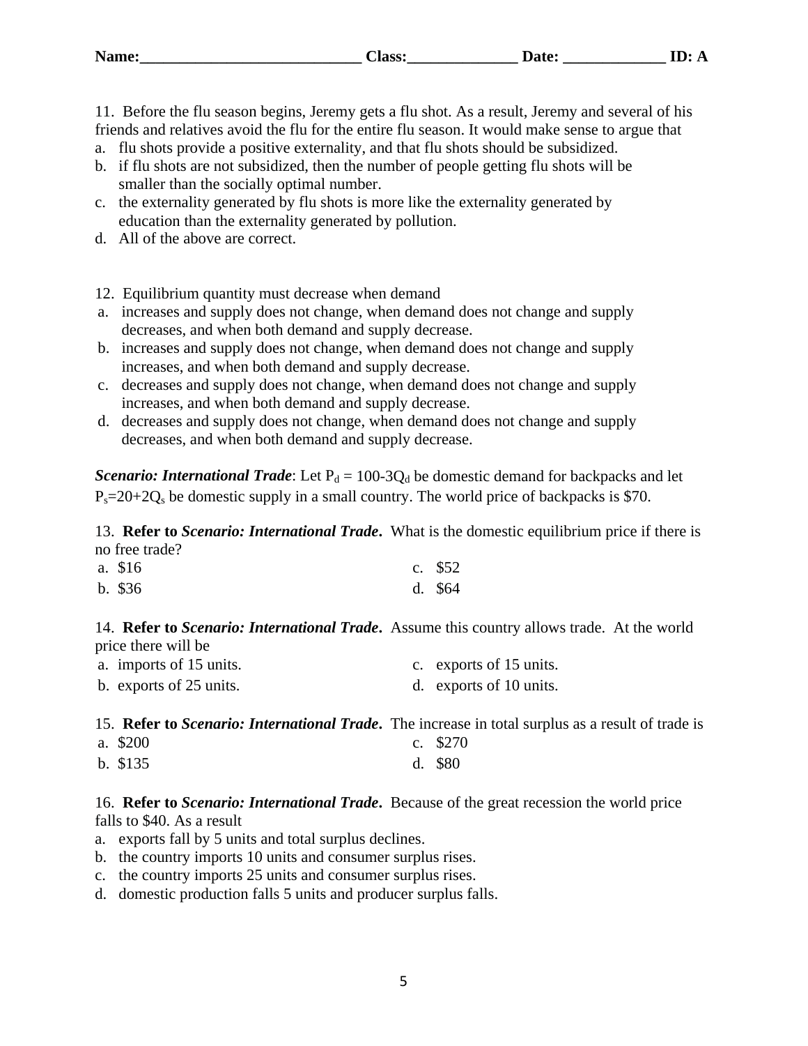**Name:____________________________ Class:______________ Date: _____________ ID: A**

11. Before the flu season begins, Jeremy gets a flu shot. As a result, Jeremy and several of his friends and relatives avoid the flu for the entire flu season. It would make sense to argue that

a. flu shots provide a positive externality, and that flu shots should be subsidized.
b. if flu shots are not subsidized, then the number of people getting flu shots will be smaller than the socially optimal number.
c. the externality generated by flu shots is more like the externality generated by education than the externality generated by pollution.
d. All of the above are correct.

12. Equilibrium quantity must decrease when demand

a. increases and supply does not change, when demand does not change and supply decreases, and when both demand and supply decrease.
b. increases and supply does not change, when demand does not change and supply increases, and when both demand and supply decrease.
c. decreases and supply does not change, when demand does not change and supply increases, and when both demand and supply decrease.
d. decreases and supply does not change, when demand does not change and supply decreases, and when both demand and supply decrease.

***Scenario: International Trade***: Let $P_d = 100\text{-}3Q_d$ be domestic demand for backpacks and let $P_s\text{=}20\text{+}2Q_s$ be domestic supply in a small country. The world price of backpacks is $70.

13. **Refer to *Scenario: International Trade*.** What is the domestic equilibrium price if there is no free trade?

a. $16
b. $36
c. $52
d. $64

14. **Refer to *Scenario: International Trade*.** Assume this country allows trade. At the world price there will be

a. imports of 15 units.
b. exports of 25 units.
c. exports of 15 units.
d. exports of 10 units.

15. **Refer to *Scenario: International Trade*.** The increase in total surplus as a result of trade is

a. $200
b. $135
c. $270
d. $80

16. **Refer to *Scenario: International Trade*.** Because of the great recession the world price falls to $40. As a result

a. exports fall by 5 units and total surplus declines.
b. the country imports 10 units and consumer surplus rises.
c. the country imports 25 units and consumer surplus rises.
d. domestic production falls 5 units and producer surplus falls.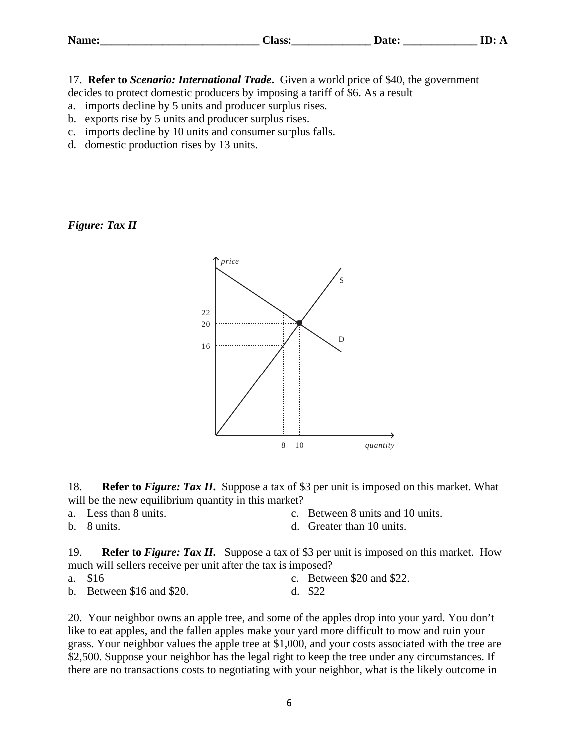17. **Refer to *Scenario: International Trade*.** Given a world price of $40, the government decides to protect domestic producers by imposing a tariff of $6. As a result

a. imports decline by 5 units and producer surplus rises.
b. exports rise by 5 units and producer surplus rises.
c. imports decline by 10 units and consumer surplus falls.
d. domestic production rises by 13 units.

***Figure: Tax II***

18. **Refer to *Figure: Tax II*.** Suppose a tax of $3 per unit is imposed on this market. What will be the new equilibrium quantity in this market?

a. Less than 8 units.
b. 8 units.
c. Between 8 units and 10 units.
d. Greater than 10 units.

19. **Refer to *Figure: Tax II*.** Suppose a tax of $3 per unit is imposed on this market. How much will sellers receive per unit after the tax is imposed?

a. $16
b. Between $16 and $20.
c. Between $20 and $22.
d. $22

20. Your neighbor owns an apple tree, and some of the apples drop into your yard. You don't like to eat apples, and the fallen apples make your yard more difficult to mow and ruin your grass. Your neighbor values the apple tree at $1,000, and your costs associated with the tree are $2,500. Suppose your neighbor has the legal right to keep the tree under any circumstances. If there are no transactions costs to negotiating with your neighbor, what is the likely outcome in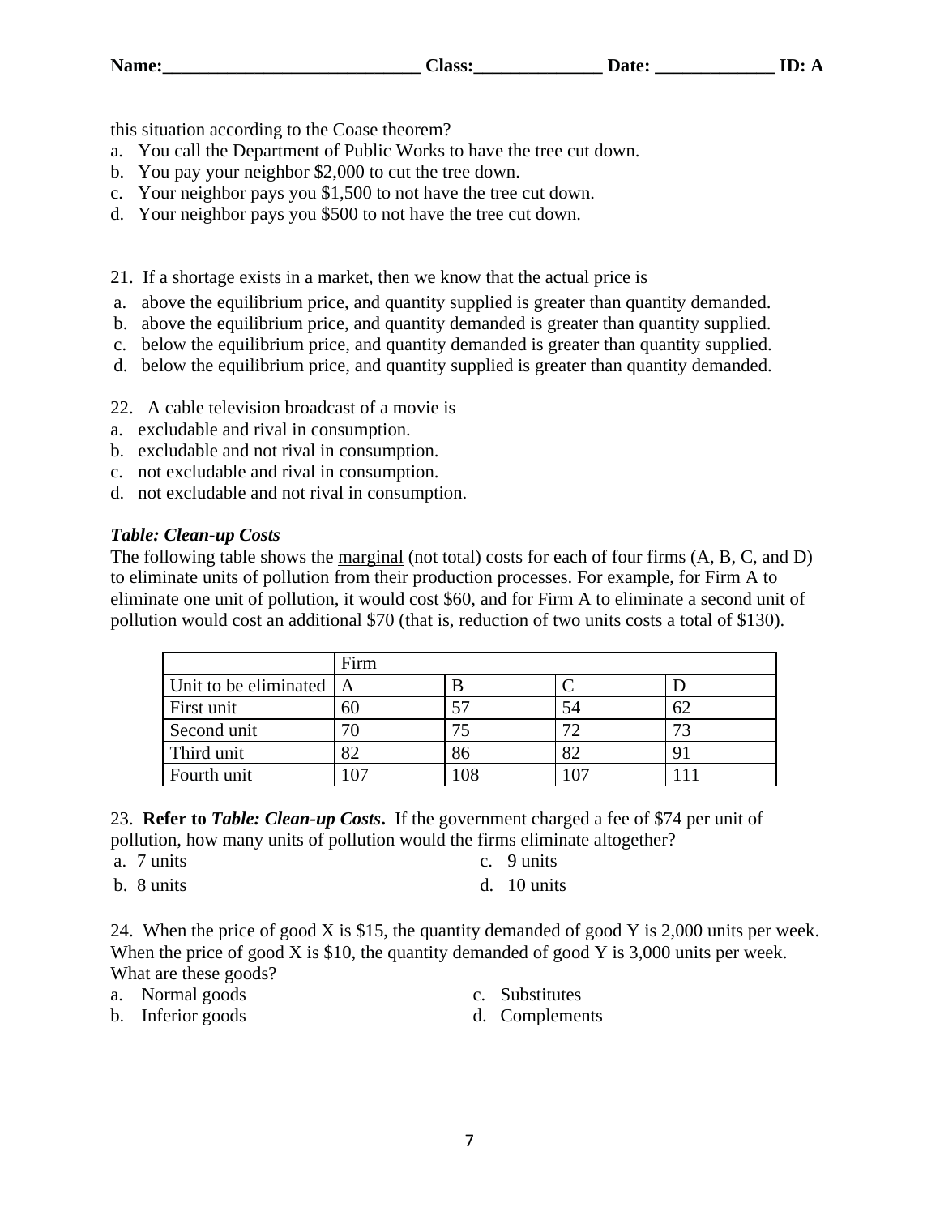this situation according to the Coase theorem?

a. You call the Department of Public Works to have the tree cut down.
b. You pay your neighbor $2,000 to cut the tree down.
c. Your neighbor pays you $1,500 to not have the tree cut down.
d. Your neighbor pays you $500 to not have the tree cut down.

21. If a shortage exists in a market, then we know that the actual price is

a. above the equilibrium price, and quantity supplied is greater than quantity demanded.
b. above the equilibrium price, and quantity demanded is greater than quantity supplied.
c. below the equilibrium price, and quantity demanded is greater than quantity supplied.
d. below the equilibrium price, and quantity supplied is greater than quantity demanded.

22. A cable television broadcast of a movie is

a. excludable and rival in consumption.
b. excludable and not rival in consumption.
c. not excludable and rival in consumption.
d. not excludable and not rival in consumption.

***Table: Clean-up Costs***

The following table shows the marginal (not total) costs for each of four firms (A, B, C, and D) to eliminate units of pollution from their production processes. For example, for Firm A to eliminate one unit of pollution, it would cost $60, and for Firm A to eliminate a second unit of pollution would cost an additional $70 (that is, reduction of two units costs a total of $130).

| | Firm | | | |
|---|---|---|---|---|
| Unit to be eliminated | A | B | C | D |
| First unit | 60 | 57 | 54 | 62 |
| Second unit | 70 | 75 | 72 | 73 |
| Third unit | 82 | 86 | 82 | 91 |
| Fourth unit | 107 | 108 | 107 | 111 |

23. **Refer to *Table: Clean-up Costs*.** If the government charged a fee of $74 per unit of pollution, how many units of pollution would the firms eliminate altogether?

a. 7 units
b. 8 units
c. 9 units
d. 10 units

24. When the price of good X is $15, the quantity demanded of good Y is 2,000 units per week. When the price of good X is $10, the quantity demanded of good Y is 3,000 units per week. What are these goods?

a. Normal goods
b. Inferior goods
c. Substitutes
d. Complements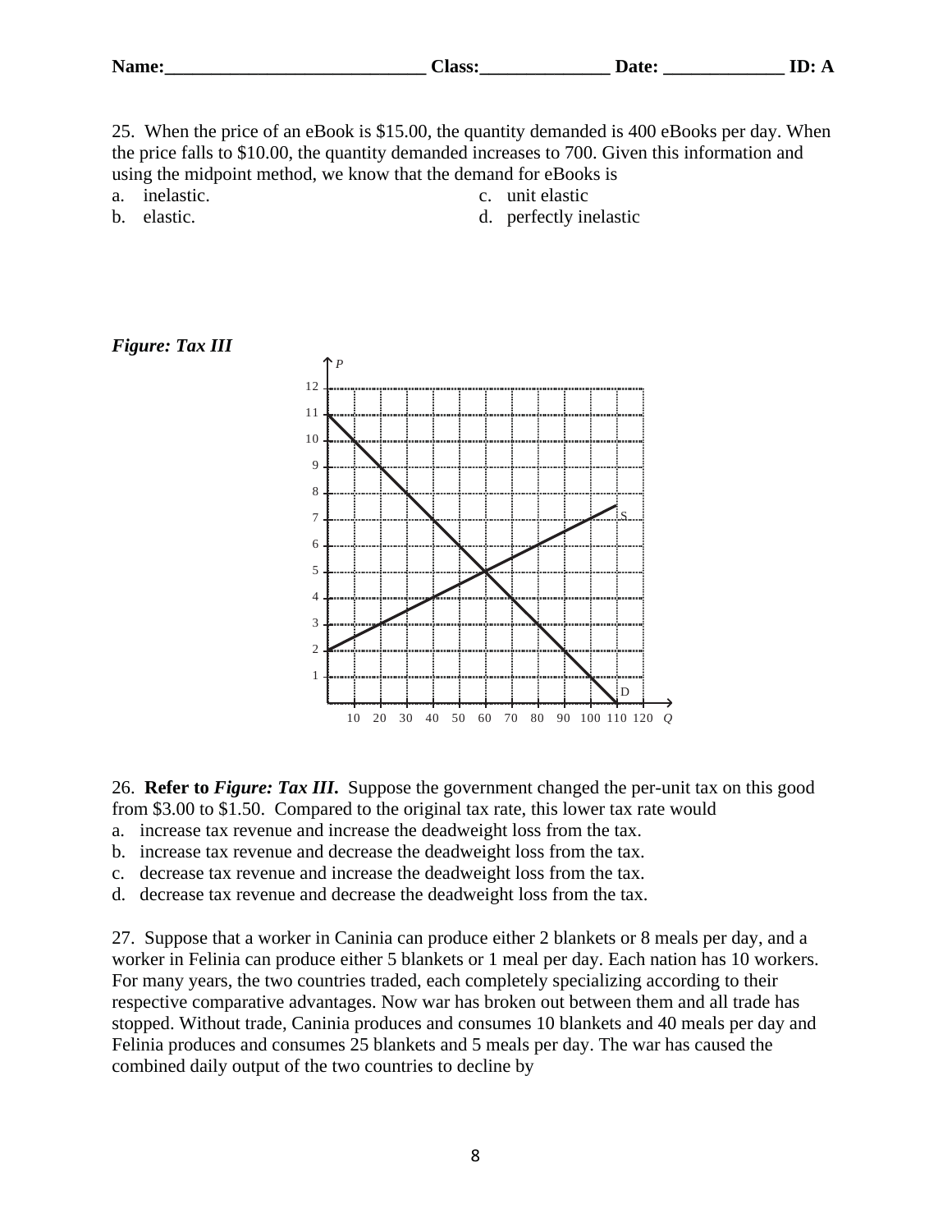**Name:____________________________ Class:______________ Date: _____________ ID: A**

25. When the price of an eBook is $15.00, the quantity demanded is 400 eBooks per day. When the price falls to $10.00, the quantity demanded increases to 700. Given this information and using the midpoint method, we know that the demand for eBooks is

a. inelastic.
b. elastic.
c. unit elastic
d. perfectly inelastic

***Figure: Tax III***

26. **Refer to *Figure: Tax III*.** Suppose the government changed the per-unit tax on this good from $3.00 to $1.50. Compared to the original tax rate, this lower tax rate would

a. increase tax revenue and increase the deadweight loss from the tax.
b. increase tax revenue and decrease the deadweight loss from the tax.
c. decrease tax revenue and increase the deadweight loss from the tax.
d. decrease tax revenue and decrease the deadweight loss from the tax.

27. Suppose that a worker in Caninia can produce either 2 blankets or 8 meals per day, and a worker in Felinia can produce either 5 blankets or 1 meal per day. Each nation has 10 workers. For many years, the two countries traded, each completely specializing according to their respective comparative advantages. Now war has broken out between them and all trade has stopped. Without trade, Caninia produces and consumes 10 blankets and 40 meals per day and Felinia produces and consumes 25 blankets and 5 meals per day. The war has caused the combined daily output of the two countries to decline by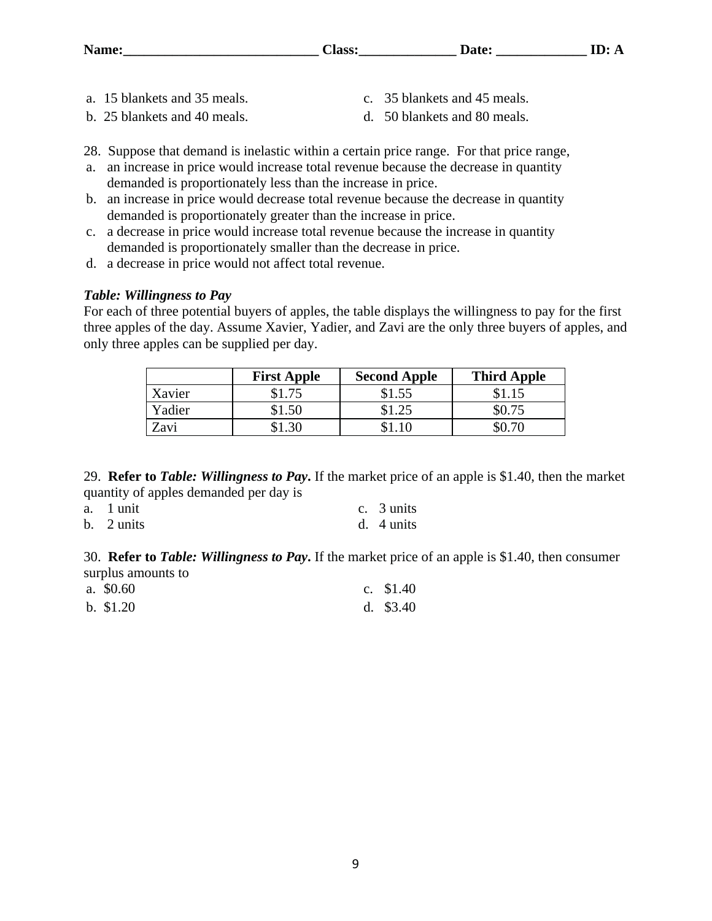a. 15 blankets and 35 meals.
b. 25 blankets and 40 meals.
c. 35 blankets and 45 meals.
d. 50 blankets and 80 meals.

28. Suppose that demand is inelastic within a certain price range. For that price range,
a. an increase in price would increase total revenue because the decrease in quantity demanded is proportionately less than the increase in price.
b. an increase in price would decrease total revenue because the decrease in quantity demanded is proportionately greater than the increase in price.
c. a decrease in price would increase total revenue because the increase in quantity demanded is proportionately smaller than the decrease in price.
d. a decrease in price would not affect total revenue.

***Table: Willingness to Pay***
For each of three potential buyers of apples, the table displays the willingness to pay for the first three apples of the day. Assume Xavier, Yadier, and Zavi are the only three buyers of apples, and only three apples can be supplied per day.

| | **First Apple** | **Second Apple** | **Third Apple** |
|---|---|---|---|
| Xavier | $1.75 | $1.55 | $1.15 |
| Yadier | $1.50 | $1.25 | $0.75 |
| Zavi | $1.30 | $1.10 | $0.70 |

29. **Refer to *Table: Willingness to Pay*.** If the market price of an apple is $1.40, then the market quantity of apples demanded per day is
a. 1 unit
b. 2 units
c. 3 units
d. 4 units

30. **Refer to *Table: Willingness to Pay*.** If the market price of an apple is $1.40, then consumer surplus amounts to
a. $0.60
b. $1.20
c. $1.40
d. $3.40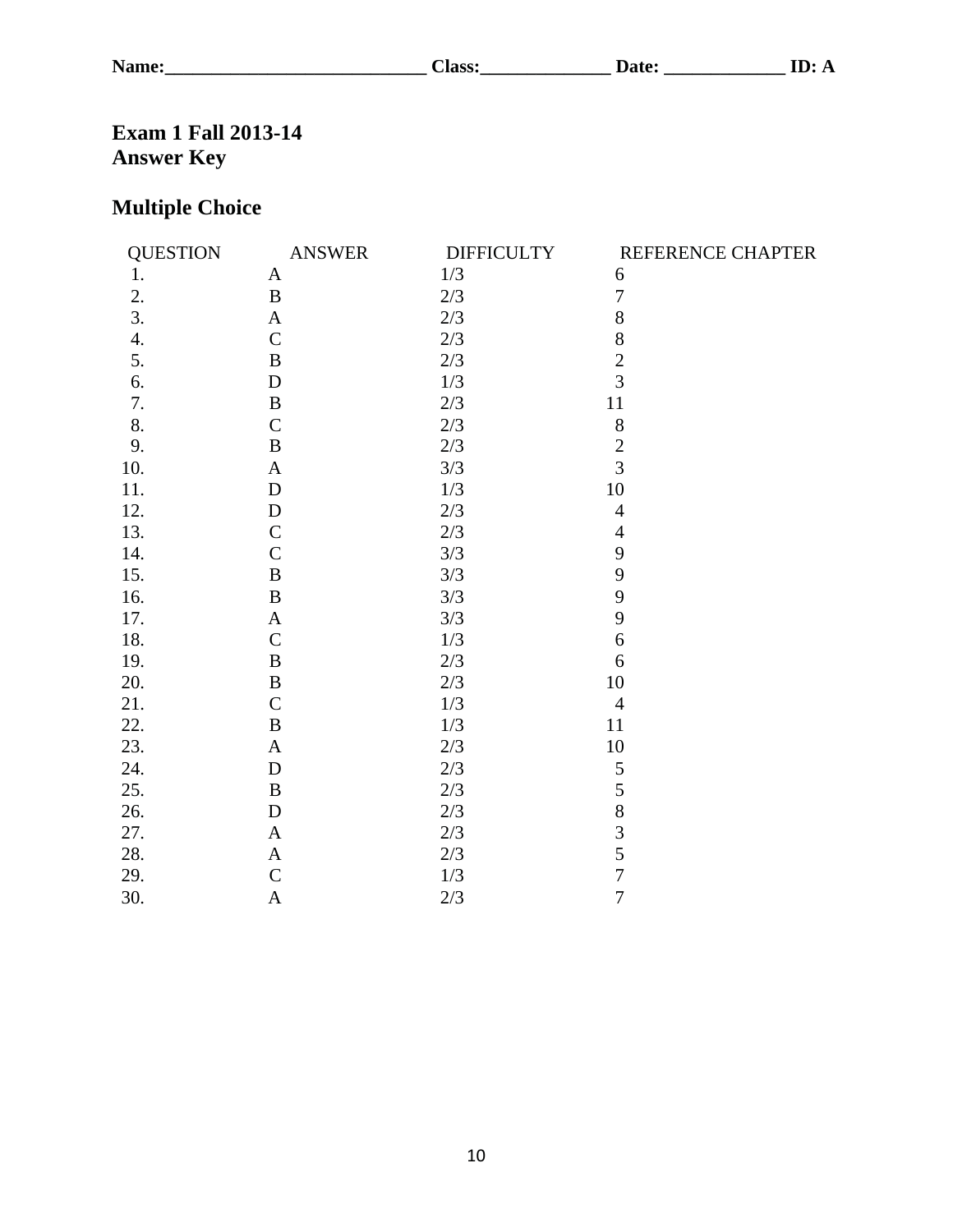Name:____________________________ Class:______________ Date: _____________ ID: A

# Exam 1 Fall 2013-14
# Answer Key

## Multiple Choice

| QUESTION | ANSWER | DIFFICULTY | REFERENCE CHAPTER |
|---|---|---|---|
| 1. | A | 1/3 | 6 |
| 2. | B | 2/3 | 7 |
| 3. | A | 2/3 | 8 |
| 4. | C | 2/3 | 8 |
| 5. | B | 2/3 | 2 |
| 6. | D | 1/3 | 3 |
| 7. | B | 2/3 | 11 |
| 8. | C | 2/3 | 8 |
| 9. | B | 2/3 | 2 |
| 10. | A | 3/3 | 3 |
| 11. | D | 1/3 | 10 |
| 12. | D | 2/3 | 4 |
| 13. | C | 2/3 | 4 |
| 14. | C | 3/3 | 9 |
| 15. | B | 3/3 | 9 |
| 16. | B | 3/3 | 9 |
| 17. | A | 3/3 | 9 |
| 18. | C | 1/3 | 6 |
| 19. | B | 2/3 | 6 |
| 20. | B | 2/3 | 10 |
| 21. | C | 1/3 | 4 |
| 22. | B | 1/3 | 11 |
| 23. | A | 2/3 | 10 |
| 24. | D | 2/3 | 5 |
| 25. | B | 2/3 | 5 |
| 26. | D | 2/3 | 8 |
| 27. | A | 2/3 | 3 |
| 28. | A | 2/3 | 5 |
| 29. | C | 1/3 | 7 |
| 30. | A | 2/3 | 7 |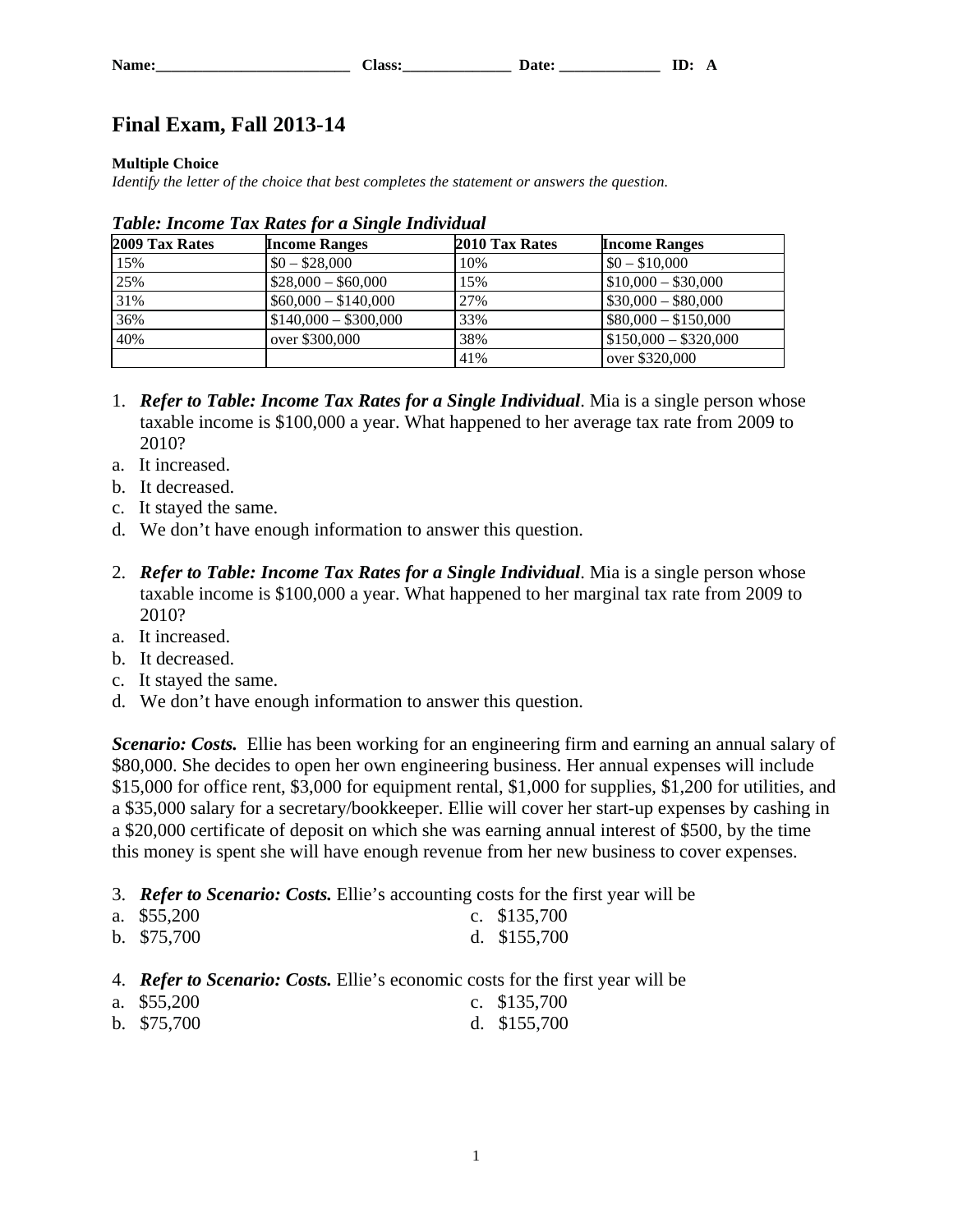**Name:__________________________ Class:______________ Date: _____________ ID: A**

# Final Exam, Fall 2013-14

**Multiple Choice**

*Identify the letter of the choice that best completes the statement or answers the question.*

***Table: Income Tax Rates for a Single Individual***

| 2009 Tax Rates | Income Ranges | 2010 Tax Rates | Income Ranges |
|---|---|---|---|
| 15% | $0 – $28,000 | 10% | $0 – $10,000 |
| 25% | $28,000 – $60,000 | 15% | $10,000 – $30,000 |
| 31% | $60,000 – $140,000 | 27% | $30,000 – $80,000 |
| 36% | $140,000 – $300,000 | 33% | $80,000 – $150,000 |
| 40% | over $300,000 | 38% | $150,000 – $320,000 |
| | | 41% | over $320,000 |

1. ***Refer to Table: Income Tax Rates for a Single Individual***. Mia is a single person whose taxable income is $100,000 a year. What happened to her average tax rate from 2009 to 2010?

a. It increased.
b. It decreased.
c. It stayed the same.
d. We don't have enough information to answer this question.

2. ***Refer to Table: Income Tax Rates for a Single Individual***. Mia is a single person whose taxable income is $100,000 a year. What happened to her marginal tax rate from 2009 to 2010?

a. It increased.
b. It decreased.
c. It stayed the same.
d. We don't have enough information to answer this question.

***Scenario: Costs.*** Ellie has been working for an engineering firm and earning an annual salary of $80,000. She decides to open her own engineering business. Her annual expenses will include $15,000 for office rent, $3,000 for equipment rental, $1,000 for supplies, $1,200 for utilities, and a $35,000 salary for a secretary/bookkeeper. Ellie will cover her start-up expenses by cashing in a $20,000 certificate of deposit on which she was earning annual interest of $500, by the time this money is spent she will have enough revenue from her new business to cover expenses.

3. ***Refer to Scenario: Costs.*** Ellie's accounting costs for the first year will be

a. $55,200
b. $75,700
c. $135,700
d. $155,700

4. ***Refer to Scenario: Costs.*** Ellie's economic costs for the first year will be

a. $55,200
b. $75,700
c. $135,700
d. $155,700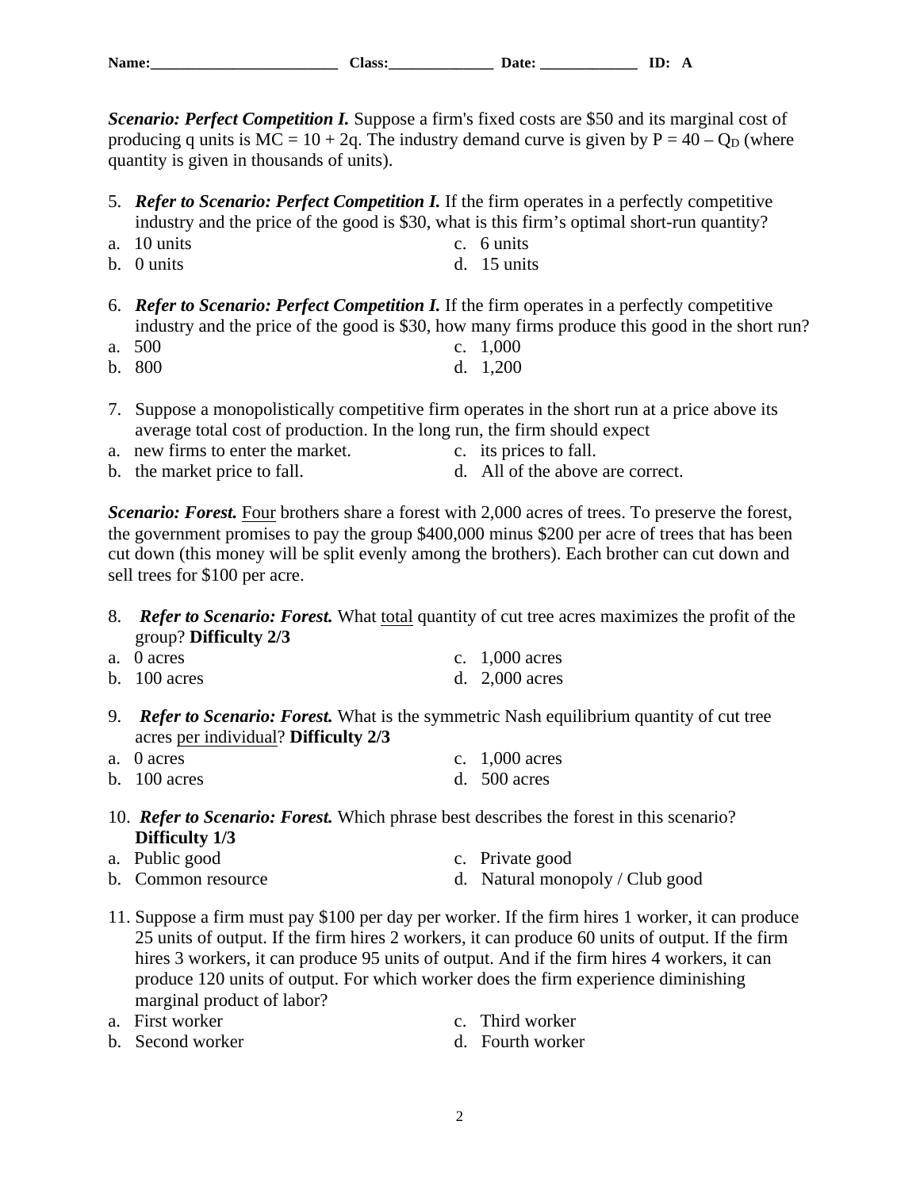**Name:__________________________ Class:______________ Date: _____________ ID: A**

***Scenario: Perfect Competition I.*** Suppose a firm's fixed costs are \$50 and its marginal cost of producing q units is $MC = 10 + 2q$. The industry demand curve is given by $P = 40 - Q_D$ (where quantity is given in thousands of units).

5. ***Refer to Scenario: Perfect Competition I.*** If the firm operates in a perfectly competitive industry and the price of the good is \$30, what is this firm's optimal short-run quantity?

a. 10 units
b. 0 units
c. 6 units
d. 15 units

6. ***Refer to Scenario: Perfect Competition I.*** If the firm operates in a perfectly competitive industry and the price of the good is \$30, how many firms produce this good in the short run?

a. 500
b. 800
c. 1,000
d. 1,200

7. Suppose a monopolistically competitive firm operates in the short run at a price above its average total cost of production. In the long run, the firm should expect

a. new firms to enter the market.
b. the market price to fall.
c. its prices to fall.
d. All of the above are correct.

***Scenario: Forest.*** Four brothers share a forest with 2,000 acres of trees. To preserve the forest, the government promises to pay the group \$400,000 minus \$200 per acre of trees that has been cut down (this money will be split evenly among the brothers). Each brother can cut down and sell trees for \$100 per acre.

8. ***Refer to Scenario: Forest.*** What total quantity of cut tree acres maximizes the profit of the group? **Difficulty 2/3**

a. 0 acres
b. 100 acres
c. 1,000 acres
d. 2,000 acres

9. ***Refer to Scenario: Forest.*** What is the symmetric Nash equilibrium quantity of cut tree acres per individual? **Difficulty 2/3**

a. 0 acres
b. 100 acres
c. 1,000 acres
d. 500 acres

10. ***Refer to Scenario: Forest.*** Which phrase best describes the forest in this scenario? **Difficulty 1/3**

a. Public good
b. Common resource
c. Private good
d. Natural monopoly / Club good

11. Suppose a firm must pay \$100 per day per worker. If the firm hires 1 worker, it can produce 25 units of output. If the firm hires 2 workers, it can produce 60 units of output. If the firm hires 3 workers, it can produce 95 units of output. And if the firm hires 4 workers, it can produce 120 units of output. For which worker does the firm experience diminishing marginal product of labor?

a. First worker
b. Second worker
c. Third worker
d. Fourth worker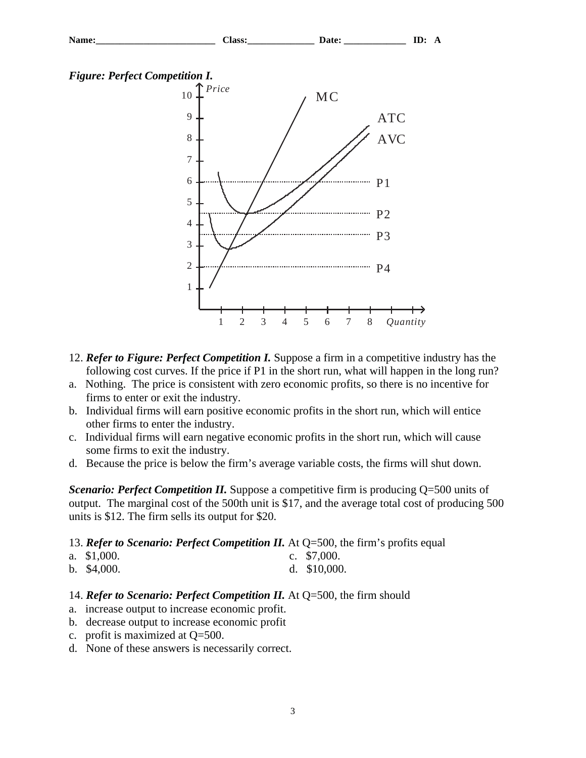Name:__________________________ Class:______________ Date: _____________ ID: A

***Figure: Perfect Competition I.***

12. ***Refer to Figure: Perfect Competition I.*** Suppose a firm in a competitive industry has the following cost curves. If the price if P1 in the short run, what will happen in the long run?

a. Nothing. The price is consistent with zero economic profits, so there is no incentive for firms to enter or exit the industry.
b. Individual firms will earn positive economic profits in the short run, which will entice other firms to enter the industry.
c. Individual firms will earn negative economic profits in the short run, which will cause some firms to exit the industry.
d. Because the price is below the firm's average variable costs, the firms will shut down.

***Scenario: Perfect Competition II.*** Suppose a competitive firm is producing Q=500 units of output. The marginal cost of the 500th unit is $17, and the average total cost of producing 500 units is $12. The firm sells its output for $20.

13. ***Refer to Scenario: Perfect Competition II.*** At Q=500, the firm's profits equal

a. $1,000.
b. $4,000.
c. $7,000.
d. $10,000.

14. ***Refer to Scenario: Perfect Competition II.*** At Q=500, the firm should

a. increase output to increase economic profit.
b. decrease output to increase economic profit
c. profit is maximized at Q=500.
d. None of these answers is necessarily correct.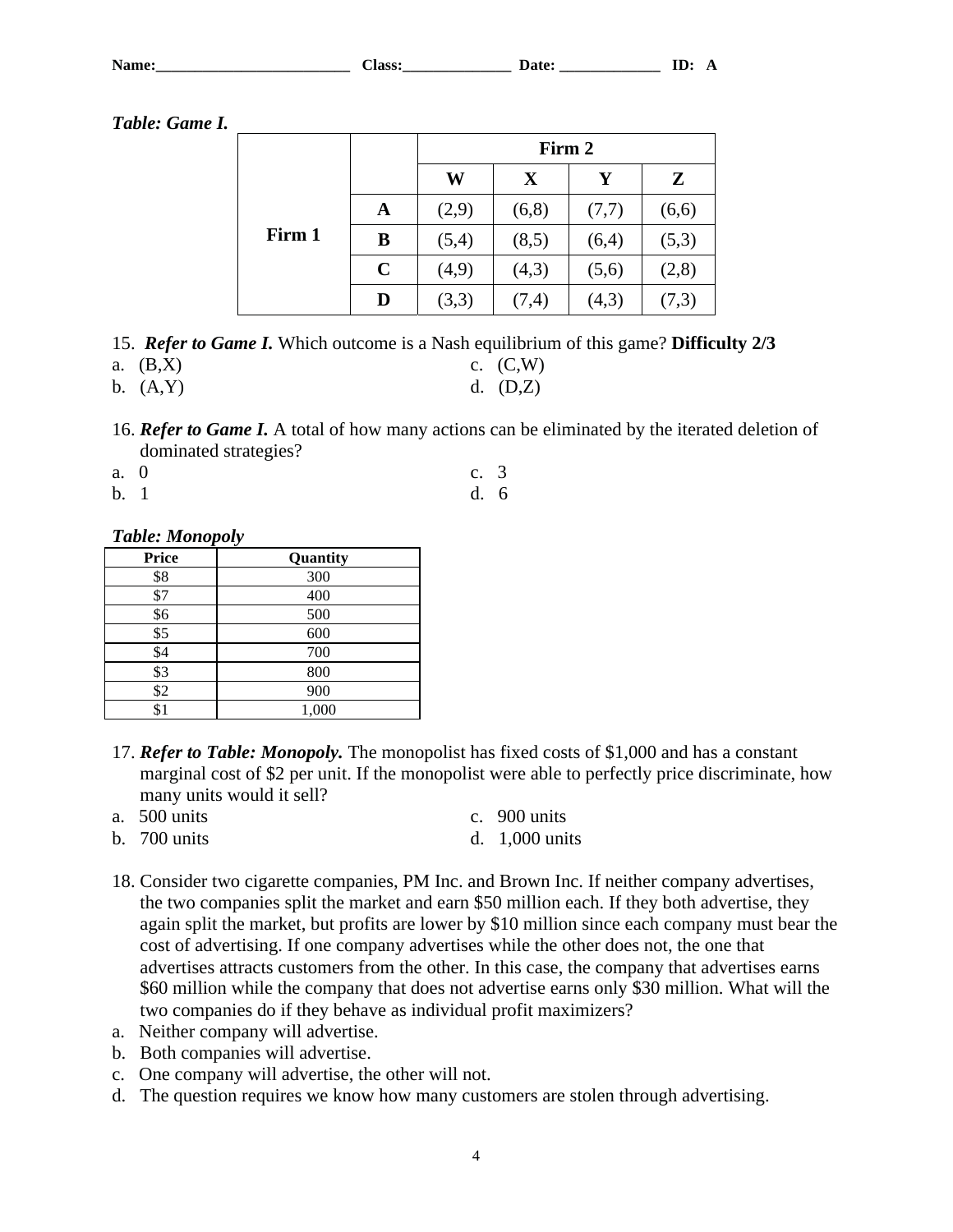Name:__________________________ Class:______________ Date: _____________ ID: A

***Table: Game I.***

| | | Firm 2 | | | |
|---|---|---|---|---|---|
| | | **W** | **X** | **Y** | **Z** |
| **Firm 1** | **A** | (2,9) | (6,8) | (7,7) | (6,6) |
| | **B** | (5,4) | (8,5) | (6,4) | (5,3) |
| | **C** | (4,9) | (4,3) | (5,6) | (2,8) |
| | **D** | (3,3) | (7,4) | (4,3) | (7,3) |

15. ***Refer to Game I.*** Which outcome is a Nash equilibrium of this game? **Difficulty 2/3**

a. (B,X)
b. (A,Y)
c. (C,W)
d. (D,Z)

16. ***Refer to Game I.*** A total of how many actions can be eliminated by the iterated deletion of dominated strategies?

a. 0
b. 1
c. 3
d. 6

***Table: Monopoly***

| Price | Quantity |
|---|---|
| $8 | 300 |
| $7 | 400 |
| $6 | 500 |
| $5 | 600 |
| $4 | 700 |
| $3 | 800 |
| $2 | 900 |
| $1 | 1,000 |

17. ***Refer to Table: Monopoly.*** The monopolist has fixed costs of $1,000 and has a constant marginal cost of $2 per unit. If the monopolist were able to perfectly price discriminate, how many units would it sell?

a. 500 units
b. 700 units
c. 900 units
d. 1,000 units

18. Consider two cigarette companies, PM Inc. and Brown Inc. If neither company advertises, the two companies split the market and earn $50 million each. If they both advertise, they again split the market, but profits are lower by $10 million since each company must bear the cost of advertising. If one company advertises while the other does not, the one that advertises attracts customers from the other. In this case, the company that advertises earns $60 million while the company that does not advertise earns only $30 million. What will the two companies do if they behave as individual profit maximizers?

a. Neither company will advertise.
b. Both companies will advertise.
c. One company will advertise, the other will not.
d. The question requires we know how many customers are stolen through advertising.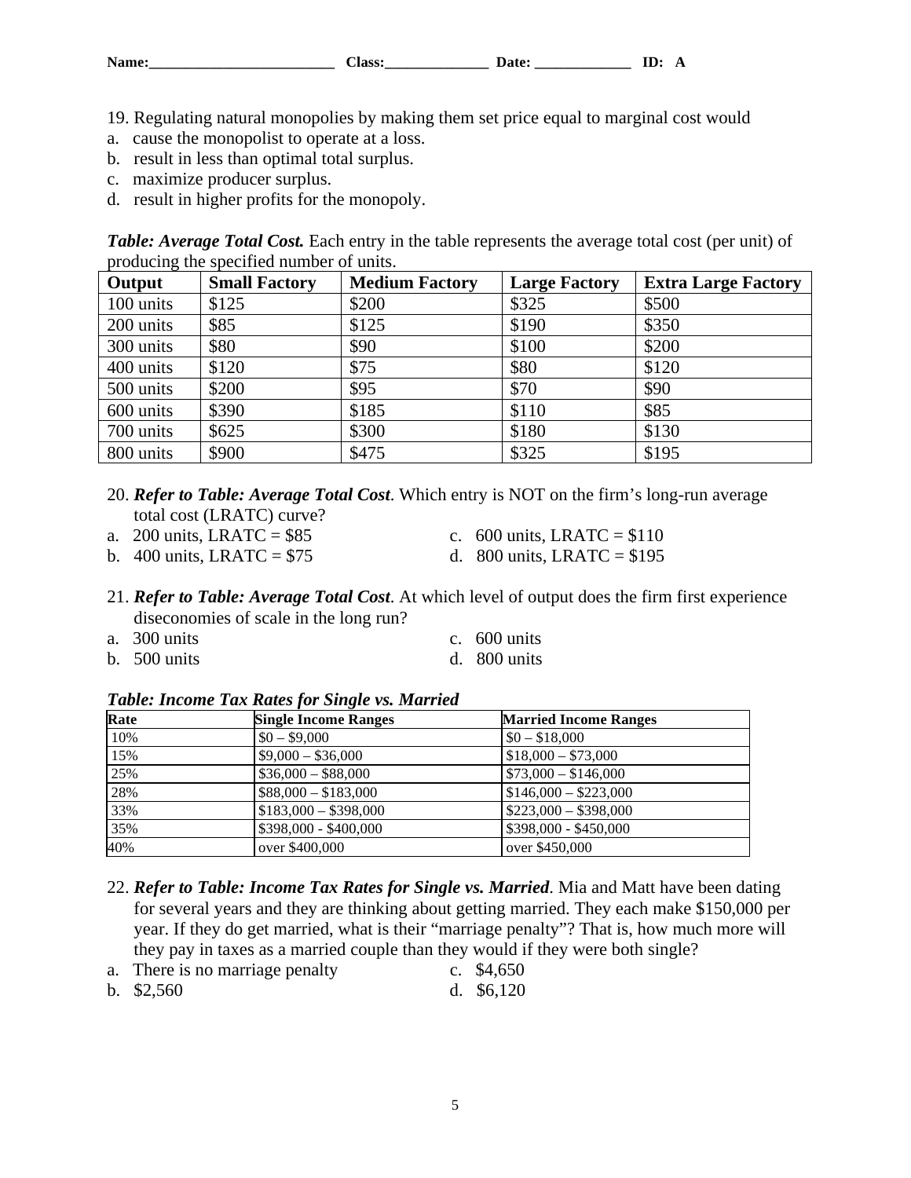Name:_________________________ Class:______________ Date: _____________ ID: A

19. Regulating natural monopolies by making them set price equal to marginal cost would
a. cause the monopolist to operate at a loss.
b. result in less than optimal total surplus.
c. maximize producer surplus.
d. result in higher profits for the monopoly.

***Table: Average Total Cost.*** Each entry in the table represents the average total cost (per unit) of producing the specified number of units.

| Output | Small Factory | Medium Factory | Large Factory | Extra Large Factory |
| --- | --- | --- | --- | --- |
| 100 units | $125 | $200 | $325 | $500 |
| 200 units | $85 | $125 | $190 | $350 |
| 300 units | $80 | $90 | $100 | $200 |
| 400 units | $120 | $75 | $80 | $120 |
| 500 units | $200 | $95 | $70 | $90 |
| 600 units | $390 | $185 | $110 | $85 |
| 700 units | $625 | $300 | $180 | $130 |
| 800 units | $900 | $475 | $325 | $195 |

20. ***Refer to Table: Average Total Cost***. Which entry is NOT on the firm's long-run average total cost (LRATC) curve?
a. 200 units, LRATC = $85
b. 400 units, LRATC = $75
c. 600 units, LRATC = $110
d. 800 units, LRATC = $195

21. ***Refer to Table: Average Total Cost***. At which level of output does the firm first experience diseconomies of scale in the long run?
a. 300 units
b. 500 units
c. 600 units
d. 800 units

***Table: Income Tax Rates for Single vs. Married***

| Rate | Single Income Ranges | Married Income Ranges |
| --- | --- | --- |
| 10% | $0 – $9,000 | $0 – $18,000 |
| 15% | $9,000 – $36,000 | $18,000 – $73,000 |
| 25% | $36,000 – $88,000 | $73,000 – $146,000 |
| 28% | $88,000 – $183,000 | $146,000 – $223,000 |
| 33% | $183,000 – $398,000 | $223,000 – $398,000 |
| 35% | $398,000 - $400,000 | $398,000 - $450,000 |
| 40% | over $400,000 | over $450,000 |

22. ***Refer to Table: Income Tax Rates for Single vs. Married***. Mia and Matt have been dating for several years and they are thinking about getting married. They each make $150,000 per year. If they do get married, what is their "marriage penalty"? That is, how much more will they pay in taxes as a married couple than they would if they were both single?
a. There is no marriage penalty
b. $2,560
c. $4,650
d. $6,120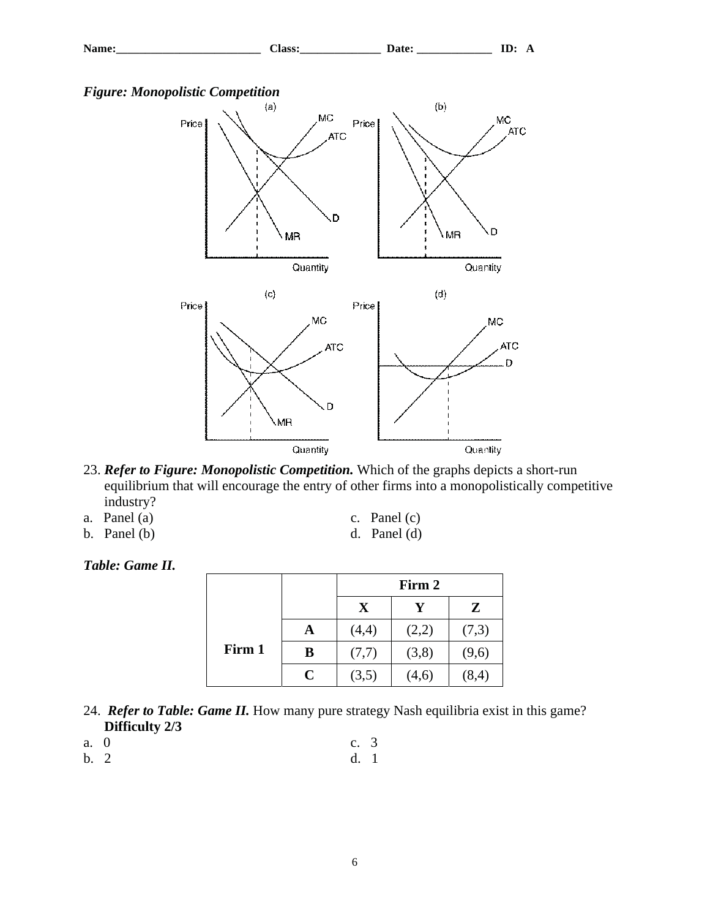Name:_________________________ Class:______________ Date: _____________ ID: A

***Figure: Monopolistic Competition***

23. ***Refer to Figure: Monopolistic Competition.*** Which of the graphs depicts a short-run equilibrium that will encourage the entry of other firms into a monopolistically competitive industry?

a. Panel (a)
b. Panel (b)
c. Panel (c)
d. Panel (d)

***Table: Game II.***

| | | Firm 2 | | |
|---|---|---|---|---|
| | | **X** | **Y** | **Z** |
| **Firm 1** | **A** | (4,4) | (2,2) | (7,3) |
| | **B** | (7,7) | (3,8) | (9,6) |
| | **C** | (3,5) | (4,6) | (8,4) |

24. ***Refer to Table: Game II.*** How many pure strategy Nash equilibria exist in this game?
**Difficulty 2/3**

a. 0
b. 2
c. 3
d. 1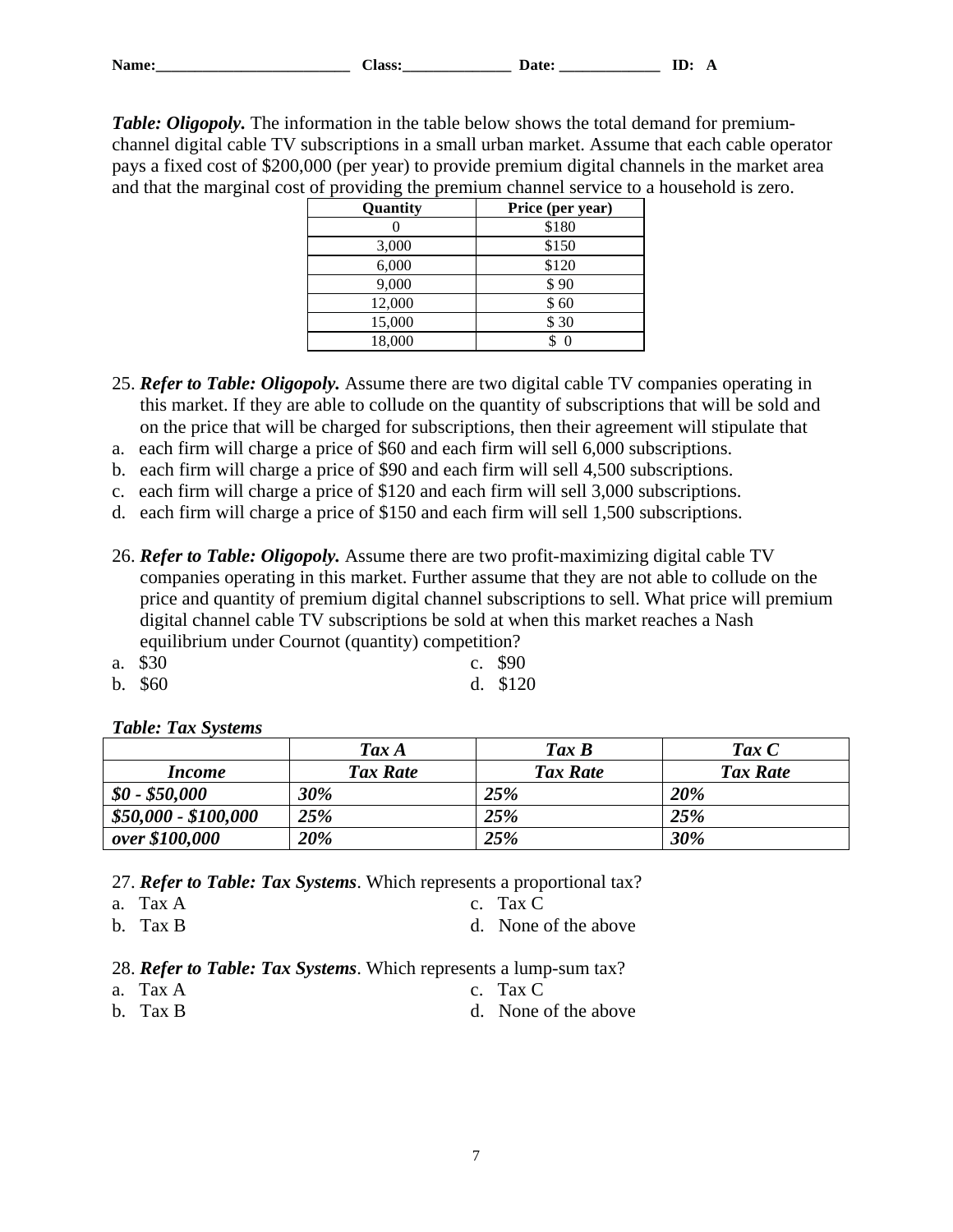**Name:_________________________ Class:______________ Date: _____________ ID: A**

***Table: Oligopoly.*** The information in the table below shows the total demand for premium-channel digital cable TV subscriptions in a small urban market. Assume that each cable operator pays a fixed cost of $200,000 (per year) to provide premium digital channels in the market area and that the marginal cost of providing the premium channel service to a household is zero.

| Quantity | Price (per year) |
|---|---|
| 0 | $180 |
| 3,000 | $150 |
| 6,000 | $120 |
| 9,000 | $ 90 |
| 12,000 | $ 60 |
| 15,000 | $ 30 |
| 18,000 | $ 0 |

25. ***Refer to Table: Oligopoly.*** Assume there are two digital cable TV companies operating in this market. If they are able to collude on the quantity of subscriptions that will be sold and on the price that will be charged for subscriptions, then their agreement will stipulate that

a. each firm will charge a price of $60 and each firm will sell 6,000 subscriptions.
b. each firm will charge a price of $90 and each firm will sell 4,500 subscriptions.
c. each firm will charge a price of $120 and each firm will sell 3,000 subscriptions.
d. each firm will charge a price of $150 and each firm will sell 1,500 subscriptions.

26. ***Refer to Table: Oligopoly.*** Assume there are two profit-maximizing digital cable TV companies operating in this market. Further assume that they are not able to collude on the price and quantity of premium digital channel subscriptions to sell. What price will premium digital channel cable TV subscriptions be sold at when this market reaches a Nash equilibrium under Cournot (quantity) competition?

a. $30
b. $60
c. $90
d. $120

***Table: Tax Systems***

| | ***Tax A*** | ***Tax B*** | ***Tax C*** |
|---|---|---|---|
| ***Income*** | ***Tax Rate*** | ***Tax Rate*** | ***Tax Rate*** |
| ***$0 - $50,000*** | ***30%*** | ***25%*** | ***20%*** |
| ***$50,000 - $100,000*** | ***25%*** | ***25%*** | ***25%*** |
| ***over $100,000*** | ***20%*** | ***25%*** | ***30%*** |

27. ***Refer to Table: Tax Systems***. Which represents a proportional tax?

a. Tax A
b. Tax B
c. Tax C
d. None of the above

28. ***Refer to Table: Tax Systems***. Which represents a lump-sum tax?

a. Tax A
b. Tax B
c. Tax C
d. None of the above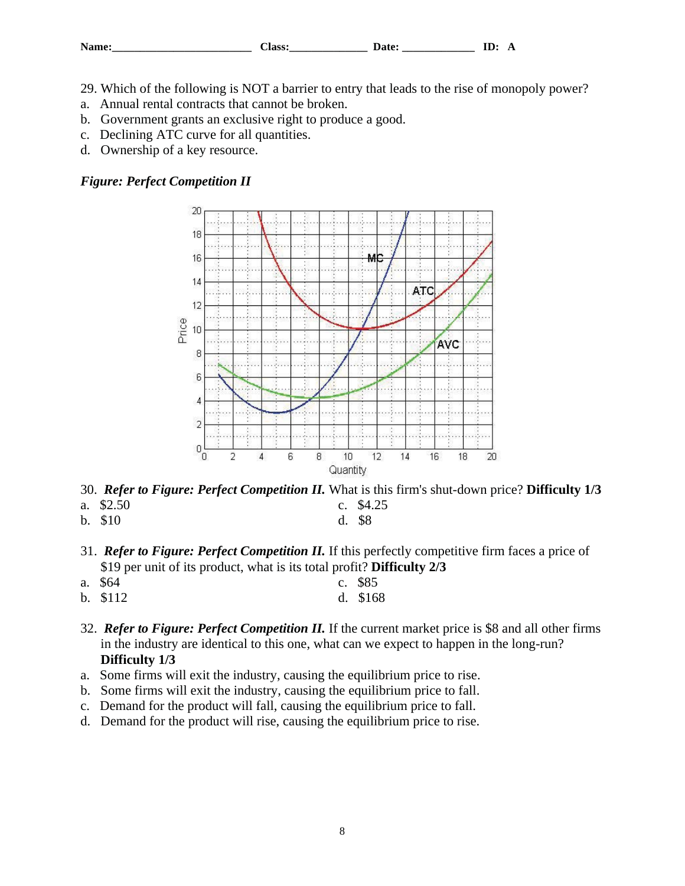**Name:\_\_\_\_\_\_\_\_\_\_\_\_\_\_\_\_\_\_\_\_\_\_\_\_\_ Class:\_\_\_\_\_\_\_\_\_\_\_\_\_\_ Date: \_\_\_\_\_\_\_\_\_\_\_\_\_ ID: A**

29. Which of the following is NOT a barrier to entry that leads to the rise of monopoly power?
a. Annual rental contracts that cannot be broken.
b. Government grants an exclusive right to produce a good.
c. Declining ATC curve for all quantities.
d. Ownership of a key resource.

***Figure: Perfect Competition II***

30. ***Refer to Figure: Perfect Competition II.*** What is this firm's shut-down price? **Difficulty 1/3**
a. $2.50
b. $10
c. $4.25
d. $8

31. ***Refer to Figure: Perfect Competition II.*** If this perfectly competitive firm faces a price of $19 per unit of its product, what is its total profit? **Difficulty 2/3**
a. $64
b. $112
c. $85
d. $168

32. ***Refer to Figure: Perfect Competition II.*** If the current market price is $8 and all other firms in the industry are identical to this one, what can we expect to happen in the long-run? **Difficulty 1/3**
a. Some firms will exit the industry, causing the equilibrium price to rise.
b. Some firms will exit the industry, causing the equilibrium price to fall.
c. Demand for the product will fall, causing the equilibrium price to fall.
d. Demand for the product will rise, causing the equilibrium price to rise.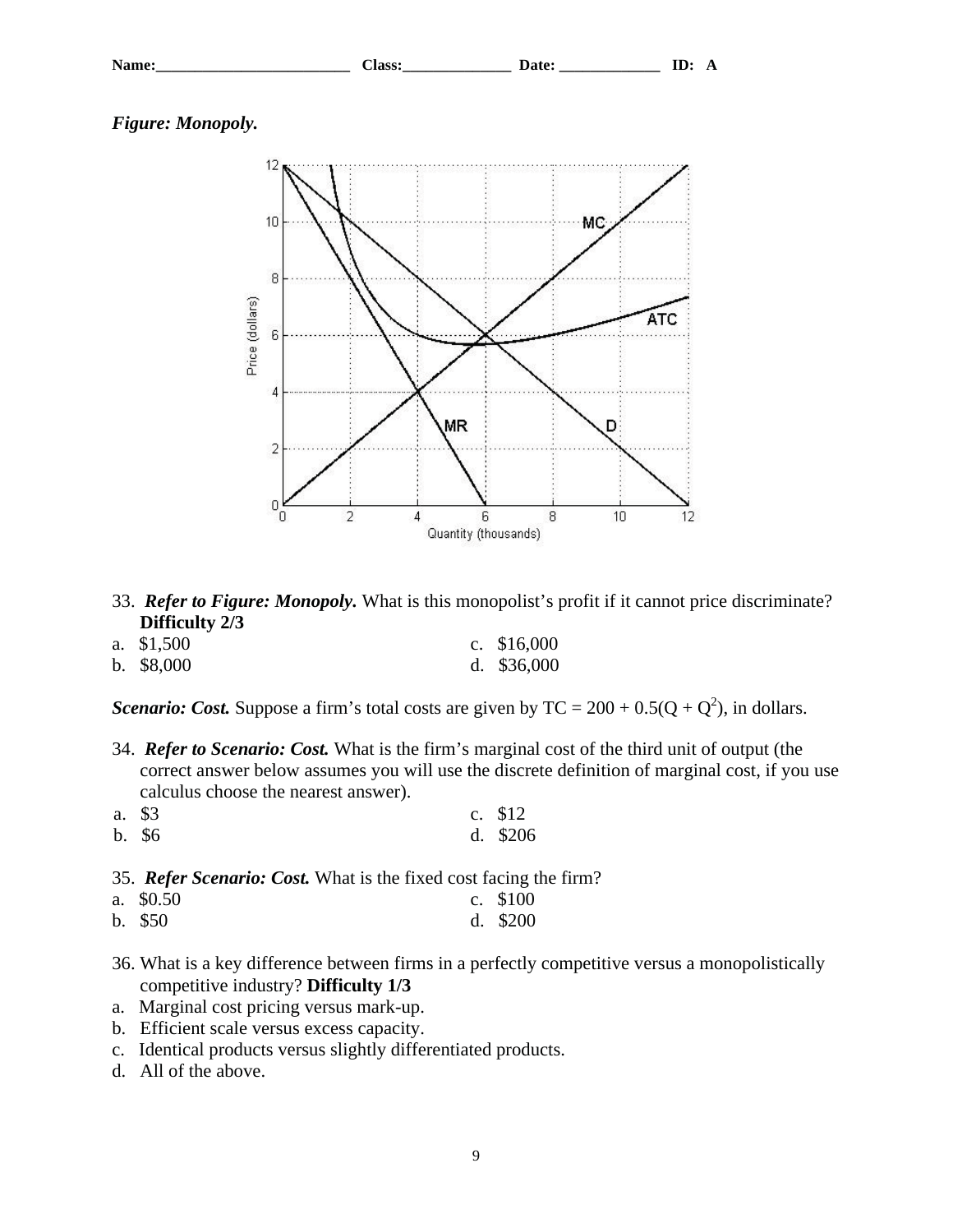*Figure: Monopoly.*

33. ***Refer to Figure: Monopoly.*** What is this monopolist's profit if it cannot price discriminate? **Difficulty 2/3**

a. $1,500
b. $8,000
c. $16,000
d. $36,000

***Scenario: Cost.*** Suppose a firm's total costs are given by $TC = 200 + 0.5(Q + Q^2)$, in dollars.

34. ***Refer to Scenario: Cost.*** What is the firm's marginal cost of the third unit of output (the correct answer below assumes you will use the discrete definition of marginal cost, if you use calculus choose the nearest answer).

a. $3
b. $6
c. $12
d. $206

35. ***Refer Scenario: Cost.*** What is the fixed cost facing the firm?

a. $0.50
b. $50
c. $100
d. $200

36. What is a key difference between firms in a perfectly competitive versus a monopolistically competitive industry? **Difficulty 1/3**

a. Marginal cost pricing versus mark-up.
b. Efficient scale versus excess capacity.
c. Identical products versus slightly differentiated products.
d. All of the above.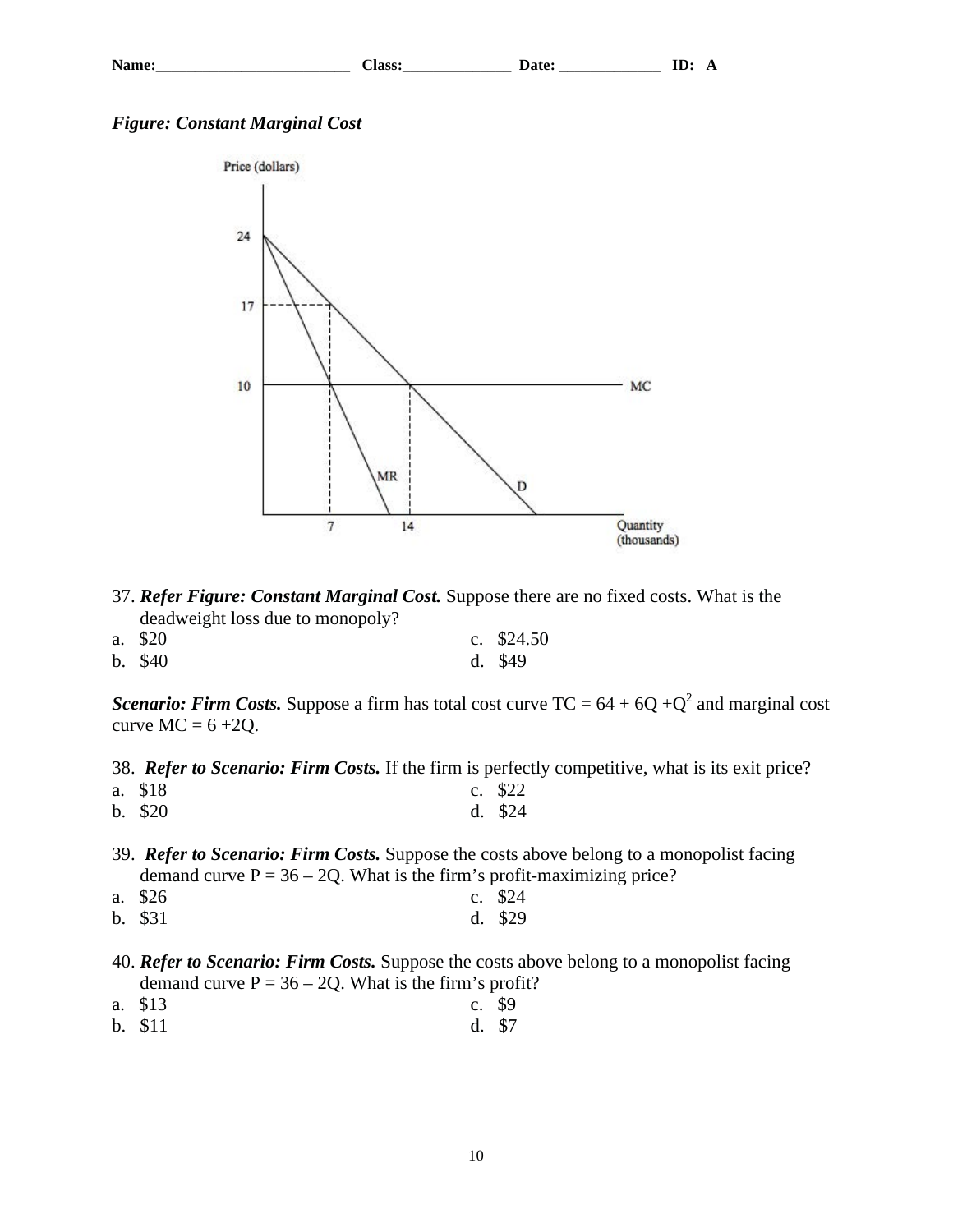Name:_________________________ Class:______________ Date: _____________ ID: A

***Figure: Constant Marginal Cost***

37. ***Refer Figure: Constant Marginal Cost.*** Suppose there are no fixed costs. What is the deadweight loss due to monopoly?

a. $20
b. $40
c. $24.50
d. $49

***Scenario: Firm Costs.*** Suppose a firm has total cost curve TC = 64 + 6Q +$Q^2$ and marginal cost curve MC = 6 +2Q.

38. ***Refer to Scenario: Firm Costs.*** If the firm is perfectly competitive, what is its exit price?

a. $18
b. $20
c. $22
d. $24

39. ***Refer to Scenario: Firm Costs.*** Suppose the costs above belong to a monopolist facing demand curve P = 36 – 2Q. What is the firm's profit-maximizing price?

a. $26
b. $31
c. $24
d. $29

40. ***Refer to Scenario: Firm Costs.*** Suppose the costs above belong to a monopolist facing demand curve P = 36 – 2Q. What is the firm's profit?

a. $13
b. $11
c. $9
d. $7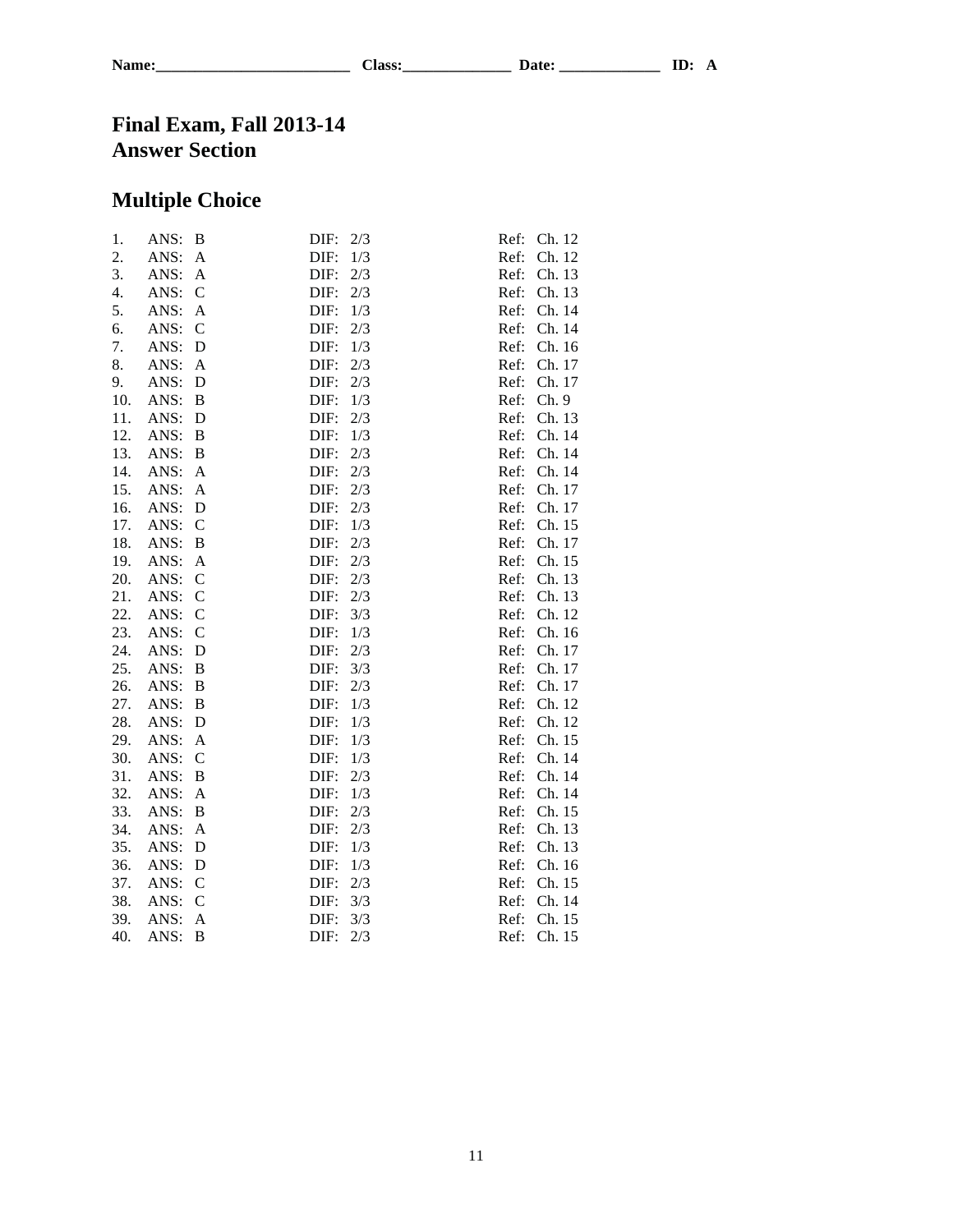Name:__________________________ Class:______________ Date: _____________ ID: A

# Final Exam, Fall 2013-14
# Answer Section

## Multiple Choice

| | | | |
|---|---|---|---|
| 1. | ANS: B | DIF: 2/3 | Ref: Ch. 12 |
| 2. | ANS: A | DIF: 1/3 | Ref: Ch. 12 |
| 3. | ANS: A | DIF: 2/3 | Ref: Ch. 13 |
| 4. | ANS: C | DIF: 2/3 | Ref: Ch. 13 |
| 5. | ANS: A | DIF: 1/3 | Ref: Ch. 14 |
| 6. | ANS: C | DIF: 2/3 | Ref: Ch. 14 |
| 7. | ANS: D | DIF: 1/3 | Ref: Ch. 16 |
| 8. | ANS: A | DIF: 2/3 | Ref: Ch. 17 |
| 9. | ANS: D | DIF: 2/3 | Ref: Ch. 17 |
| 10. | ANS: B | DIF: 1/3 | Ref: Ch. 9 |
| 11. | ANS: D | DIF: 2/3 | Ref: Ch. 13 |
| 12. | ANS: B | DIF: 1/3 | Ref: Ch. 14 |
| 13. | ANS: B | DIF: 2/3 | Ref: Ch. 14 |
| 14. | ANS: A | DIF: 2/3 | Ref: Ch. 14 |
| 15. | ANS: A | DIF: 2/3 | Ref: Ch. 17 |
| 16. | ANS: D | DIF: 2/3 | Ref: Ch. 17 |
| 17. | ANS: C | DIF: 1/3 | Ref: Ch. 15 |
| 18. | ANS: B | DIF: 2/3 | Ref: Ch. 17 |
| 19. | ANS: A | DIF: 2/3 | Ref: Ch. 15 |
| 20. | ANS: C | DIF: 2/3 | Ref: Ch. 13 |
| 21. | ANS: C | DIF: 2/3 | Ref: Ch. 13 |
| 22. | ANS: C | DIF: 3/3 | Ref: Ch. 12 |
| 23. | ANS: C | DIF: 1/3 | Ref: Ch. 16 |
| 24. | ANS: D | DIF: 2/3 | Ref: Ch. 17 |
| 25. | ANS: B | DIF: 3/3 | Ref: Ch. 17 |
| 26. | ANS: B | DIF: 2/3 | Ref: Ch. 17 |
| 27. | ANS: B | DIF: 1/3 | Ref: Ch. 12 |
| 28. | ANS: D | DIF: 1/3 | Ref: Ch. 12 |
| 29. | ANS: A | DIF: 1/3 | Ref: Ch. 15 |
| 30. | ANS: C | DIF: 1/3 | Ref: Ch. 14 |
| 31. | ANS: B | DIF: 2/3 | Ref: Ch. 14 |
| 32. | ANS: A | DIF: 1/3 | Ref: Ch. 14 |
| 33. | ANS: B | DIF: 2/3 | Ref: Ch. 15 |
| 34. | ANS: A | DIF: 2/3 | Ref: Ch. 13 |
| 35. | ANS: D | DIF: 1/3 | Ref: Ch. 13 |
| 36. | ANS: D | DIF: 1/3 | Ref: Ch. 16 |
| 37. | ANS: C | DIF: 2/3 | Ref: Ch. 15 |
| 38. | ANS: C | DIF: 3/3 | Ref: Ch. 14 |
| 39. | ANS: A | DIF: 3/3 | Ref: Ch. 15 |
| 40. | ANS: B | DIF: 2/3 | Ref: Ch. 15 |